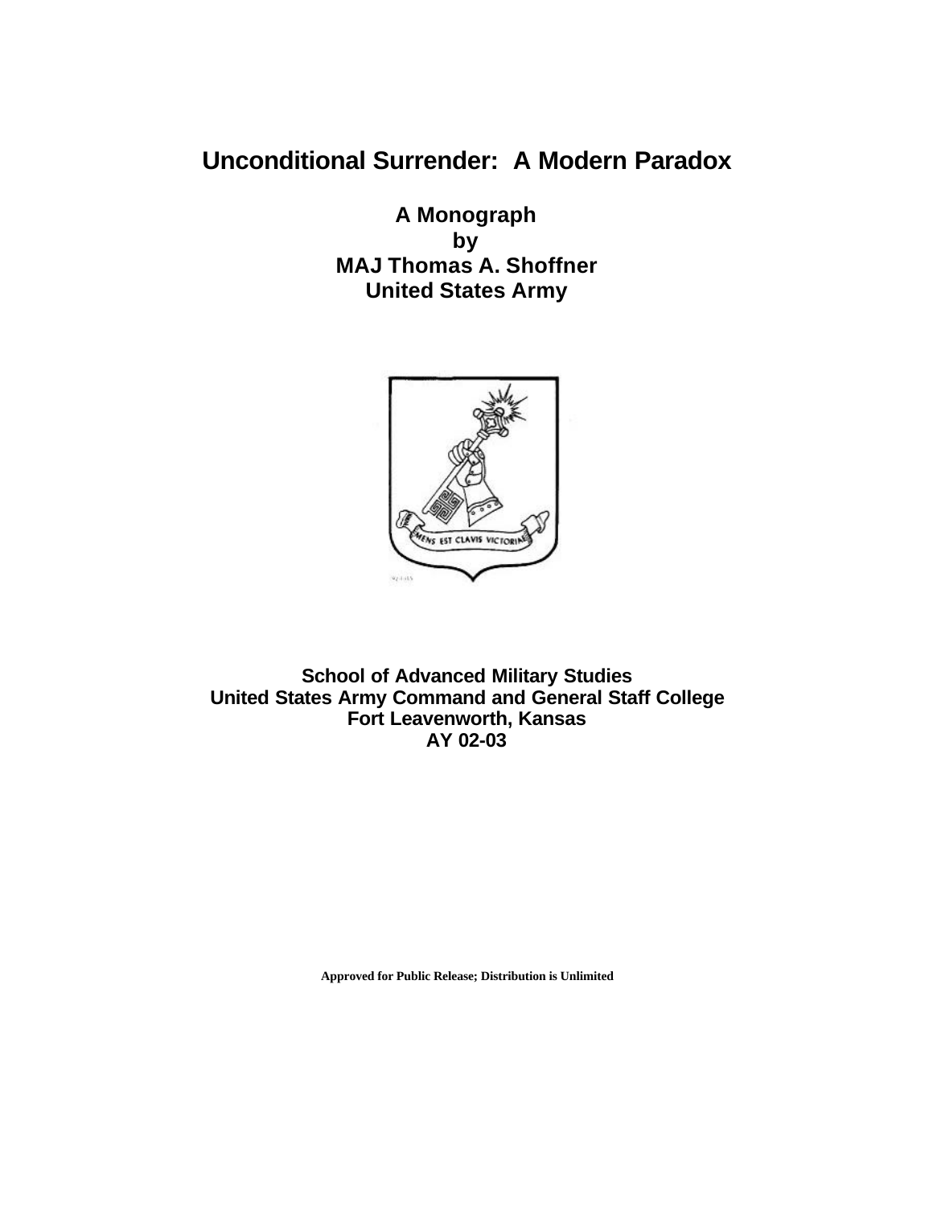# Unconditional Surrender: A Modern Paradox

**A Monograph**
**by**
**MAJ Thomas A. Shoffner**
**United States Army**

**School of Advanced Military Studies**
**United States Army Command and General Staff College**
**Fort Leavenworth, Kansas**
**AY 02-03**

**Approved for Public Release; Distribution is Unlimited**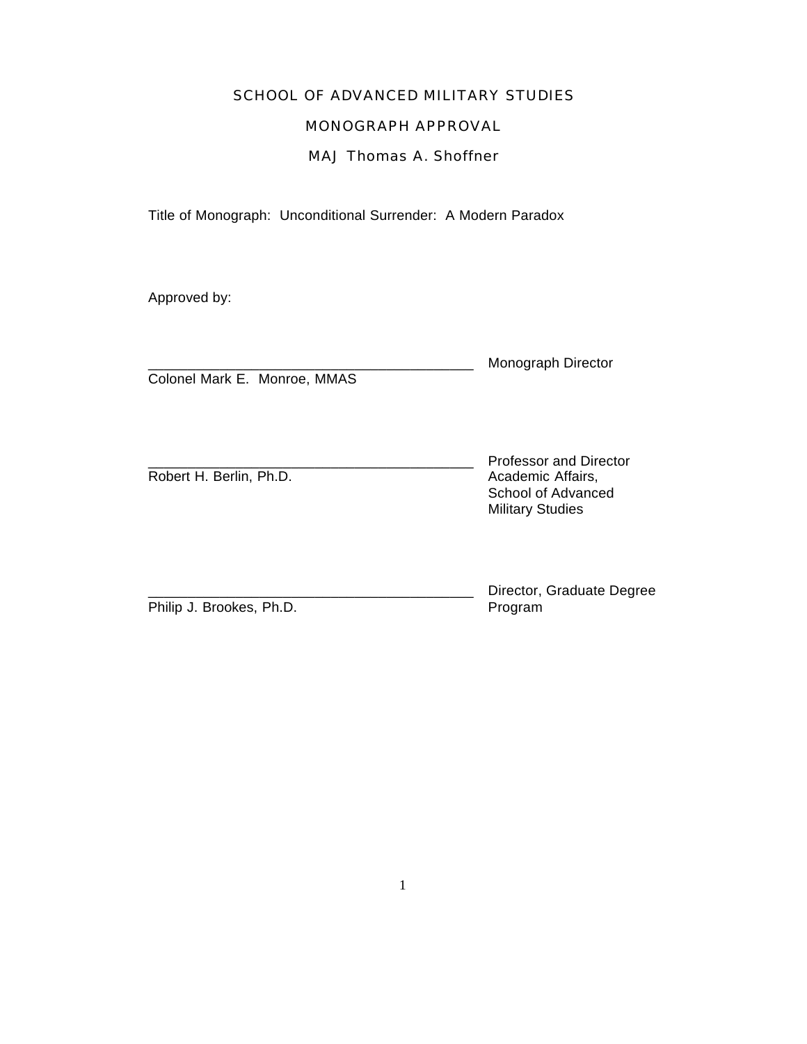SCHOOL OF ADVANCED MILITARY STUDIES

MONOGRAPH APPROVAL

MAJ Thomas A. Shoffner

Title of Monograph: Unconditional Surrender: A Modern Paradox

Approved by:

___________________________________________ Monograph Director
Colonel Mark E. Monroe, MMAS

___________________________________________ Professor and Director
Robert H. Berlin, Ph.D. Academic Affairs,
School of Advanced
Military Studies

___________________________________________ Director, Graduate Degree
Philip J. Brookes, Ph.D. Program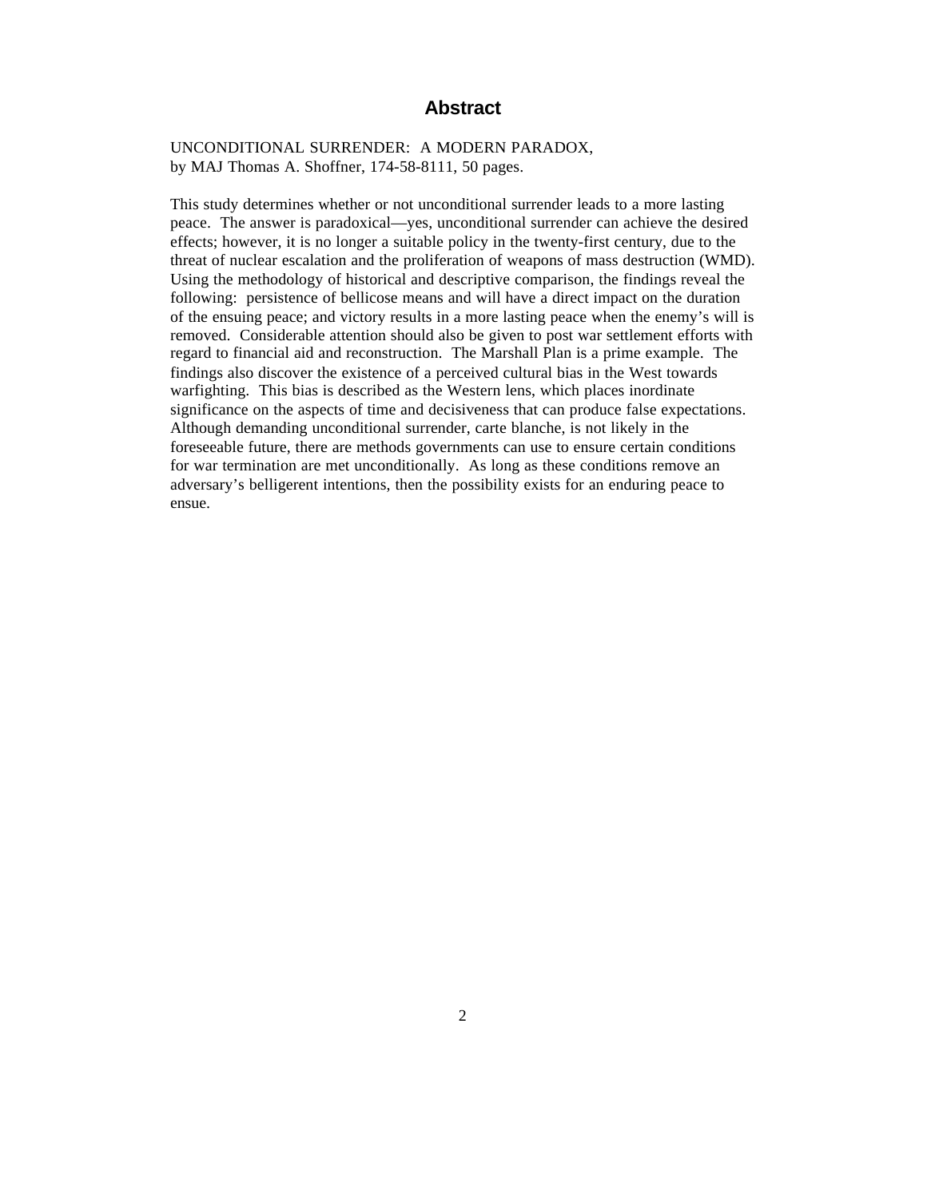# Abstract

UNCONDITIONAL SURRENDER: A MODERN PARADOX,
by MAJ Thomas A. Shoffner, 174-58-8111, 50 pages.

This study determines whether or not unconditional surrender leads to a more lasting peace. The answer is paradoxical—yes, unconditional surrender can achieve the desired effects; however, it is no longer a suitable policy in the twenty-first century, due to the threat of nuclear escalation and the proliferation of weapons of mass destruction (WMD). Using the methodology of historical and descriptive comparison, the findings reveal the following: persistence of bellicose means and will have a direct impact on the duration of the ensuing peace; and victory results in a more lasting peace when the enemy's will is removed. Considerable attention should also be given to post war settlement efforts with regard to financial aid and reconstruction. The Marshall Plan is a prime example. The findings also discover the existence of a perceived cultural bias in the West towards warfighting. This bias is described as the Western lens, which places inordinate significance on the aspects of time and decisiveness that can produce false expectations. Although demanding unconditional surrender, carte blanche, is not likely in the foreseeable future, there are methods governments can use to ensure certain conditions for war termination are met unconditionally. As long as these conditions remove an adversary's belligerent intentions, then the possibility exists for an enduring peace to ensue.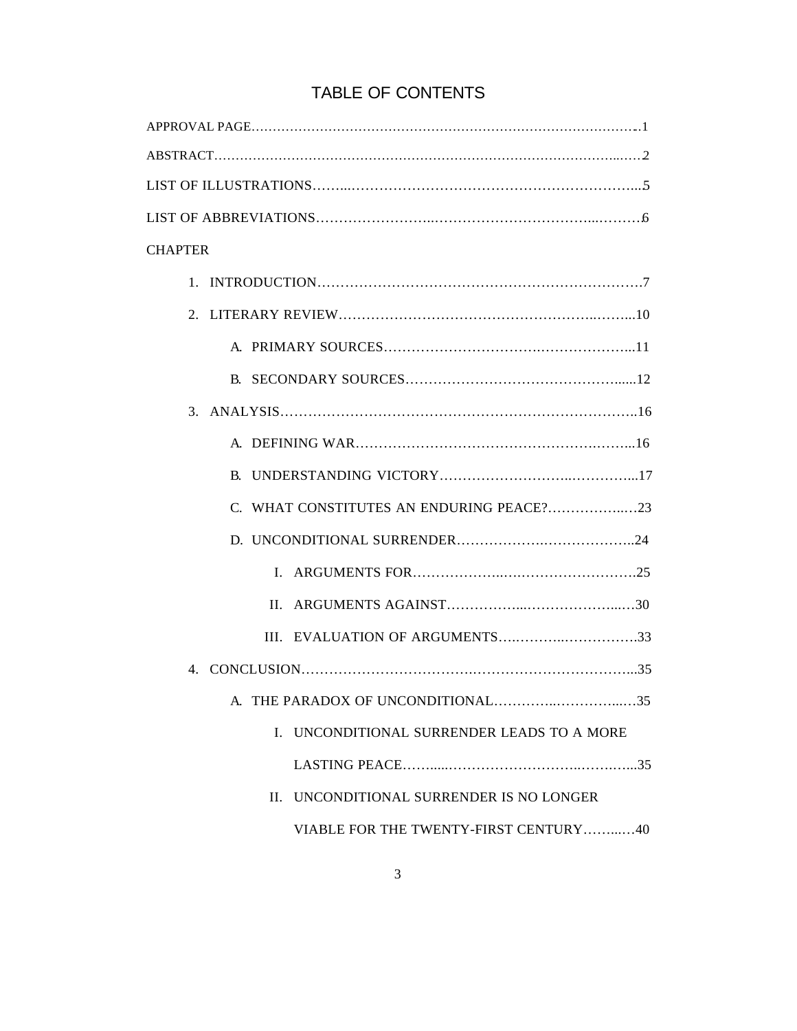# TABLE OF CONTENTS

APPROVAL PAGE……………………………………………………………………………..1

ABSTRACT……………………………………………………………………………...……2

LIST OF ILLUSTRATIONS……..……………………………………………………...5

LIST OF ABBREVIATIONS……………………..…………………………...……….6

CHAPTER

1. INTRODUCTION……………………………………………………………….7
2. LITERARY REVIEW…………………………………………………..……...10
   - A. PRIMARY SOURCES……………………………….………………...11
   - B. SECONDARY SOURCES……………………………………….......12
3. ANALYSIS…………………………………………………………………….16
   - A. DEFINING WAR……………………………………………….……...16
   - B. UNDERSTANDING VICTORY……………………….…………...17
   - C. WHAT CONSTITUTES AN ENDURING PEACE?……………..…23
   - D. UNCONDITIONAL SURRENDER……………….………………..24
     - I. ARGUMENTS FOR………………..……………………….25
     - II. ARGUMENTS AGAINST……………..…………………..…30
     - III. EVALUATION OF ARGUMENTS….………..…………….33
4. CONCLUSION……………………………….…………………………….....35
   - A. THE PARADOX OF UNCONDITIONAL…………..…………..…35
     - I. UNCONDITIONAL SURRENDER LEADS TO A MORE LASTING PEACE……....……………………..……..…...35
     - II. UNCONDITIONAL SURRENDER IS NO LONGER VIABLE FOR THE TWENTY-FIRST CENTURY……...…40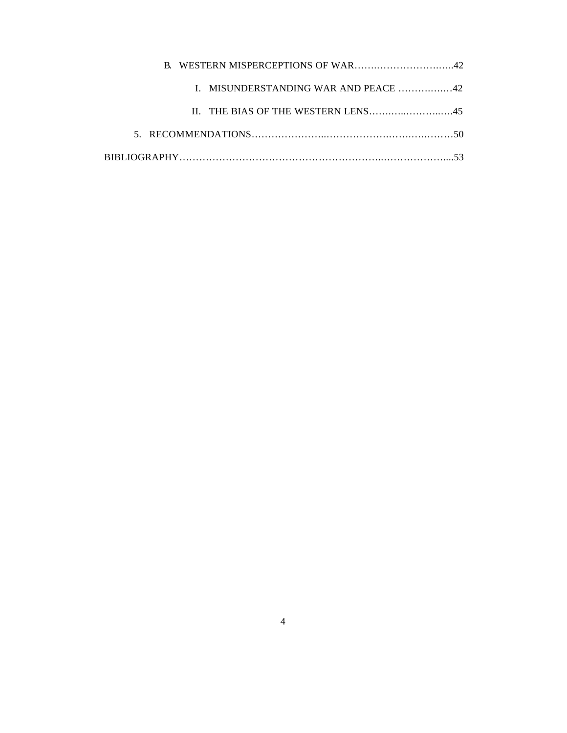B. WESTERN MISPERCEPTIONS OF WAR……..…………………..…..42

I. MISUNDERSTANDING WAR AND PEACE ……….…..…42

II. THE BIAS OF THE WESTERN LENS……..…..………..….45

5. RECOMMENDATIONS…………………...……………….…….….………50

BIBLIOGRAPHY……………………………………………………..………………....53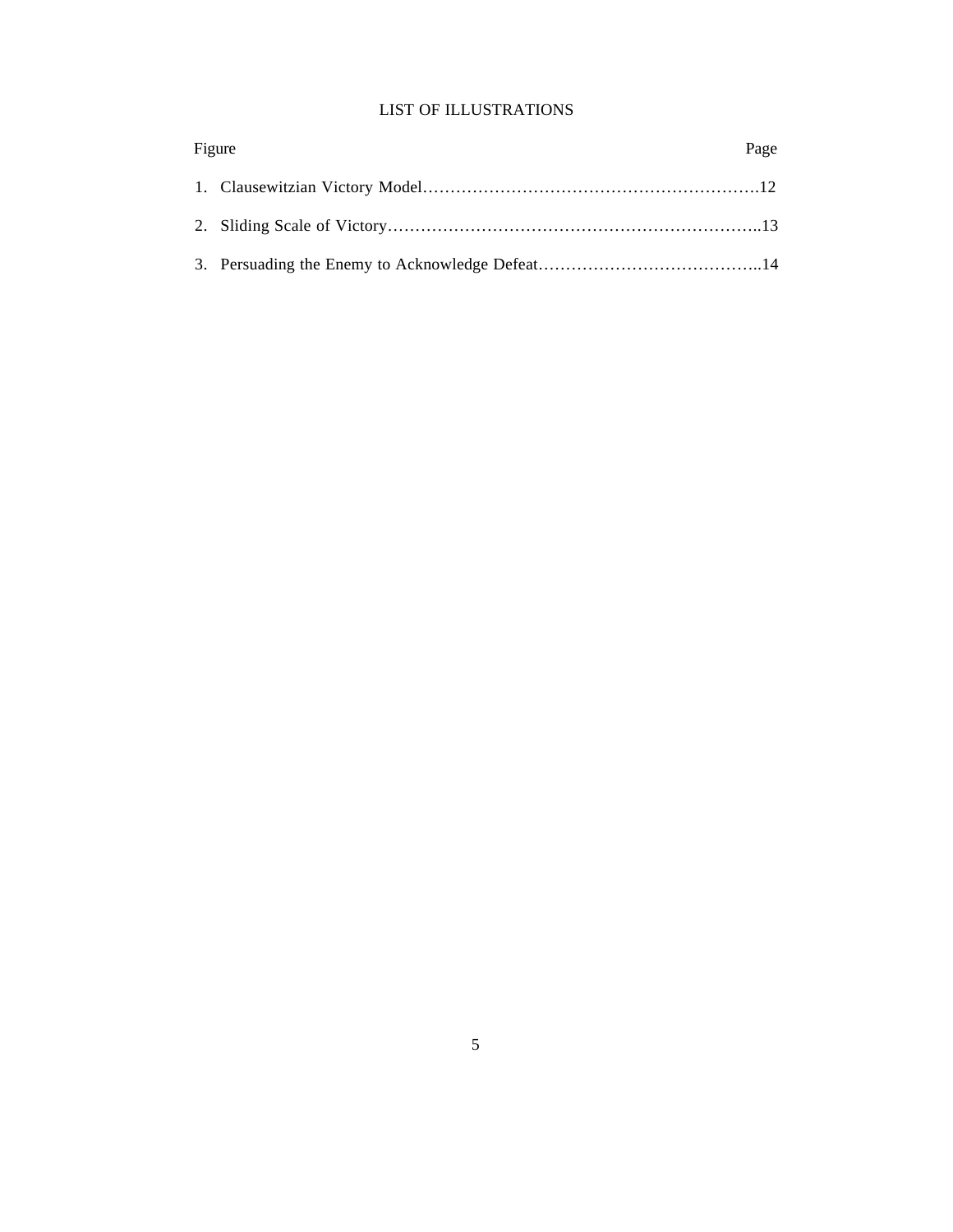# LIST OF ILLUSTRATIONS

| Figure | Page |
|---|---|
| 1. Clausewitzian Victory Model | 12 |
| 2. Sliding Scale of Victory | 13 |
| 3. Persuading the Enemy to Acknowledge Defeat | 14 |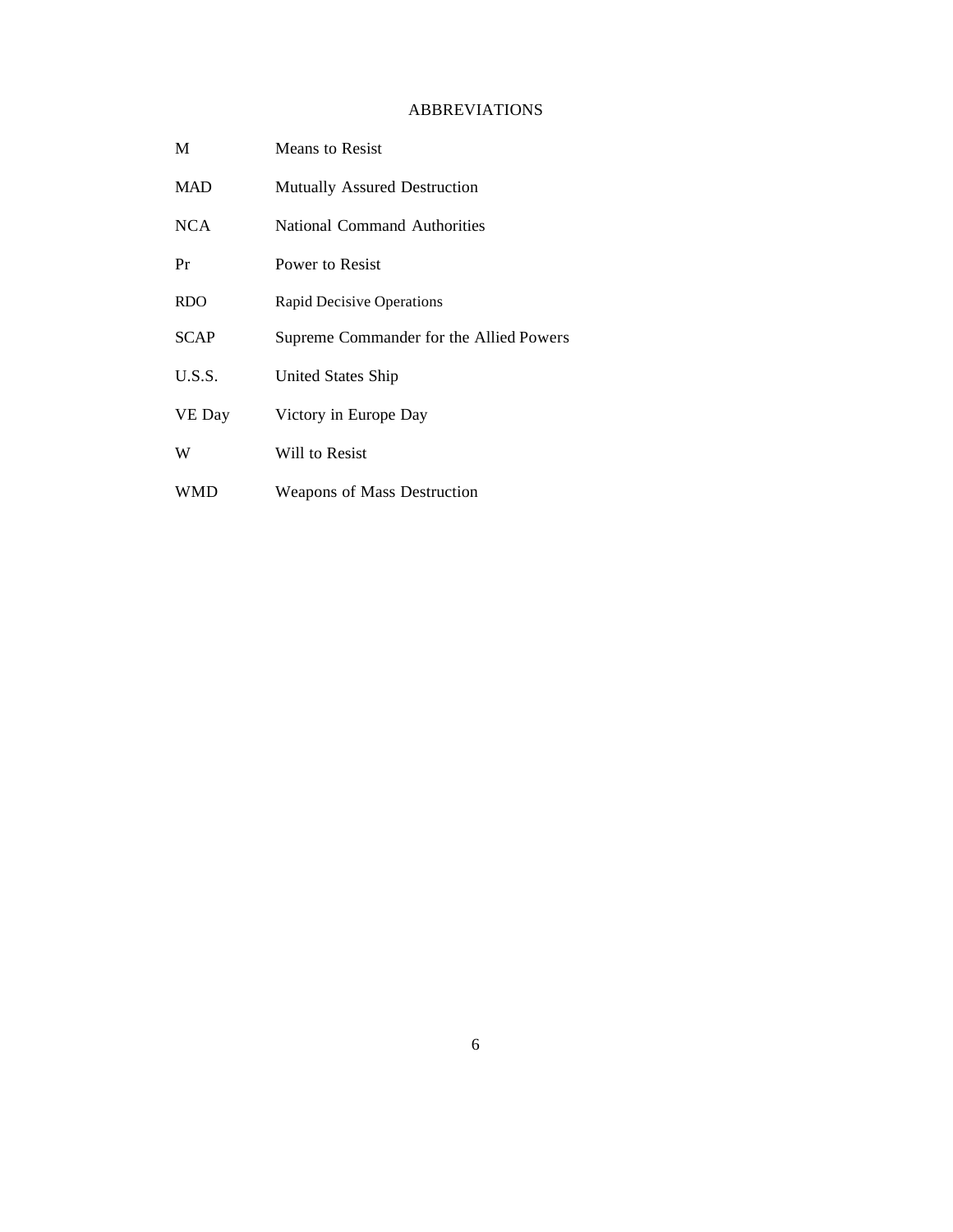## ABBREVIATIONS

| | |
|---|---|
| M | Means to Resist |
| MAD | Mutually Assured Destruction |
| NCA | National Command Authorities |
| Pr | Power to Resist |
| RDO | Rapid Decisive Operations |
| SCAP | Supreme Commander for the Allied Powers |
| U.S.S. | United States Ship |
| VE Day | Victory in Europe Day |
| W | Will to Resist |
| WMD | Weapons of Mass Destruction |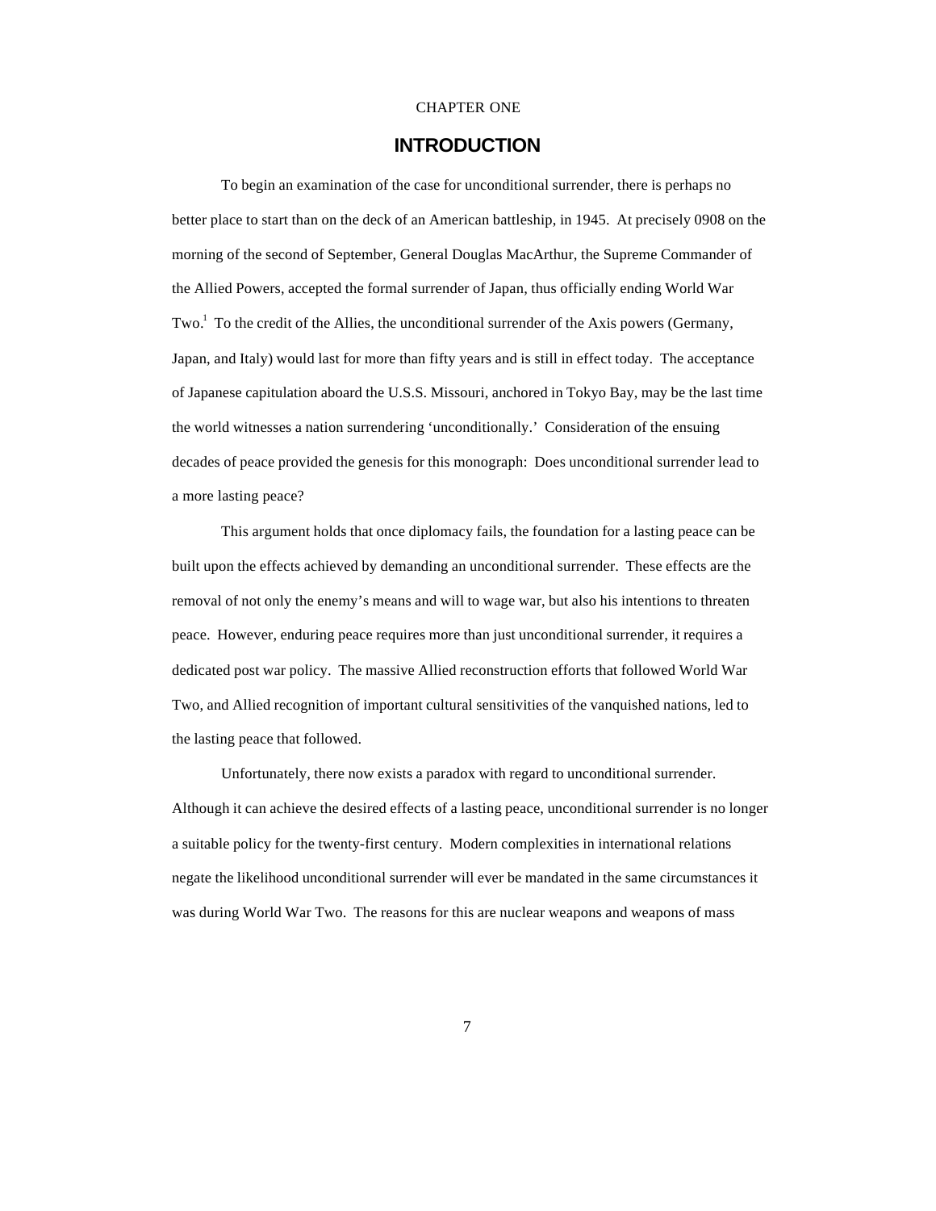CHAPTER ONE

# INTRODUCTION

To begin an examination of the case for unconditional surrender, there is perhaps no better place to start than on the deck of an American battleship, in 1945. At precisely 0908 on the morning of the second of September, General Douglas MacArthur, the Supreme Commander of the Allied Powers, accepted the formal surrender of Japan, thus officially ending World War Two.[1] To the credit of the Allies, the unconditional surrender of the Axis powers (Germany, Japan, and Italy) would last for more than fifty years and is still in effect today. The acceptance of Japanese capitulation aboard the U.S.S. Missouri, anchored in Tokyo Bay, may be the last time the world witnesses a nation surrendering 'unconditionally.' Consideration of the ensuing decades of peace provided the genesis for this monograph: Does unconditional surrender lead to a more lasting peace?

This argument holds that once diplomacy fails, the foundation for a lasting peace can be built upon the effects achieved by demanding an unconditional surrender. These effects are the removal of not only the enemy's means and will to wage war, but also his intentions to threaten peace. However, enduring peace requires more than just unconditional surrender, it requires a dedicated post war policy. The massive Allied reconstruction efforts that followed World War Two, and Allied recognition of important cultural sensitivities of the vanquished nations, led to the lasting peace that followed.

Unfortunately, there now exists a paradox with regard to unconditional surrender. Although it can achieve the desired effects of a lasting peace, unconditional surrender is no longer a suitable policy for the twenty-first century. Modern complexities in international relations negate the likelihood unconditional surrender will ever be mandated in the same circumstances it was during World War Two. The reasons for this are nuclear weapons and weapons of mass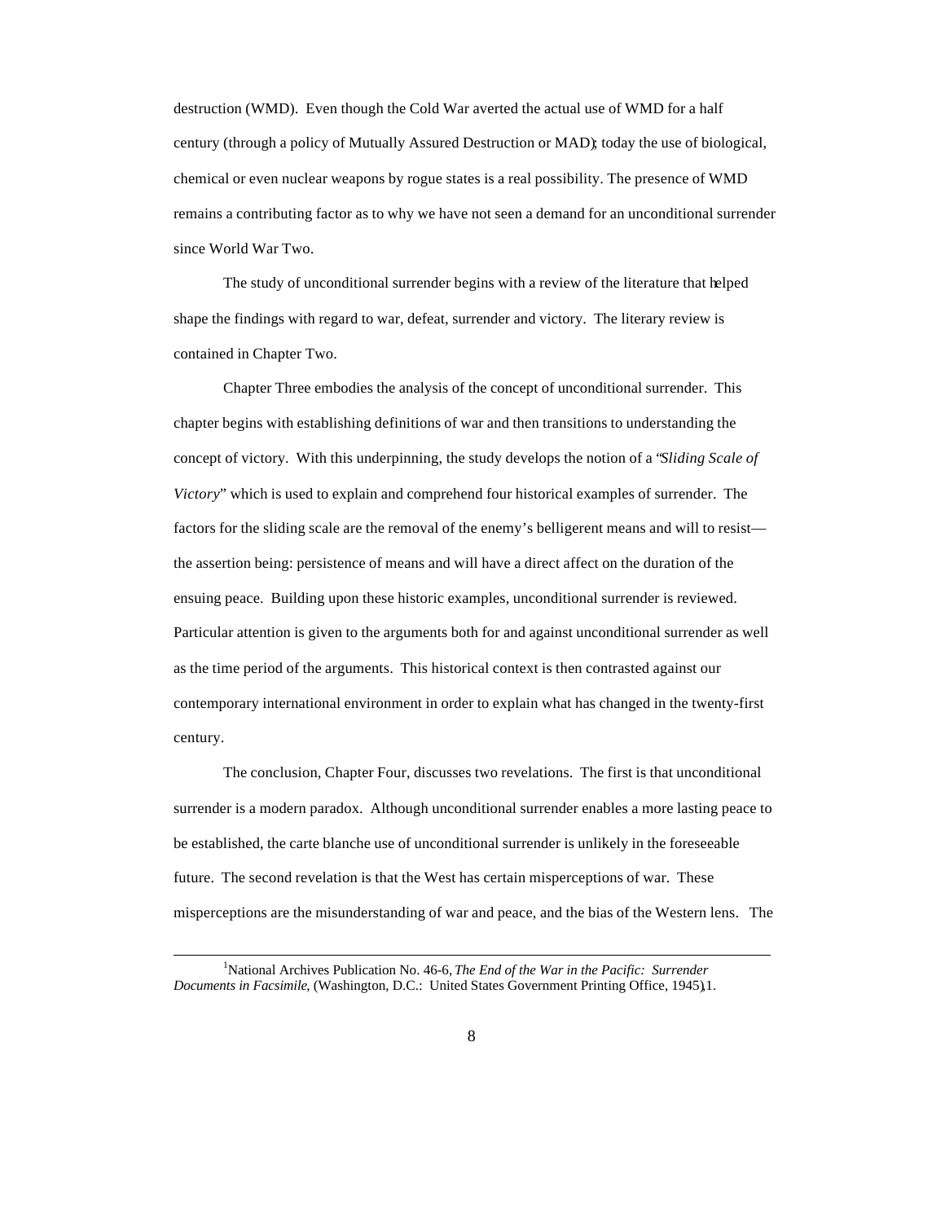destruction (WMD). Even though the Cold War averted the actual use of WMD for a half century (through a policy of Mutually Assured Destruction or MAD); today the use of biological, chemical or even nuclear weapons by rogue states is a real possibility. The presence of WMD remains a contributing factor as to why we have not seen a demand for an unconditional surrender since World War Two.

The study of unconditional surrender begins with a review of the literature that helped shape the findings with regard to war, defeat, surrender and victory. The literary review is contained in Chapter Two.

Chapter Three embodies the analysis of the concept of unconditional surrender. This chapter begins with establishing definitions of war and then transitions to understanding the concept of victory. With this underpinning, the study develops the notion of a "*Sliding Scale of Victory*" which is used to explain and comprehend four historical examples of surrender. The factors for the sliding scale are the removal of the enemy's belligerent means and will to resist—the assertion being: persistence of means and will have a direct affect on the duration of the ensuing peace. Building upon these historic examples, unconditional surrender is reviewed. Particular attention is given to the arguments both for and against unconditional surrender as well as the time period of the arguments. This historical context is then contrasted against our contemporary international environment in order to explain what has changed in the twenty-first century.

The conclusion, Chapter Four, discusses two revelations. The first is that unconditional surrender is a modern paradox. Although unconditional surrender enables a more lasting peace to be established, the carte blanche use of unconditional surrender is unlikely in the foreseeable future. The second revelation is that the West has certain misperceptions of war. These misperceptions are the misunderstanding of war and peace, and the bias of the Western lens. The

---

[1]National Archives Publication No. 46-6, *The End of the War in the Pacific: Surrender Documents in Facsimile*, (Washington, D.C.: United States Government Printing Office, 1945), 1.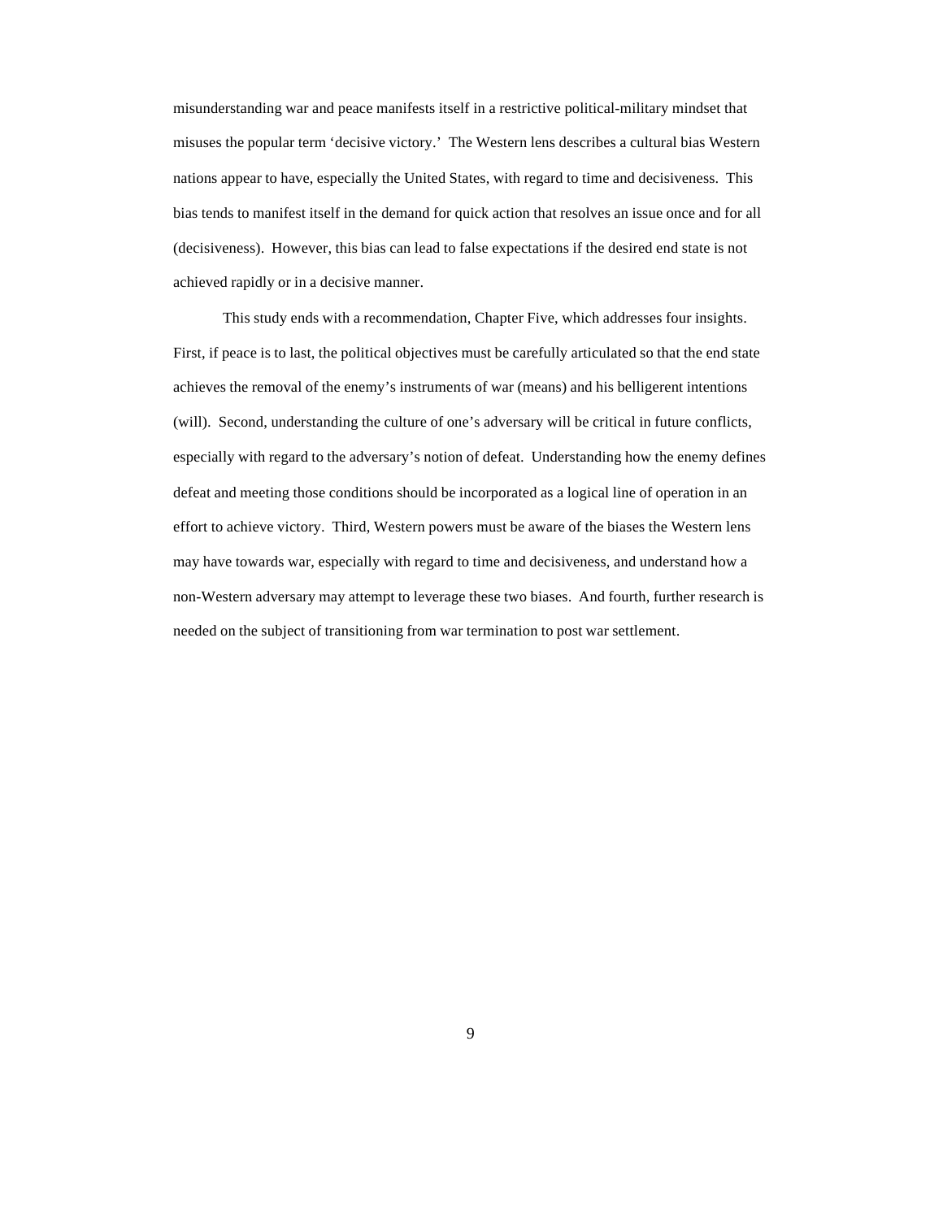misunderstanding war and peace manifests itself in a restrictive political-military mindset that misuses the popular term 'decisive victory.' The Western lens describes a cultural bias Western nations appear to have, especially the United States, with regard to time and decisiveness. This bias tends to manifest itself in the demand for quick action that resolves an issue once and for all (decisiveness). However, this bias can lead to false expectations if the desired end state is not achieved rapidly or in a decisive manner.

This study ends with a recommendation, Chapter Five, which addresses four insights. First, if peace is to last, the political objectives must be carefully articulated so that the end state achieves the removal of the enemy's instruments of war (means) and his belligerent intentions (will). Second, understanding the culture of one's adversary will be critical in future conflicts, especially with regard to the adversary's notion of defeat. Understanding how the enemy defines defeat and meeting those conditions should be incorporated as a logical line of operation in an effort to achieve victory. Third, Western powers must be aware of the biases the Western lens may have towards war, especially with regard to time and decisiveness, and understand how a non-Western adversary may attempt to leverage these two biases. And fourth, further research is needed on the subject of transitioning from war termination to post war settlement.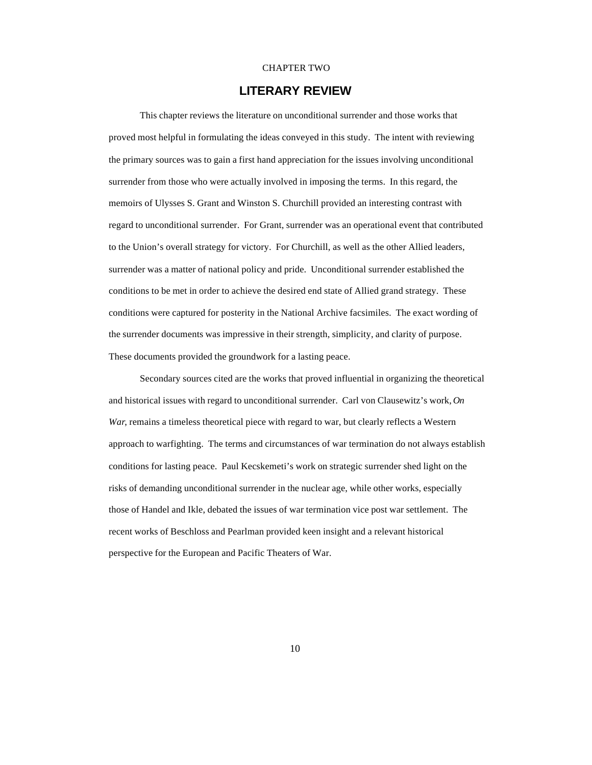CHAPTER TWO

# LITERARY REVIEW

This chapter reviews the literature on unconditional surrender and those works that proved most helpful in formulating the ideas conveyed in this study. The intent with reviewing the primary sources was to gain a first hand appreciation for the issues involving unconditional surrender from those who were actually involved in imposing the terms. In this regard, the memoirs of Ulysses S. Grant and Winston S. Churchill provided an interesting contrast with regard to unconditional surrender. For Grant, surrender was an operational event that contributed to the Union's overall strategy for victory. For Churchill, as well as the other Allied leaders, surrender was a matter of national policy and pride. Unconditional surrender established the conditions to be met in order to achieve the desired end state of Allied grand strategy. These conditions were captured for posterity in the National Archive facsimiles. The exact wording of the surrender documents was impressive in their strength, simplicity, and clarity of purpose. These documents provided the groundwork for a lasting peace.

Secondary sources cited are the works that proved influential in organizing the theoretical and historical issues with regard to unconditional surrender. Carl von Clausewitz's work, *On War*, remains a timeless theoretical piece with regard to war, but clearly reflects a Western approach to warfighting. The terms and circumstances of war termination do not always establish conditions for lasting peace. Paul Kecskemeti's work on strategic surrender shed light on the risks of demanding unconditional surrender in the nuclear age, while other works, especially those of Handel and Ikle, debated the issues of war termination vice post war settlement. The recent works of Beschloss and Pearlman provided keen insight and a relevant historical perspective for the European and Pacific Theaters of War.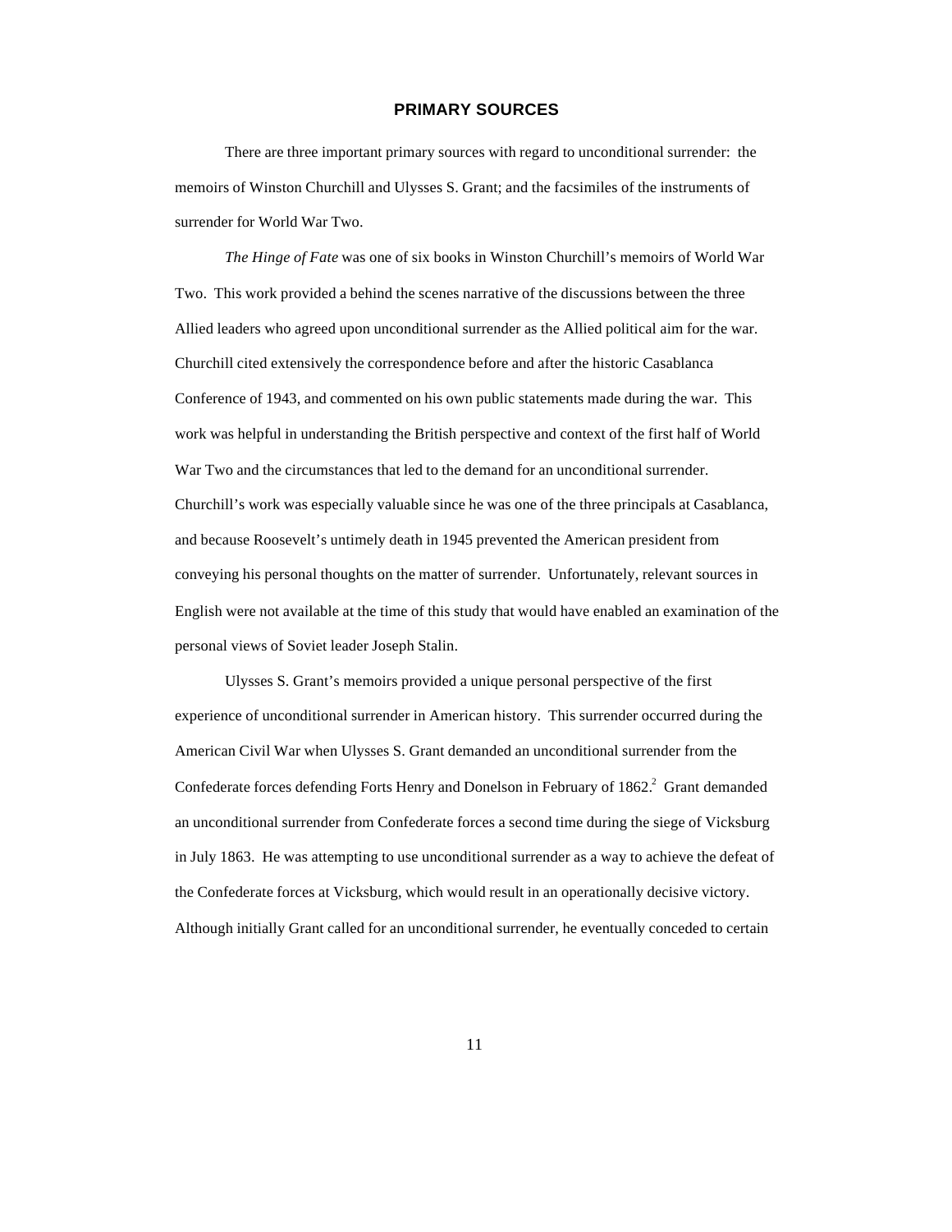## PRIMARY SOURCES

There are three important primary sources with regard to unconditional surrender: the memoirs of Winston Churchill and Ulysses S. Grant; and the facsimiles of the instruments of surrender for World War Two.

*The Hinge of Fate* was one of six books in Winston Churchill's memoirs of World War Two. This work provided a behind the scenes narrative of the discussions between the three Allied leaders who agreed upon unconditional surrender as the Allied political aim for the war. Churchill cited extensively the correspondence before and after the historic Casablanca Conference of 1943, and commented on his own public statements made during the war. This work was helpful in understanding the British perspective and context of the first half of World War Two and the circumstances that led to the demand for an unconditional surrender. Churchill's work was especially valuable since he was one of the three principals at Casablanca, and because Roosevelt's untimely death in 1945 prevented the American president from conveying his personal thoughts on the matter of surrender. Unfortunately, relevant sources in English were not available at the time of this study that would have enabled an examination of the personal views of Soviet leader Joseph Stalin.

Ulysses S. Grant's memoirs provided a unique personal perspective of the first experience of unconditional surrender in American history. This surrender occurred during the American Civil War when Ulysses S. Grant demanded an unconditional surrender from the Confederate forces defending Forts Henry and Donelson in February of 1862.[2] Grant demanded an unconditional surrender from Confederate forces a second time during the siege of Vicksburg in July 1863. He was attempting to use unconditional surrender as a way to achieve the defeat of the Confederate forces at Vicksburg, which would result in an operationally decisive victory. Although initially Grant called for an unconditional surrender, he eventually conceded to certain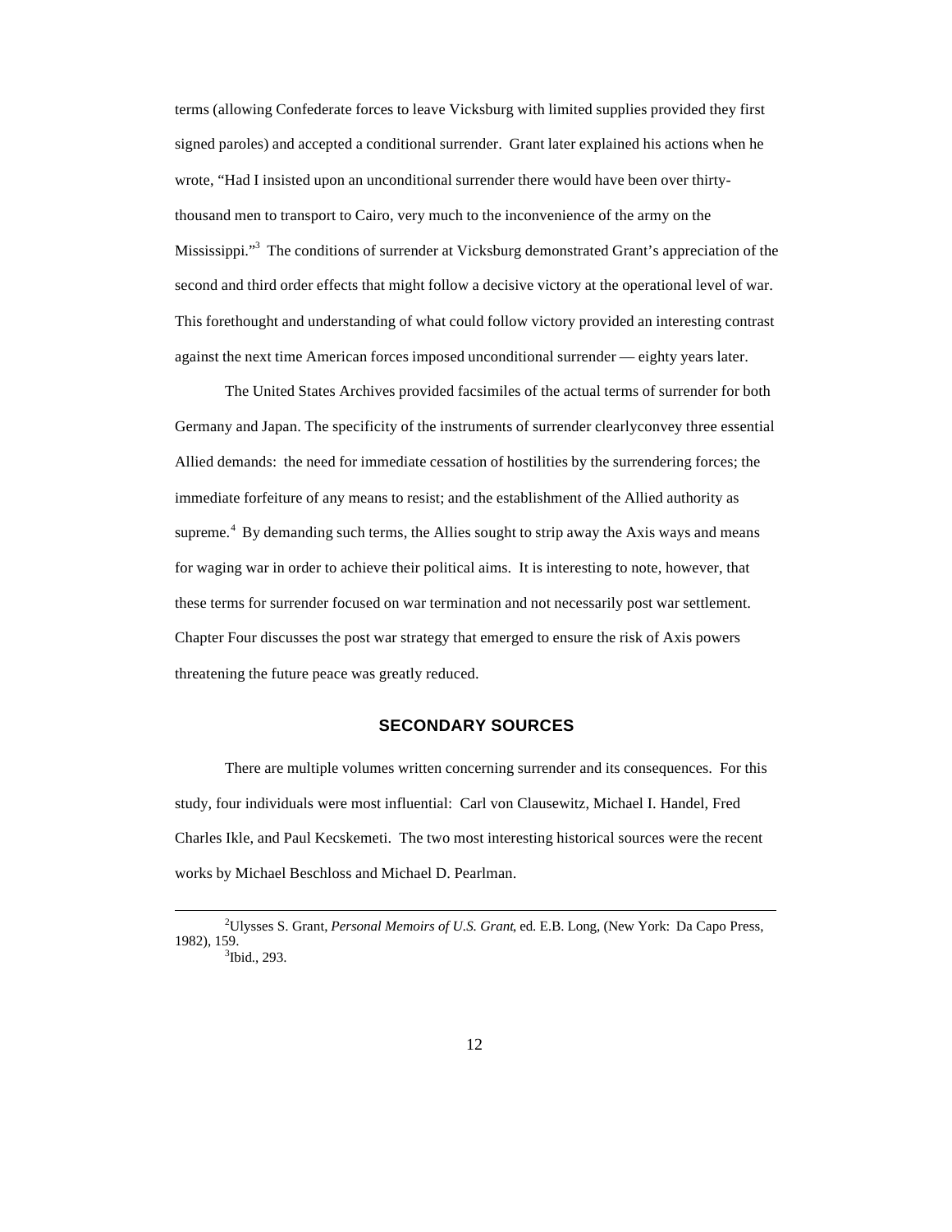terms (allowing Confederate forces to leave Vicksburg with limited supplies provided they first signed paroles) and accepted a conditional surrender. Grant later explained his actions when he wrote, "Had I insisted upon an unconditional surrender there would have been over thirty-thousand men to transport to Cairo, very much to the inconvenience of the army on the Mississippi."[3] The conditions of surrender at Vicksburg demonstrated Grant's appreciation of the second and third order effects that might follow a decisive victory at the operational level of war. This forethought and understanding of what could follow victory provided an interesting contrast against the next time American forces imposed unconditional surrender — eighty years later.

The United States Archives provided facsimiles of the actual terms of surrender for both Germany and Japan. The specificity of the instruments of surrender clearlyconvey three essential Allied demands: the need for immediate cessation of hostilities by the surrendering forces; the immediate forfeiture of any means to resist; and the establishment of the Allied authority as supreme.[4] By demanding such terms, the Allies sought to strip away the Axis ways and means for waging war in order to achieve their political aims. It is interesting to note, however, that these terms for surrender focused on war termination and not necessarily post war settlement. Chapter Four discusses the post war strategy that emerged to ensure the risk of Axis powers threatening the future peace was greatly reduced.

## SECONDARY SOURCES

There are multiple volumes written concerning surrender and its consequences. For this study, four individuals were most influential: Carl von Clausewitz, Michael I. Handel, Fred Charles Ikle, and Paul Kecskemeti. The two most interesting historical sources were the recent works by Michael Beschloss and Michael D. Pearlman.

---

[2] Ulysses S. Grant, *Personal Memoirs of U.S. Grant*, ed. E.B. Long, (New York: Da Capo Press, 1982), 159.

[3] Ibid., 293.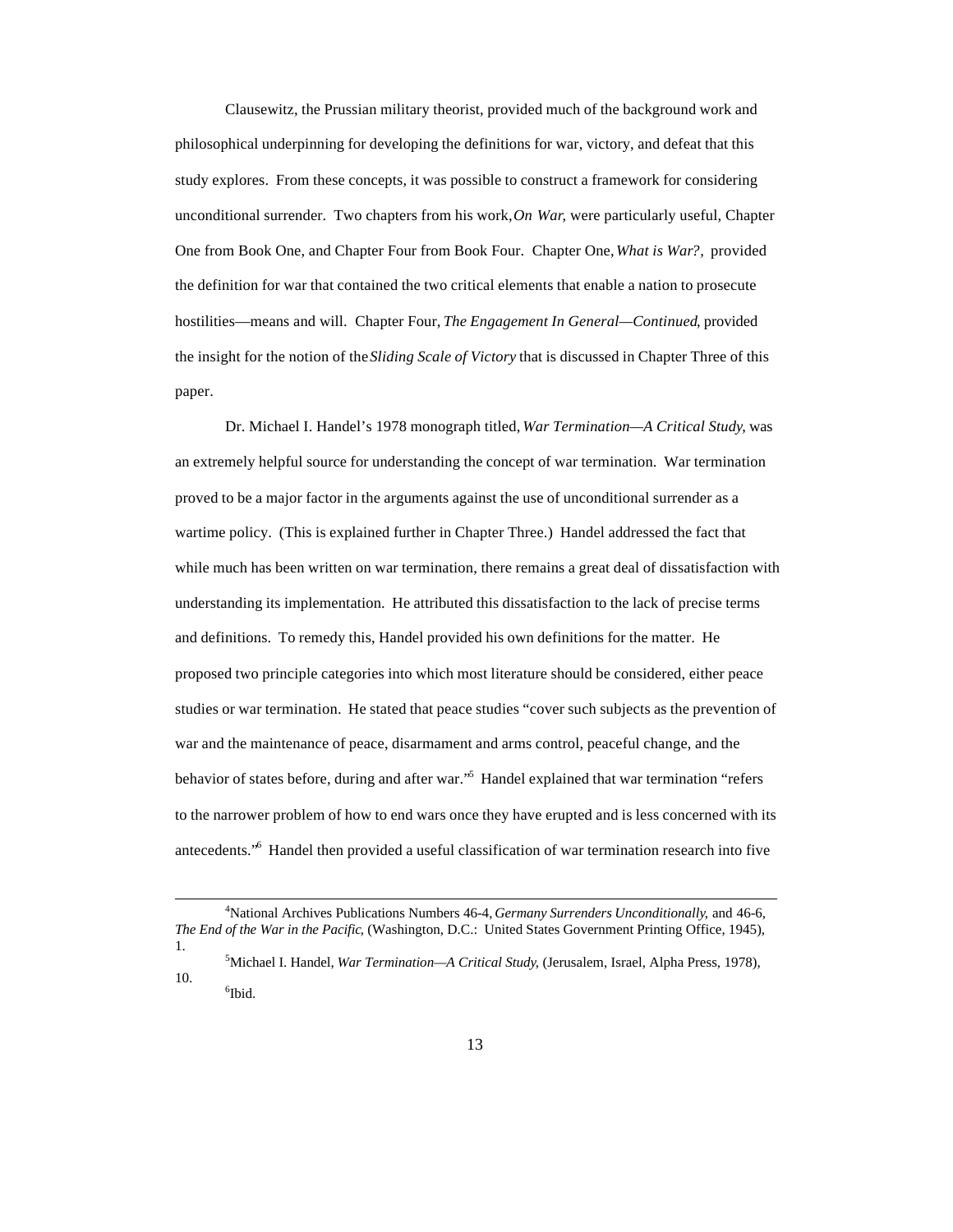Clausewitz, the Prussian military theorist, provided much of the background work and philosophical underpinning for developing the definitions for war, victory, and defeat that this study explores. From these concepts, it was possible to construct a framework for considering unconditional surrender. Two chapters from his work, *On War,* were particularly useful, Chapter One from Book One, and Chapter Four from Book Four. Chapter One, *What is War?,* provided the definition for war that contained the two critical elements that enable a nation to prosecute hostilities—means and will. Chapter Four, *The Engagement In General—Continued*, provided the insight for the notion of the *Sliding Scale of Victory* that is discussed in Chapter Three of this paper.

Dr. Michael I. Handel's 1978 monograph titled, *War Termination—A Critical Study*, was an extremely helpful source for understanding the concept of war termination. War termination proved to be a major factor in the arguments against the use of unconditional surrender as a wartime policy. (This is explained further in Chapter Three.) Handel addressed the fact that while much has been written on war termination, there remains a great deal of dissatisfaction with understanding its implementation. He attributed this dissatisfaction to the lack of precise terms and definitions. To remedy this, Handel provided his own definitions for the matter. He proposed two principle categories into which most literature should be considered, either peace studies or war termination. He stated that peace studies "cover such subjects as the prevention of war and the maintenance of peace, disarmament and arms control, peaceful change, and the behavior of states before, during and after war."[5] Handel explained that war termination "refers to the narrower problem of how to end wars once they have erupted and is less concerned with its antecedents."[6] Handel then provided a useful classification of war termination research into five

---

[4]National Archives Publications Numbers 46-4, *Germany Surrenders Unconditionally*, and 46-6, *The End of the War in the Pacific*, (Washington, D.C.: United States Government Printing Office, 1945), 1.

[5]Michael I. Handel, *War Termination—A Critical Study*, (Jerusalem, Israel, Alpha Press, 1978), 10.

[6]Ibid.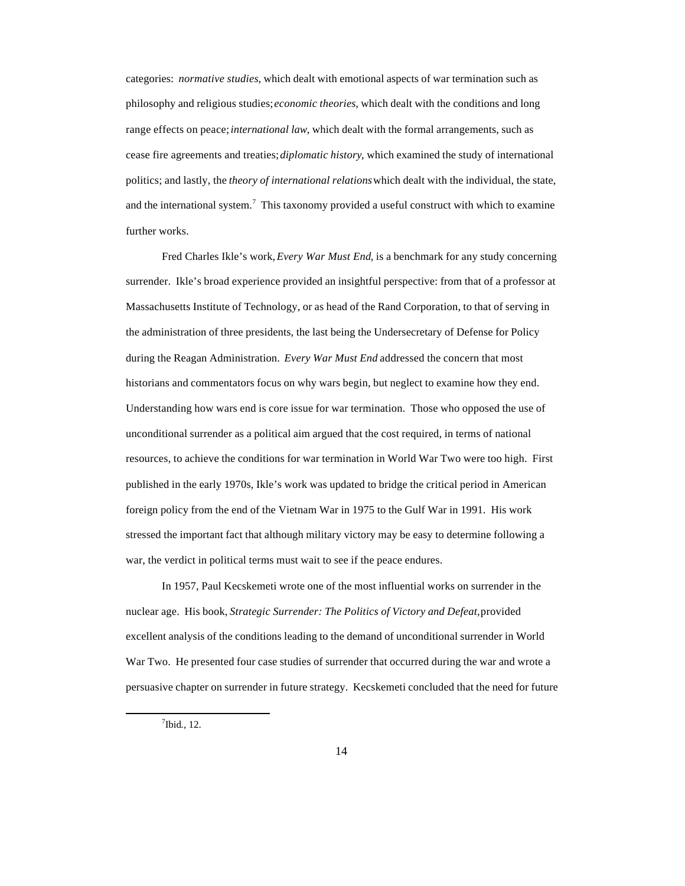categories: *normative studies*, which dealt with emotional aspects of war termination such as philosophy and religious studies; *economic theories*, which dealt with the conditions and long range effects on peace; *international law*, which dealt with the formal arrangements, such as cease fire agreements and treaties; *diplomatic history*, which examined the study of international politics; and lastly, the *theory of international relations* which dealt with the individual, the state, and the international system.[7] This taxonomy provided a useful construct with which to examine further works.

Fred Charles Ikle's work, *Every War Must End*, is a benchmark for any study concerning surrender. Ikle's broad experience provided an insightful perspective: from that of a professor at Massachusetts Institute of Technology, or as head of the Rand Corporation, to that of serving in the administration of three presidents, the last being the Undersecretary of Defense for Policy during the Reagan Administration. *Every War Must End* addressed the concern that most historians and commentators focus on why wars begin, but neglect to examine how they end. Understanding how wars end is core issue for war termination. Those who opposed the use of unconditional surrender as a political aim argued that the cost required, in terms of national resources, to achieve the conditions for war termination in World War Two were too high. First published in the early 1970s, Ikle's work was updated to bridge the critical period in American foreign policy from the end of the Vietnam War in 1975 to the Gulf War in 1991. His work stressed the important fact that although military victory may be easy to determine following a war, the verdict in political terms must wait to see if the peace endures.

In 1957, Paul Kecskemeti wrote one of the most influential works on surrender in the nuclear age. His book, *Strategic Surrender: The Politics of Victory and Defeat*, provided excellent analysis of the conditions leading to the demand of unconditional surrender in World War Two. He presented four case studies of surrender that occurred during the war and wrote a persuasive chapter on surrender in future strategy. Kecskemeti concluded that the need for future

[7] Ibid., 12.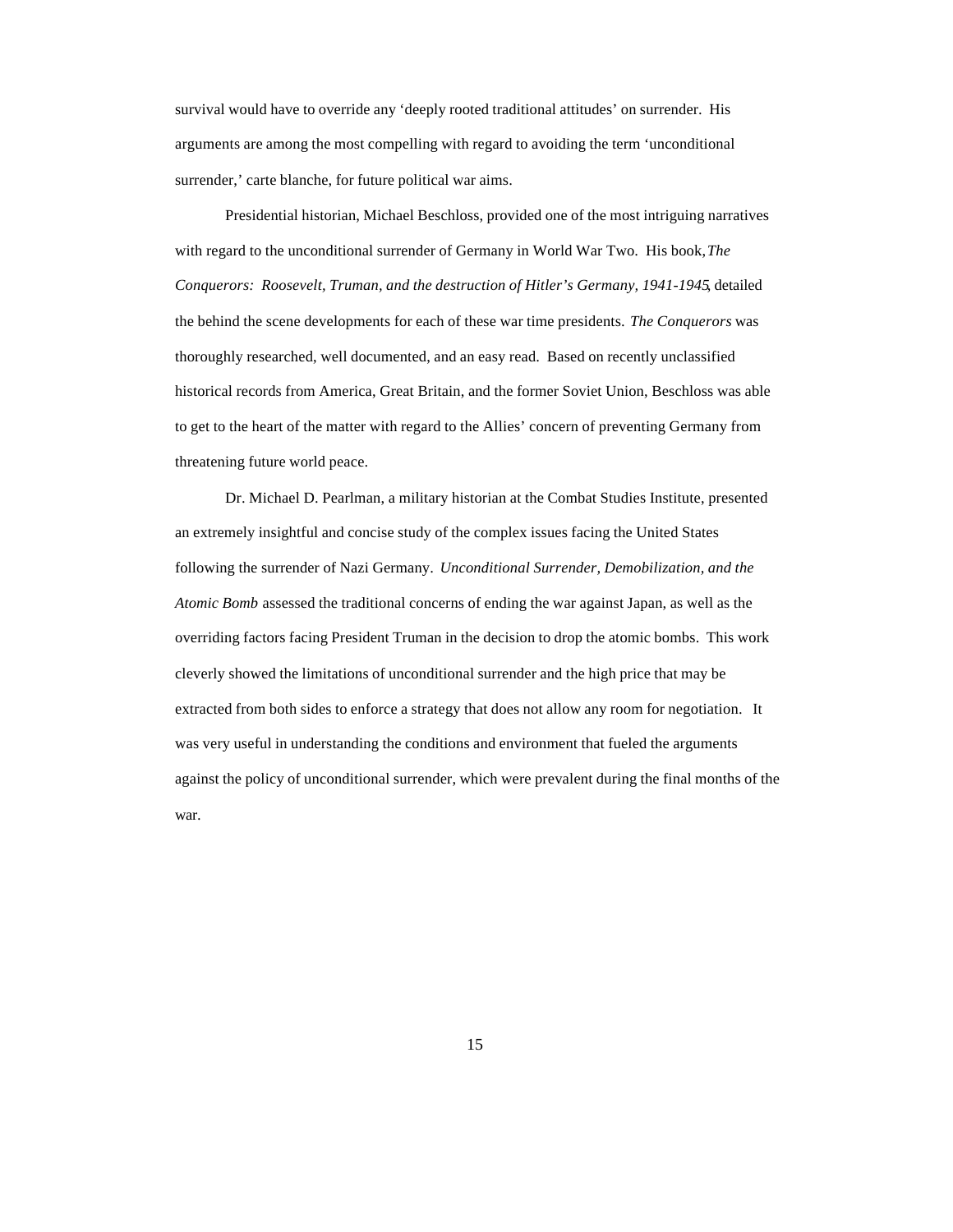survival would have to override any 'deeply rooted traditional attitudes' on surrender. His arguments are among the most compelling with regard to avoiding the term 'unconditional surrender,' carte blanche, for future political war aims.

Presidential historian, Michael Beschloss, provided one of the most intriguing narratives with regard to the unconditional surrender of Germany in World War Two. His book, *The Conquerors: Roosevelt, Truman, and the destruction of Hitler's Germany, 1941-1945*, detailed the behind the scene developments for each of these war time presidents. *The Conquerors* was thoroughly researched, well documented, and an easy read. Based on recently unclassified historical records from America, Great Britain, and the former Soviet Union, Beschloss was able to get to the heart of the matter with regard to the Allies' concern of preventing Germany from threatening future world peace.

Dr. Michael D. Pearlman, a military historian at the Combat Studies Institute, presented an extremely insightful and concise study of the complex issues facing the United States following the surrender of Nazi Germany. *Unconditional Surrender, Demobilization, and the Atomic Bomb* assessed the traditional concerns of ending the war against Japan, as well as the overriding factors facing President Truman in the decision to drop the atomic bombs. This work cleverly showed the limitations of unconditional surrender and the high price that may be extracted from both sides to enforce a strategy that does not allow any room for negotiation. It was very useful in understanding the conditions and environment that fueled the arguments against the policy of unconditional surrender, which were prevalent during the final months of the war.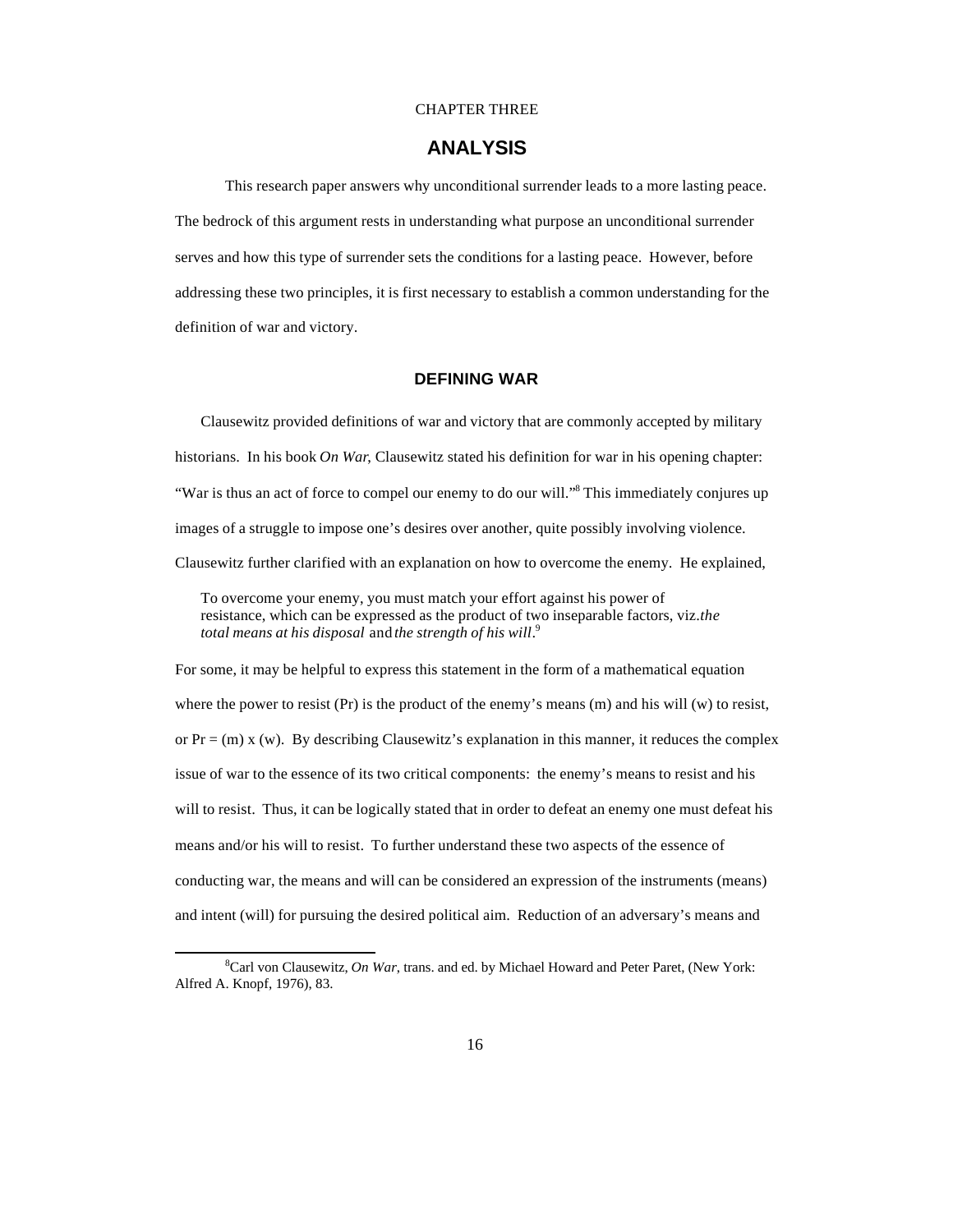CHAPTER THREE

# ANALYSIS

This research paper answers why unconditional surrender leads to a more lasting peace. The bedrock of this argument rests in understanding what purpose an unconditional surrender serves and how this type of surrender sets the conditions for a lasting peace. However, before addressing these two principles, it is first necessary to establish a common understanding for the definition of war and victory.

## DEFINING WAR

Clausewitz provided definitions of war and victory that are commonly accepted by military historians. In his book *On War,* Clausewitz stated his definition for war in his opening chapter: "War is thus an act of force to compel our enemy to do our will."[8] This immediately conjures up images of a struggle to impose one's desires over another, quite possibly involving violence. Clausewitz further clarified with an explanation on how to overcome the enemy. He explained,

> To overcome your enemy, you must match your effort against his power of resistance, which can be expressed as the product of two inseparable factors, viz.*the total means at his disposal* and *the strength of his will*.[9]

For some, it may be helpful to express this statement in the form of a mathematical equation where the power to resist (Pr) is the product of the enemy's means (m) and his will (w) to resist, or $Pr = (m) \times (w)$. By describing Clausewitz's explanation in this manner, it reduces the complex issue of war to the essence of its two critical components: the enemy's means to resist and his will to resist. Thus, it can be logically stated that in order to defeat an enemy one must defeat his means and/or his will to resist. To further understand these two aspects of the essence of conducting war, the means and will can be considered an expression of the instruments (means) and intent (will) for pursuing the desired political aim. Reduction of an adversary's means and

---

[8] Carl von Clausewitz, *On War*, trans. and ed. by Michael Howard and Peter Paret, (New York: Alfred A. Knopf, 1976), 83.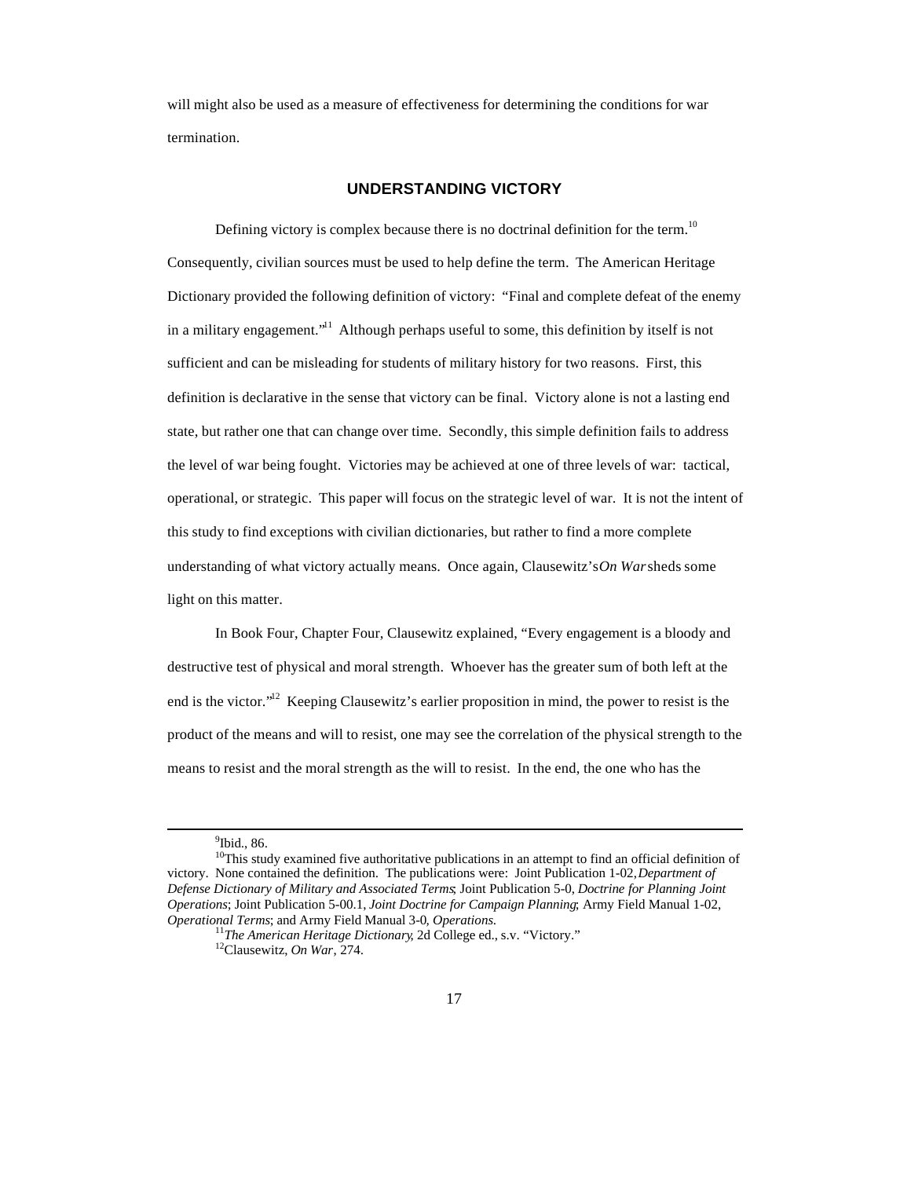will might also be used as a measure of effectiveness for determining the conditions for war termination.

## UNDERSTANDING VICTORY

Defining victory is complex because there is no doctrinal definition for the term.[10] Consequently, civilian sources must be used to help define the term. The American Heritage Dictionary provided the following definition of victory: "Final and complete defeat of the enemy in a military engagement."[11] Although perhaps useful to some, this definition by itself is not sufficient and can be misleading for students of military history for two reasons. First, this definition is declarative in the sense that victory can be final. Victory alone is not a lasting end state, but rather one that can change over time. Secondly, this simple definition fails to address the level of war being fought. Victories may be achieved at one of three levels of war: tactical, operational, or strategic. This paper will focus on the strategic level of war. It is not the intent of this study to find exceptions with civilian dictionaries, but rather to find a more complete understanding of what victory actually means. Once again, Clausewitz's *On War* sheds some light on this matter.

In Book Four, Chapter Four, Clausewitz explained, "Every engagement is a bloody and destructive test of physical and moral strength. Whoever has the greater sum of both left at the end is the victor."[12] Keeping Clausewitz's earlier proposition in mind, the power to resist is the product of the means and will to resist, one may see the correlation of the physical strength to the means to resist and the moral strength as the will to resist. In the end, the one who has the

---

[9]Ibid., 86.

[10]This study examined five authoritative publications in an attempt to find an official definition of victory. None contained the definition. The publications were: Joint Publication 1-02, *Department of Defense Dictionary of Military and Associated Terms*; Joint Publication 5-0, *Doctrine for Planning Joint Operations*; Joint Publication 5-00.1, *Joint Doctrine for Campaign Planning*; Army Field Manual 1-02, *Operational Terms*; and Army Field Manual 3-0, *Operations*.

[11]*The American Heritage Dictionary*, 2d College ed., s.v. "Victory."

[12]Clausewitz, *On War*, 274.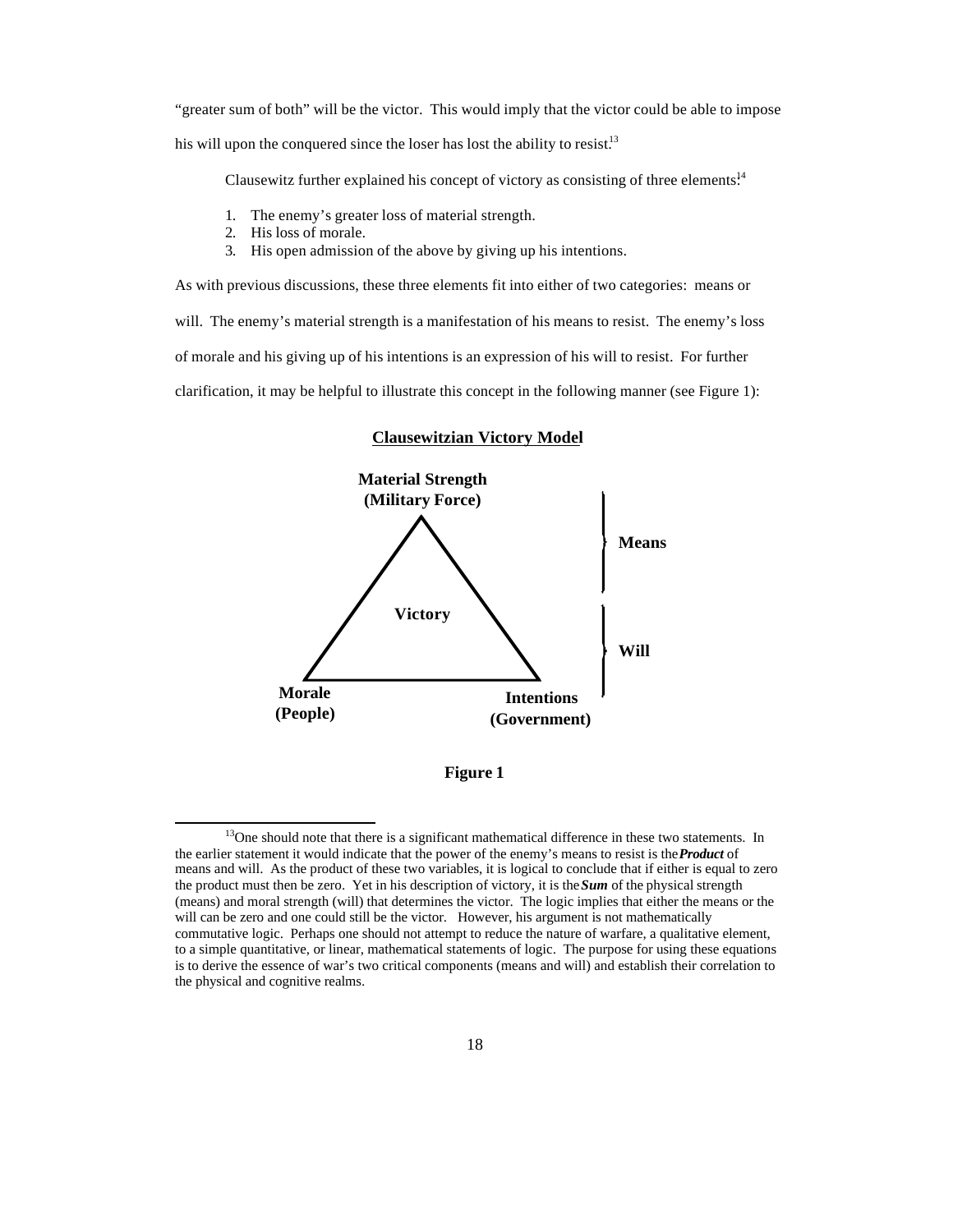"greater sum of both" will be the victor. This would imply that the victor could be able to impose his will upon the conquered since the loser has lost the ability to resist.[13]

Clausewitz further explained his concept of victory as consisting of three elements:[14]

1. The enemy's greater loss of material strength.
2. His loss of morale.
3. His open admission of the above by giving up his intentions.

As with previous discussions, these three elements fit into either of two categories: means or will. The enemy's material strength is a manifestation of his means to resist. The enemy's loss of morale and his giving up of his intentions is an expression of his will to resist. For further clarification, it may be helpful to illustrate this concept in the following manner (see Figure 1):

**Clausewitzian Victory Model**

**Material Strength (Military Force)**

**Victory**

**Morale (People)**

**Intentions (Government)**

**Means**

**Will**

**Figure 1**

---

[13] One should note that there is a significant mathematical difference in these two statements. In the earlier statement it would indicate that the power of the enemy's means to resist is the ***Product*** of means and will. As the product of these two variables, it is logical to conclude that if either is equal to zero the product must then be zero. Yet in his description of victory, it is the ***Sum*** of the physical strength (means) and moral strength (will) that determines the victor. The logic implies that either the means or the will can be zero and one could still be the victor. However, his argument is not mathematically commutative logic. Perhaps one should not attempt to reduce the nature of warfare, a qualitative element, to a simple quantitative, or linear, mathematical statements of logic. The purpose for using these equations is to derive the essence of war's two critical components (means and will) and establish their correlation to the physical and cognitive realms.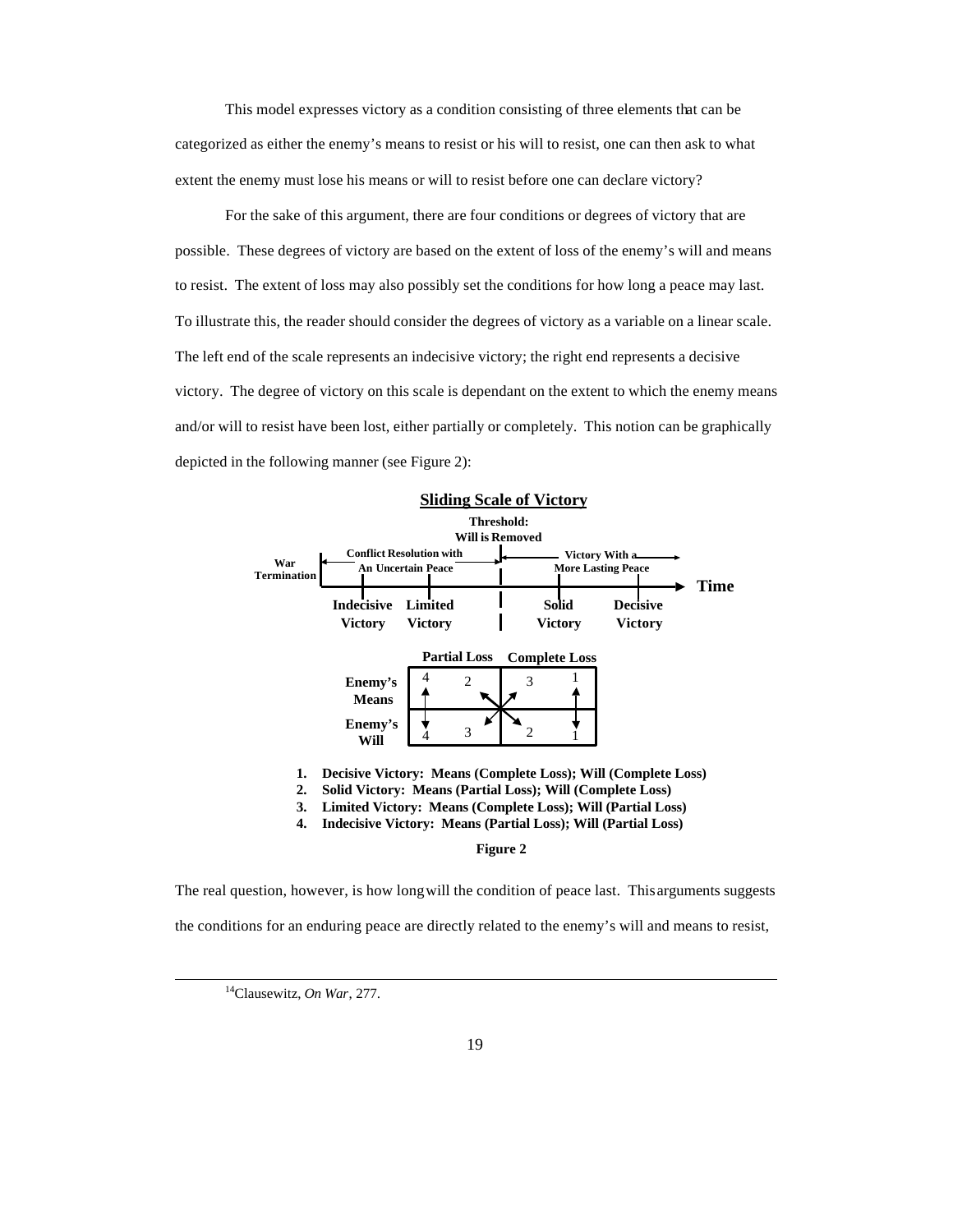This model expresses victory as a condition consisting of three elements that can be categorized as either the enemy's means to resist or his will to resist, one can then ask to what extent the enemy must lose his means or will to resist before one can declare victory?

For the sake of this argument, there are four conditions or degrees of victory that are possible. These degrees of victory are based on the extent of loss of the enemy's will and means to resist. The extent of loss may also possibly set the conditions for how long a peace may last. To illustrate this, the reader should consider the degrees of victory as a variable on a linear scale. The left end of the scale represents an indecisive victory; the right end represents a decisive victory. The degree of victory on this scale is dependant on the extent to which the enemy means and/or will to resist have been lost, either partially or completely. This notion can be graphically depicted in the following manner (see Figure 2):

**Sliding Scale of Victory**

**Threshold: Will is Removed**

**War Termination** — **Conflict Resolution with An Uncertain Peace** | **Victory With a More Lasting Peace**

**Indecisive Victory** — **Limited Victory** — **Solid Victory** — **Decisive Victory** → **Time**

| | Partial Loss | | Complete Loss | |
|---|---|---|---|---|
| **Enemy's Means** | 4 | 2 | 3 | 1 |
| **Enemy's Will** | 4 | 3 | 2 | 1 |

1. **Decisive Victory: Means (Complete Loss); Will (Complete Loss)**
2. **Solid Victory: Means (Partial Loss); Will (Complete Loss)**
3. **Limited Victory: Means (Complete Loss); Will (Partial Loss)**
4. **Indecisive Victory: Means (Partial Loss); Will (Partial Loss)**

**Figure 2**

The real question, however, is how long will the condition of peace last. This arguments suggests the conditions for an enduring peace are directly related to the enemy's will and means to resist,

---

[14]Clausewitz, *On War*, 277.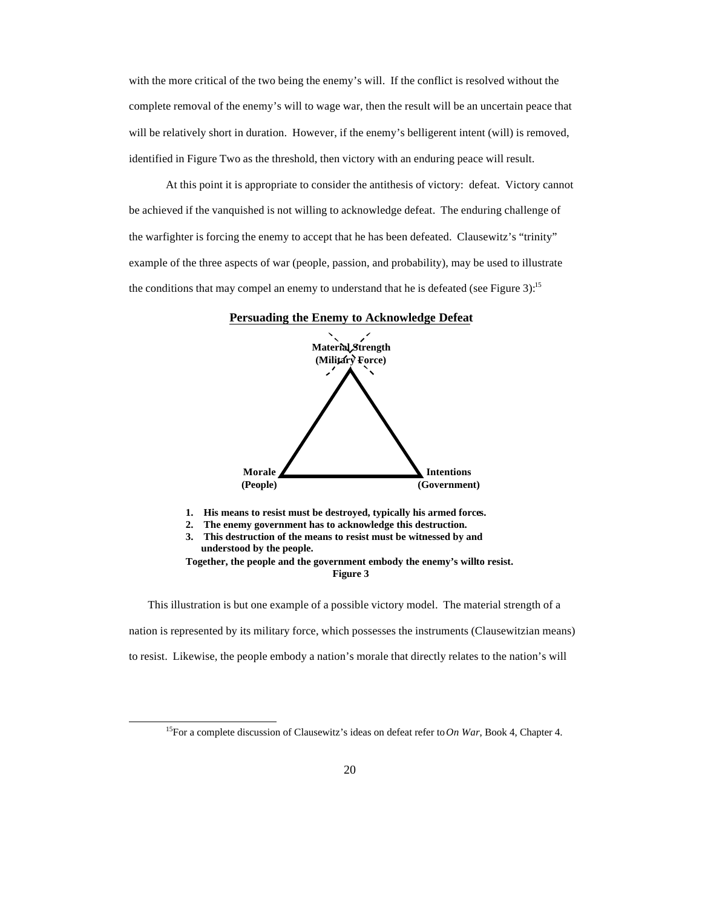with the more critical of the two being the enemy's will. If the conflict is resolved without the complete removal of the enemy's will to wage war, then the result will be an uncertain peace that will be relatively short in duration. However, if the enemy's belligerent intent (will) is removed, identified in Figure Two as the threshold, then victory with an enduring peace will result.

At this point it is appropriate to consider the antithesis of victory: defeat. Victory cannot be achieved if the vanquished is not willing to acknowledge defeat. The enduring challenge of the warfighter is forcing the enemy to accept that he has been defeated. Clausewitz's "trinity" example of the three aspects of war (people, passion, and probability), may be used to illustrate the conditions that may compel an enemy to understand that he is defeated (see Figure 3):[15]

**Persuading the Enemy to Acknowledge Defeat**

**Material Strength (Military Force)**

**Morale (People)**

**Intentions (Government)**

1. **His means to resist must be destroyed, typically his armed forces.**
2. **The enemy government has to acknowledge this destruction.**
3. **This destruction of the means to resist must be witnessed by and understood by the people.**

**Together, the people and the government embody the enemy's will to resist.**

**Figure 3**

This illustration is but one example of a possible victory model. The material strength of a nation is represented by its military force, which possesses the instruments (Clausewitzian means) to resist. Likewise, the people embody a nation's morale that directly relates to the nation's will

[15] For a complete discussion of Clausewitz's ideas on defeat refer to *On War*, Book 4, Chapter 4.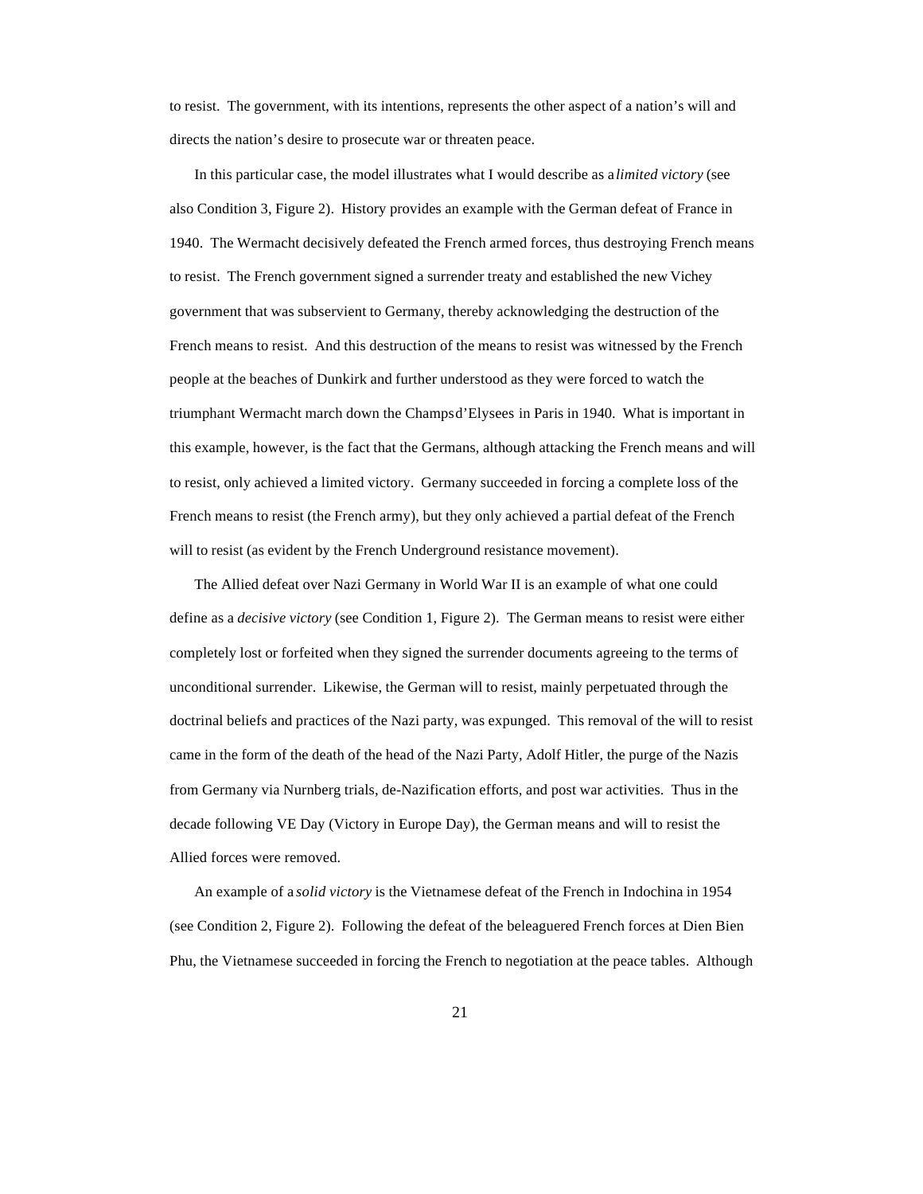to resist. The government, with its intentions, represents the other aspect of a nation's will and directs the nation's desire to prosecute war or threaten peace.

In this particular case, the model illustrates what I would describe as a *limited victory* (see also Condition 3, Figure 2). History provides an example with the German defeat of France in 1940. The Wermacht decisively defeated the French armed forces, thus destroying French means to resist. The French government signed a surrender treaty and established the new Vichey government that was subservient to Germany, thereby acknowledging the destruction of the French means to resist. And this destruction of the means to resist was witnessed by the French people at the beaches of Dunkirk and further understood as they were forced to watch the triumphant Wermacht march down the Champs d'Elysees in Paris in 1940. What is important in this example, however, is the fact that the Germans, although attacking the French means and will to resist, only achieved a limited victory. Germany succeeded in forcing a complete loss of the French means to resist (the French army), but they only achieved a partial defeat of the French will to resist (as evident by the French Underground resistance movement).

The Allied defeat over Nazi Germany in World War II is an example of what one could define as a *decisive victory* (see Condition 1, Figure 2). The German means to resist were either completely lost or forfeited when they signed the surrender documents agreeing to the terms of unconditional surrender. Likewise, the German will to resist, mainly perpetuated through the doctrinal beliefs and practices of the Nazi party, was expunged. This removal of the will to resist came in the form of the death of the head of the Nazi Party, Adolf Hitler, the purge of the Nazis from Germany via Nurnberg trials, de-Nazification efforts, and post war activities. Thus in the decade following VE Day (Victory in Europe Day), the German means and will to resist the Allied forces were removed.

An example of a *solid victory* is the Vietnamese defeat of the French in Indochina in 1954 (see Condition 2, Figure 2). Following the defeat of the beleaguered French forces at Dien Bien Phu, the Vietnamese succeeded in forcing the French to negotiation at the peace tables. Although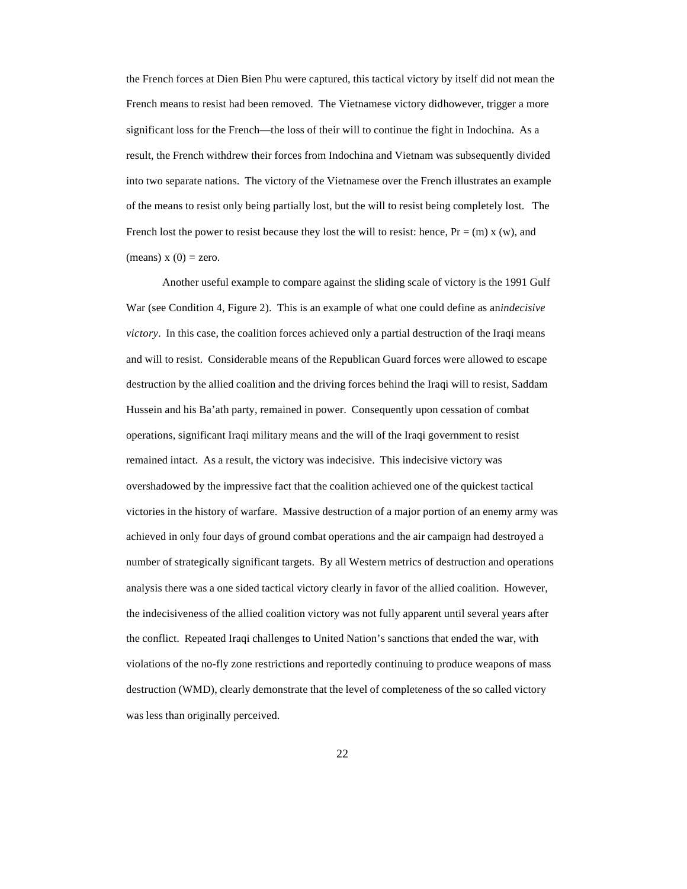the French forces at Dien Bien Phu were captured, this tactical victory by itself did not mean the French means to resist had been removed. The Vietnamese victory didhowever, trigger a more significant loss for the French—the loss of their will to continue the fight in Indochina. As a result, the French withdrew their forces from Indochina and Vietnam was subsequently divided into two separate nations. The victory of the Vietnamese over the French illustrates an example of the means to resist only being partially lost, but the will to resist being completely lost. The French lost the power to resist because they lost the will to resist: hence, $Pr = (m) \times (w)$, and $(means) \times (0) = zero$.

Another useful example to compare against the sliding scale of victory is the 1991 Gulf War (see Condition 4, Figure 2). This is an example of what one could define as an*indecisive victory*. In this case, the coalition forces achieved only a partial destruction of the Iraqi means and will to resist. Considerable means of the Republican Guard forces were allowed to escape destruction by the allied coalition and the driving forces behind the Iraqi will to resist, Saddam Hussein and his Ba'ath party, remained in power. Consequently upon cessation of combat operations, significant Iraqi military means and the will of the Iraqi government to resist remained intact. As a result, the victory was indecisive. This indecisive victory was overshadowed by the impressive fact that the coalition achieved one of the quickest tactical victories in the history of warfare. Massive destruction of a major portion of an enemy army was achieved in only four days of ground combat operations and the air campaign had destroyed a number of strategically significant targets. By all Western metrics of destruction and operations analysis there was a one sided tactical victory clearly in favor of the allied coalition. However, the indecisiveness of the allied coalition victory was not fully apparent until several years after the conflict. Repeated Iraqi challenges to United Nation's sanctions that ended the war, with violations of the no-fly zone restrictions and reportedly continuing to produce weapons of mass destruction (WMD), clearly demonstrate that the level of completeness of the so called victory was less than originally perceived.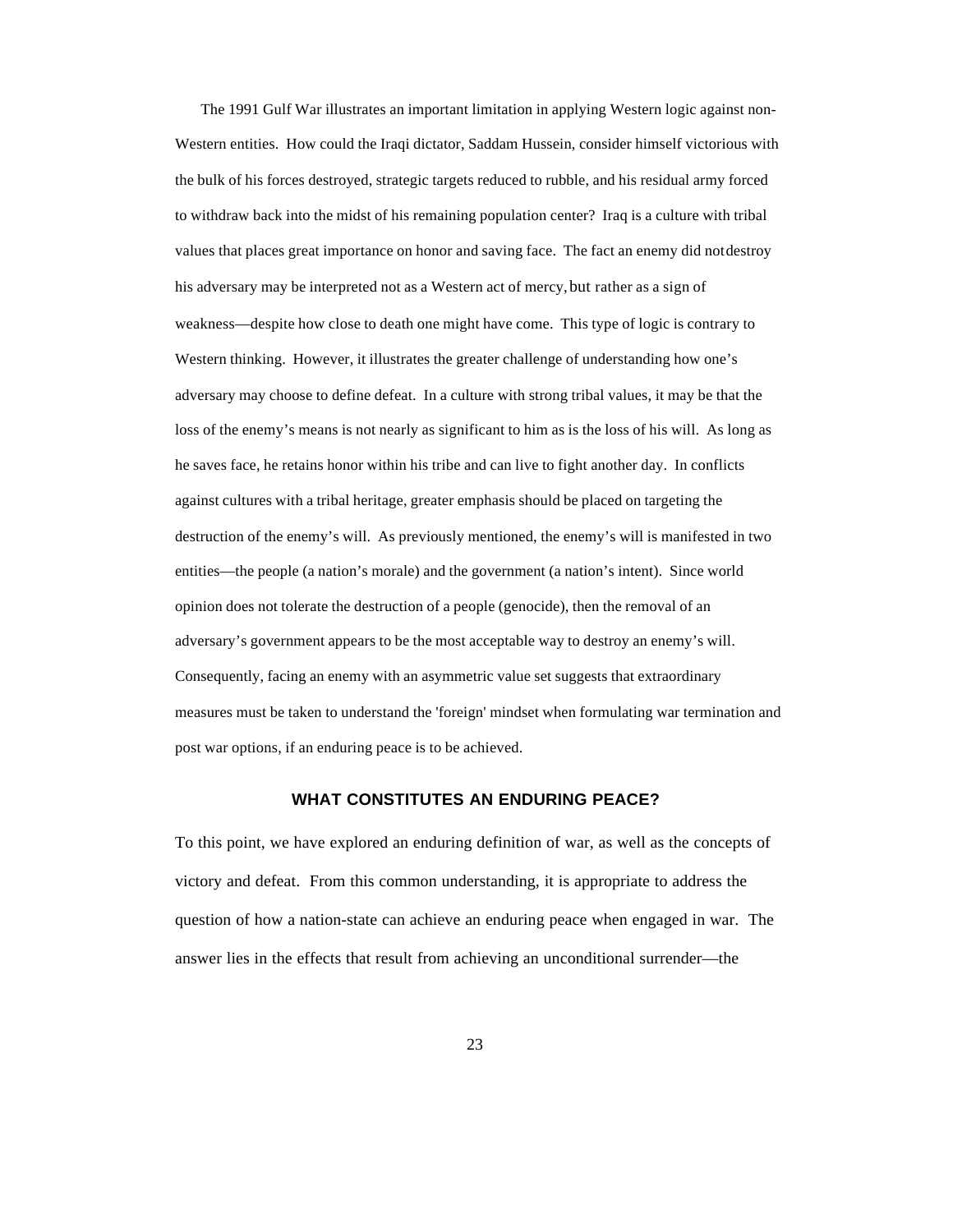The 1991 Gulf War illustrates an important limitation in applying Western logic against non-Western entities. How could the Iraqi dictator, Saddam Hussein, consider himself victorious with the bulk of his forces destroyed, strategic targets reduced to rubble, and his residual army forced to withdraw back into the midst of his remaining population center? Iraq is a culture with tribal values that places great importance on honor and saving face. The fact an enemy did not destroy his adversary may be interpreted not as a Western act of mercy, but rather as a sign of weakness—despite how close to death one might have come. This type of logic is contrary to Western thinking. However, it illustrates the greater challenge of understanding how one's adversary may choose to define defeat. In a culture with strong tribal values, it may be that the loss of the enemy's means is not nearly as significant to him as is the loss of his will. As long as he saves face, he retains honor within his tribe and can live to fight another day. In conflicts against cultures with a tribal heritage, greater emphasis should be placed on targeting the destruction of the enemy's will. As previously mentioned, the enemy's will is manifested in two entities—the people (a nation's morale) and the government (a nation's intent). Since world opinion does not tolerate the destruction of a people (genocide), then the removal of an adversary's government appears to be the most acceptable way to destroy an enemy's will. Consequently, facing an enemy with an asymmetric value set suggests that extraordinary measures must be taken to understand the 'foreign' mindset when formulating war termination and post war options, if an enduring peace is to be achieved.

## WHAT CONSTITUTES AN ENDURING PEACE?

To this point, we have explored an enduring definition of war, as well as the concepts of victory and defeat. From this common understanding, it is appropriate to address the question of how a nation-state can achieve an enduring peace when engaged in war. The answer lies in the effects that result from achieving an unconditional surrender—the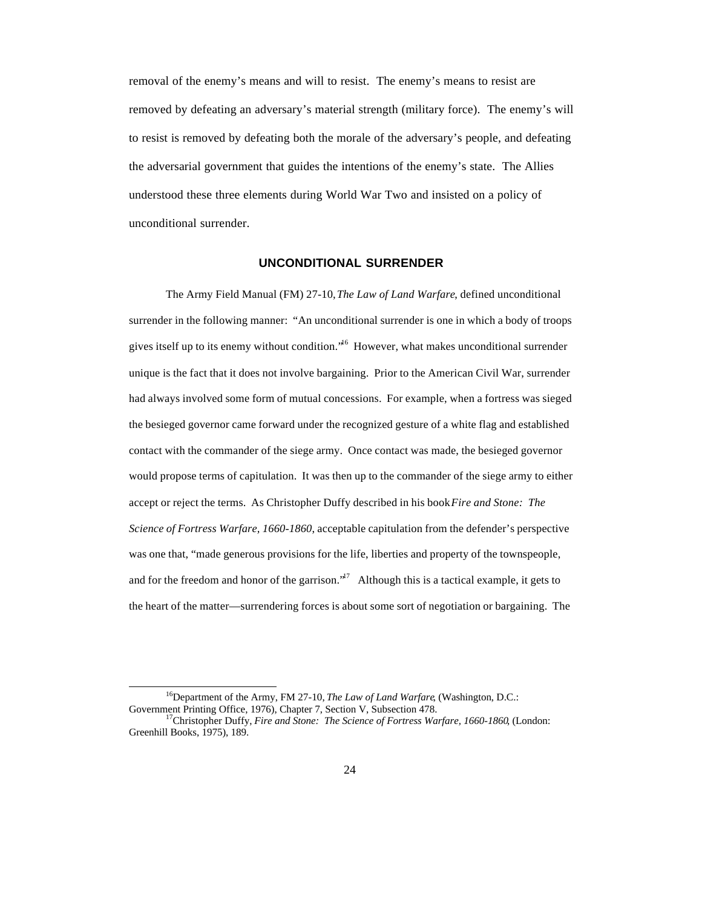removal of the enemy's means and will to resist. The enemy's means to resist are removed by defeating an adversary's material strength (military force). The enemy's will to resist is removed by defeating both the morale of the adversary's people, and defeating the adversarial government that guides the intentions of the enemy's state. The Allies understood these three elements during World War Two and insisted on a policy of unconditional surrender.

## UNCONDITIONAL SURRENDER

The Army Field Manual (FM) 27-10, *The Law of Land Warfare*, defined unconditional surrender in the following manner: "An unconditional surrender is one in which a body of troops gives itself up to its enemy without condition."[16] However, what makes unconditional surrender unique is the fact that it does not involve bargaining. Prior to the American Civil War, surrender had always involved some form of mutual concessions. For example, when a fortress was sieged the besieged governor came forward under the recognized gesture of a white flag and established contact with the commander of the siege army. Once contact was made, the besieged governor would propose terms of capitulation. It was then up to the commander of the siege army to either accept or reject the terms. As Christopher Duffy described in his book *Fire and Stone: The Science of Fortress Warfare, 1660-1860*, acceptable capitulation from the defender's perspective was one that, "made generous provisions for the life, liberties and property of the townspeople, and for the freedom and honor of the garrison."[17] Although this is a tactical example, it gets to the heart of the matter—surrendering forces is about some sort of negotiation or bargaining. The

---

[16] Department of the Army, FM 27-10, *The Law of Land Warfare*, (Washington, D.C.: Government Printing Office, 1976), Chapter 7, Section V, Subsection 478.

[17] Christopher Duffy, *Fire and Stone: The Science of Fortress Warfare, 1660-1860*, (London: Greenhill Books, 1975), 189.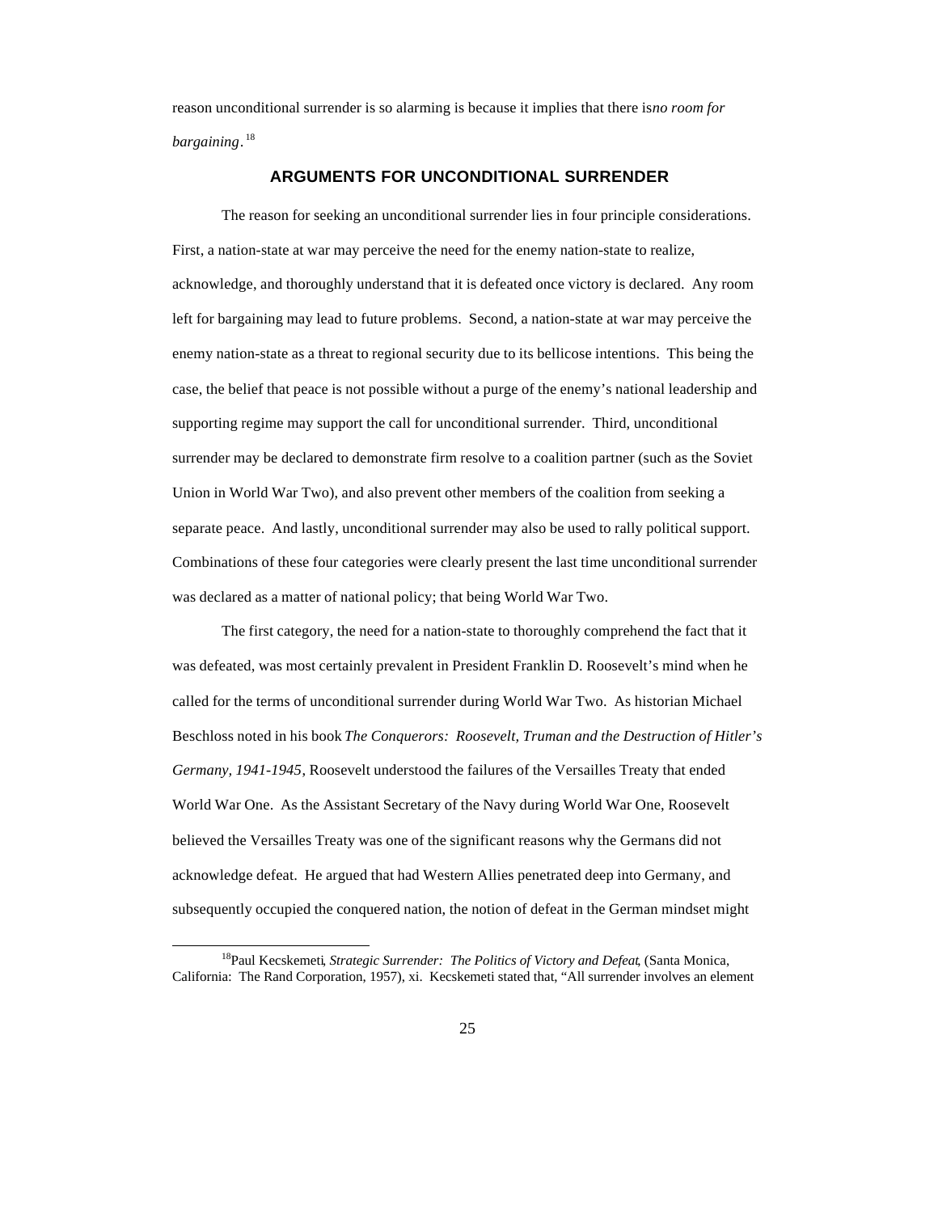reason unconditional surrender is so alarming is because it implies that there is *no room for bargaining*.[18]

## ARGUMENTS FOR UNCONDITIONAL SURRENDER

The reason for seeking an unconditional surrender lies in four principle considerations. First, a nation-state at war may perceive the need for the enemy nation-state to realize, acknowledge, and thoroughly understand that it is defeated once victory is declared. Any room left for bargaining may lead to future problems. Second, a nation-state at war may perceive the enemy nation-state as a threat to regional security due to its bellicose intentions. This being the case, the belief that peace is not possible without a purge of the enemy's national leadership and supporting regime may support the call for unconditional surrender. Third, unconditional surrender may be declared to demonstrate firm resolve to a coalition partner (such as the Soviet Union in World War Two), and also prevent other members of the coalition from seeking a separate peace. And lastly, unconditional surrender may also be used to rally political support. Combinations of these four categories were clearly present the last time unconditional surrender was declared as a matter of national policy; that being World War Two.

The first category, the need for a nation-state to thoroughly comprehend the fact that it was defeated, was most certainly prevalent in President Franklin D. Roosevelt's mind when he called for the terms of unconditional surrender during World War Two. As historian Michael Beschloss noted in his book *The Conquerors: Roosevelt, Truman and the Destruction of Hitler's Germany, 1941-1945*, Roosevelt understood the failures of the Versailles Treaty that ended World War One. As the Assistant Secretary of the Navy during World War One, Roosevelt believed the Versailles Treaty was one of the significant reasons why the Germans did not acknowledge defeat. He argued that had Western Allies penetrated deep into Germany, and subsequently occupied the conquered nation, the notion of defeat in the German mindset might

[18] Paul Kecskemeti, *Strategic Surrender: The Politics of Victory and Defeat*, (Santa Monica, California: The Rand Corporation, 1957), xi. Kecskemeti stated that, "All surrender involves an element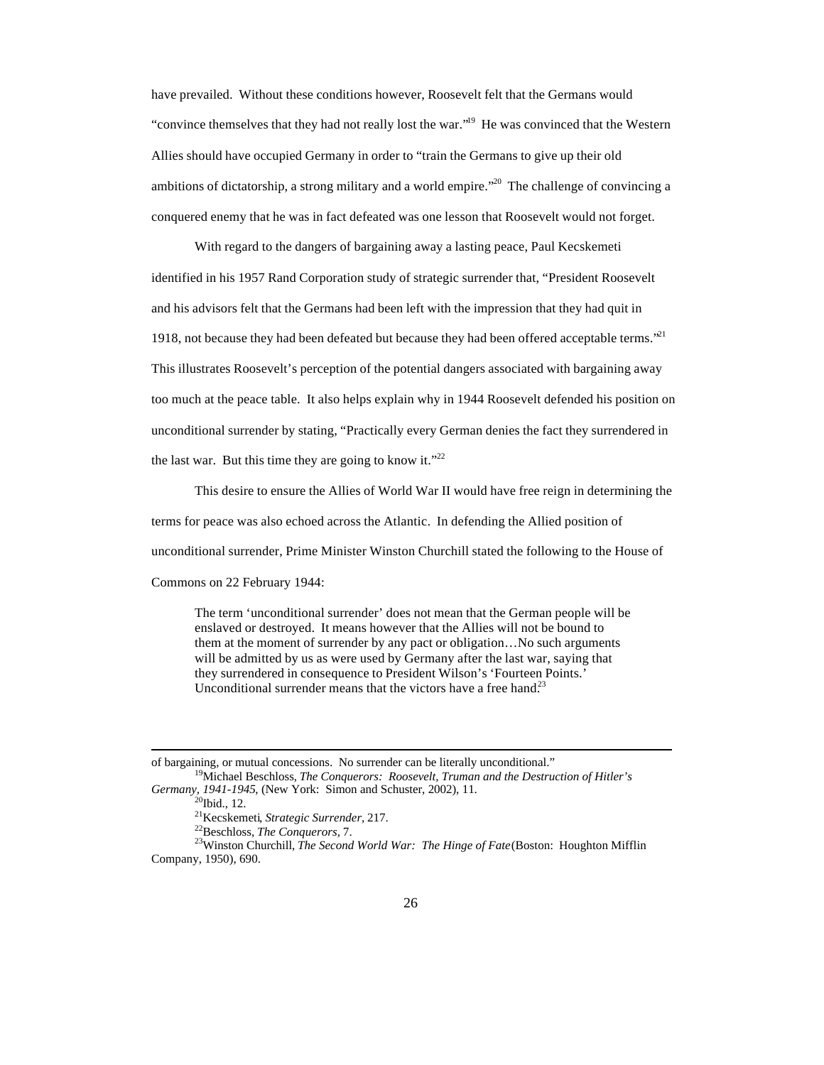have prevailed. Without these conditions however, Roosevelt felt that the Germans would "convince themselves that they had not really lost the war."[19] He was convinced that the Western Allies should have occupied Germany in order to "train the Germans to give up their old ambitions of dictatorship, a strong military and a world empire."[20] The challenge of convincing a conquered enemy that he was in fact defeated was one lesson that Roosevelt would not forget.

With regard to the dangers of bargaining away a lasting peace, Paul Kecskemeti identified in his 1957 Rand Corporation study of strategic surrender that, "President Roosevelt and his advisors felt that the Germans had been left with the impression that they had quit in 1918, not because they had been defeated but because they had been offered acceptable terms."[21] This illustrates Roosevelt's perception of the potential dangers associated with bargaining away too much at the peace table. It also helps explain why in 1944 Roosevelt defended his position on unconditional surrender by stating, "Practically every German denies the fact they surrendered in the last war. But this time they are going to know it."[22]

This desire to ensure the Allies of World War II would have free reign in determining the terms for peace was also echoed across the Atlantic. In defending the Allied position of unconditional surrender, Prime Minister Winston Churchill stated the following to the House of Commons on 22 February 1944:

> The term 'unconditional surrender' does not mean that the German people will be enslaved or destroyed. It means however that the Allies will not be bound to them at the moment of surrender by any pact or obligation…No such arguments will be admitted by us as were used by Germany after the last war, saying that they surrendered in consequence to President Wilson's 'Fourteen Points.' Unconditional surrender means that the victors have a free hand.[23]

---

of bargaining, or mutual concessions. No surrender can be literally unconditional."

[19]Michael Beschloss, *The Conquerors: Roosevelt, Truman and the Destruction of Hitler's Germany, 1941-1945*, (New York: Simon and Schuster, 2002), 11.

[20]Ibid., 12.

[21]Kecskemeti, *Strategic Surrender*, 217.

[22]Beschloss, *The Conquerors*, 7.

[23]Winston Churchill, *The Second World War: The Hinge of Fate* (Boston: Houghton Mifflin Company, 1950), 690.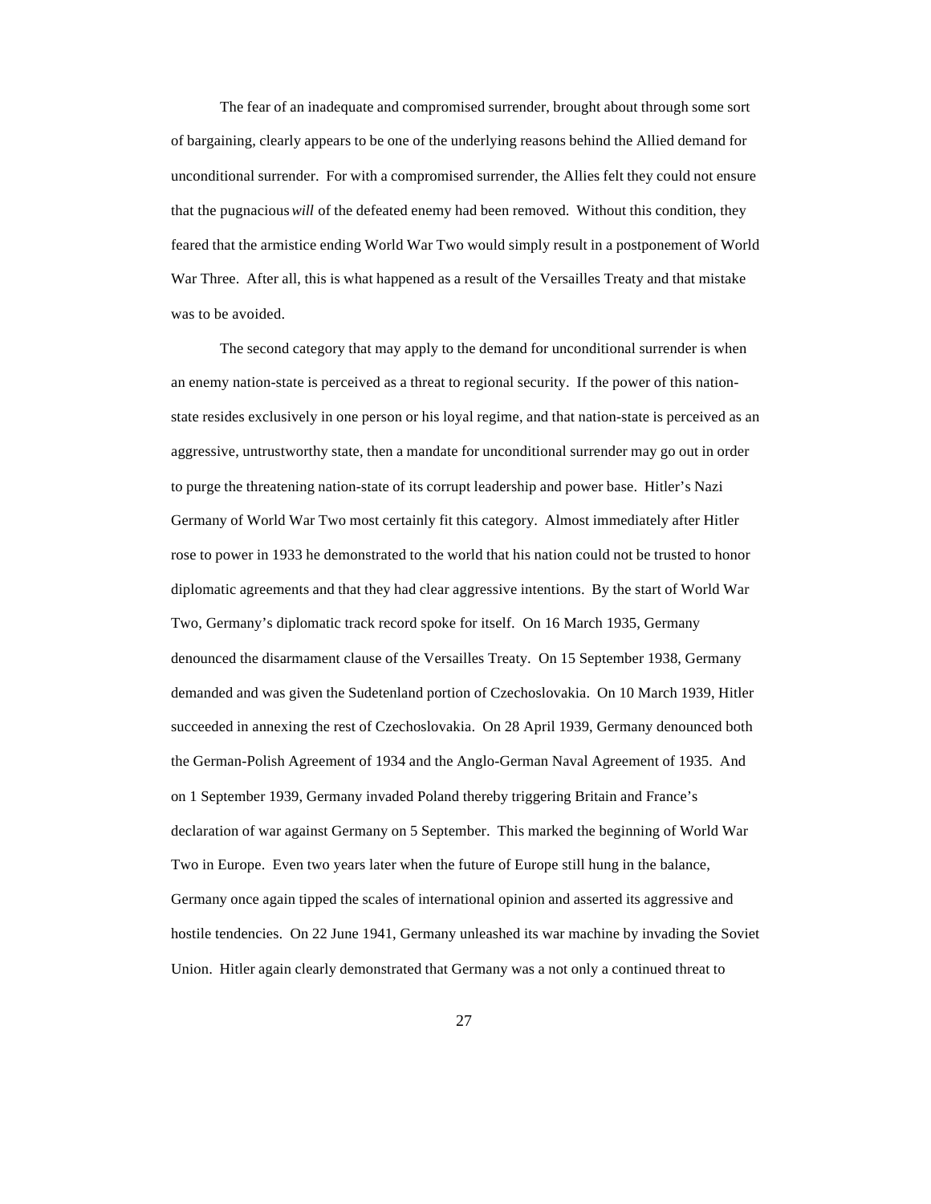The fear of an inadequate and compromised surrender, brought about through some sort of bargaining, clearly appears to be one of the underlying reasons behind the Allied demand for unconditional surrender. For with a compromised surrender, the Allies felt they could not ensure that the pugnacious *will* of the defeated enemy had been removed. Without this condition, they feared that the armistice ending World War Two would simply result in a postponement of World War Three. After all, this is what happened as a result of the Versailles Treaty and that mistake was to be avoided.

The second category that may apply to the demand for unconditional surrender is when an enemy nation-state is perceived as a threat to regional security. If the power of this nation-state resides exclusively in one person or his loyal regime, and that nation-state is perceived as an aggressive, untrustworthy state, then a mandate for unconditional surrender may go out in order to purge the threatening nation-state of its corrupt leadership and power base. Hitler's Nazi Germany of World War Two most certainly fit this category. Almost immediately after Hitler rose to power in 1933 he demonstrated to the world that his nation could not be trusted to honor diplomatic agreements and that they had clear aggressive intentions. By the start of World War Two, Germany's diplomatic track record spoke for itself. On 16 March 1935, Germany denounced the disarmament clause of the Versailles Treaty. On 15 September 1938, Germany demanded and was given the Sudetenland portion of Czechoslovakia. On 10 March 1939, Hitler succeeded in annexing the rest of Czechoslovakia. On 28 April 1939, Germany denounced both the German-Polish Agreement of 1934 and the Anglo-German Naval Agreement of 1935. And on 1 September 1939, Germany invaded Poland thereby triggering Britain and France's declaration of war against Germany on 5 September. This marked the beginning of World War Two in Europe. Even two years later when the future of Europe still hung in the balance, Germany once again tipped the scales of international opinion and asserted its aggressive and hostile tendencies. On 22 June 1941, Germany unleashed its war machine by invading the Soviet Union. Hitler again clearly demonstrated that Germany was a not only a continued threat to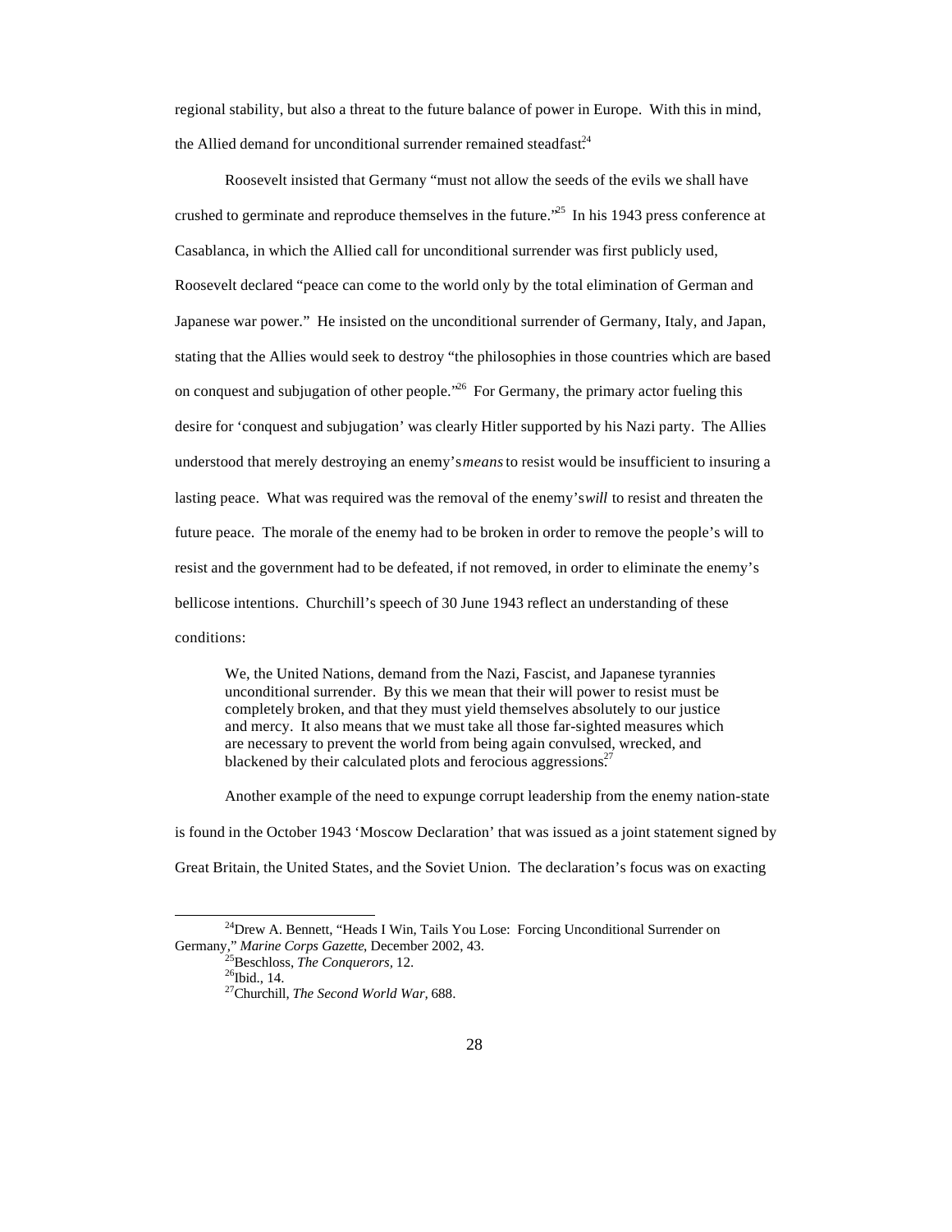regional stability, but also a threat to the future balance of power in Europe. With this in mind, the Allied demand for unconditional surrender remained steadfast.[24]

Roosevelt insisted that Germany "must not allow the seeds of the evils we shall have crushed to germinate and reproduce themselves in the future."[25] In his 1943 press conference at Casablanca, in which the Allied call for unconditional surrender was first publicly used, Roosevelt declared "peace can come to the world only by the total elimination of German and Japanese war power." He insisted on the unconditional surrender of Germany, Italy, and Japan, stating that the Allies would seek to destroy "the philosophies in those countries which are based on conquest and subjugation of other people."[26] For Germany, the primary actor fueling this desire for 'conquest and subjugation' was clearly Hitler supported by his Nazi party. The Allies understood that merely destroying an enemy's *means* to resist would be insufficient to insuring a lasting peace. What was required was the removal of the enemy's *will* to resist and threaten the future peace. The morale of the enemy had to be broken in order to remove the people's will to resist and the government had to be defeated, if not removed, in order to eliminate the enemy's bellicose intentions. Churchill's speech of 30 June 1943 reflect an understanding of these conditions:

> We, the United Nations, demand from the Nazi, Fascist, and Japanese tyrannies unconditional surrender. By this we mean that their will power to resist must be completely broken, and that they must yield themselves absolutely to our justice and mercy. It also means that we must take all those far-sighted measures which are necessary to prevent the world from being again convulsed, wrecked, and blackened by their calculated plots and ferocious aggressions.[27]

Another example of the need to expunge corrupt leadership from the enemy nation-state is found in the October 1943 'Moscow Declaration' that was issued as a joint statement signed by Great Britain, the United States, and the Soviet Union. The declaration's focus was on exacting

---

[24]Drew A. Bennett, "Heads I Win, Tails You Lose: Forcing Unconditional Surrender on Germany," *Marine Corps Gazette*, December 2002, 43.

[25]Beschloss, *The Conquerors*, 12.

[26]Ibid., 14.

[27]Churchill, *The Second World War*, 688.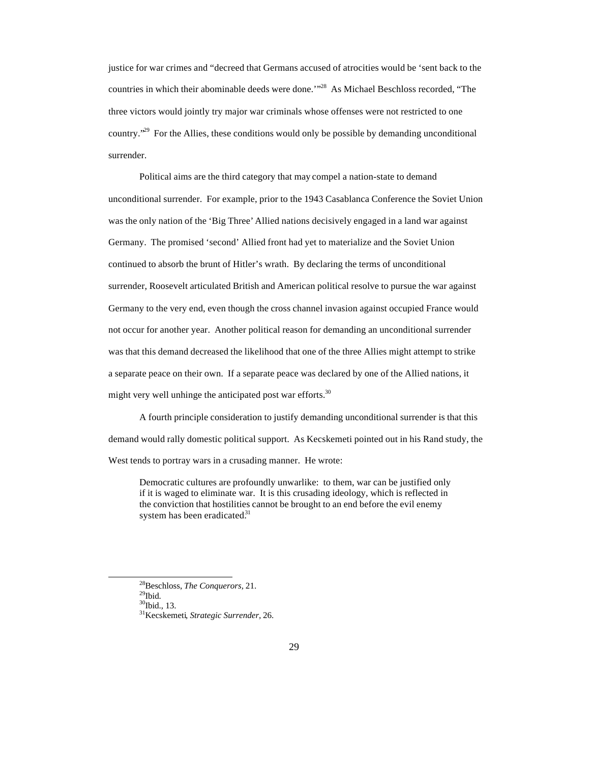justice for war crimes and "decreed that Germans accused of atrocities would be 'sent back to the countries in which their abominable deeds were done.'"[28] As Michael Beschloss recorded, "The three victors would jointly try major war criminals whose offenses were not restricted to one country."[29] For the Allies, these conditions would only be possible by demanding unconditional surrender.

Political aims are the third category that may compel a nation-state to demand unconditional surrender. For example, prior to the 1943 Casablanca Conference the Soviet Union was the only nation of the 'Big Three' Allied nations decisively engaged in a land war against Germany. The promised 'second' Allied front had yet to materialize and the Soviet Union continued to absorb the brunt of Hitler's wrath. By declaring the terms of unconditional surrender, Roosevelt articulated British and American political resolve to pursue the war against Germany to the very end, even though the cross channel invasion against occupied France would not occur for another year. Another political reason for demanding an unconditional surrender was that this demand decreased the likelihood that one of the three Allies might attempt to strike a separate peace on their own. If a separate peace was declared by one of the Allied nations, it might very well unhinge the anticipated post war efforts.[30]

A fourth principle consideration to justify demanding unconditional surrender is that this demand would rally domestic political support. As Kecskemeti pointed out in his Rand study, the West tends to portray wars in a crusading manner. He wrote:

> Democratic cultures are profoundly unwarlike: to them, war can be justified only if it is waged to eliminate war. It is this crusading ideology, which is reflected in the conviction that hostilities cannot be brought to an end before the evil enemy system has been eradicated.[31]

---

[28] Beschloss, *The Conquerors*, 21.
[29] Ibid.
[30] Ibid., 13.
[31] Kecskemeti, *Strategic Surrender*, 26.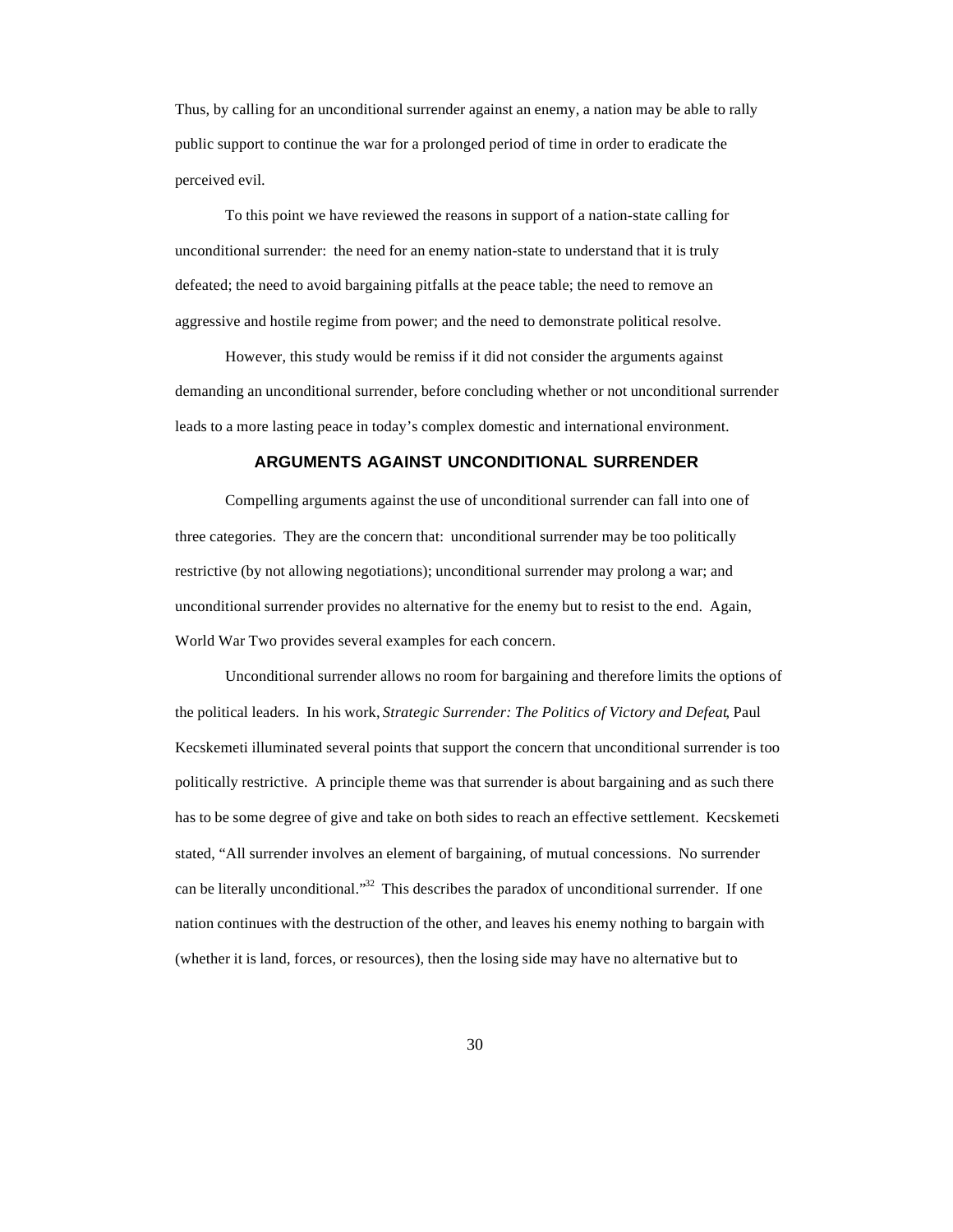Thus, by calling for an unconditional surrender against an enemy, a nation may be able to rally public support to continue the war for a prolonged period of time in order to eradicate the perceived evil.

To this point we have reviewed the reasons in support of a nation-state calling for unconditional surrender: the need for an enemy nation-state to understand that it is truly defeated; the need to avoid bargaining pitfalls at the peace table; the need to remove an aggressive and hostile regime from power; and the need to demonstrate political resolve.

However, this study would be remiss if it did not consider the arguments against demanding an unconditional surrender, before concluding whether or not unconditional surrender leads to a more lasting peace in today's complex domestic and international environment.

## ARGUMENTS AGAINST UNCONDITIONAL SURRENDER

Compelling arguments against the use of unconditional surrender can fall into one of three categories. They are the concern that: unconditional surrender may be too politically restrictive (by not allowing negotiations); unconditional surrender may prolong a war; and unconditional surrender provides no alternative for the enemy but to resist to the end. Again, World War Two provides several examples for each concern.

Unconditional surrender allows no room for bargaining and therefore limits the options of the political leaders. In his work, *Strategic Surrender: The Politics of Victory and Defeat*, Paul Kecskemeti illuminated several points that support the concern that unconditional surrender is too politically restrictive. A principle theme was that surrender is about bargaining and as such there has to be some degree of give and take on both sides to reach an effective settlement. Kecskemeti stated, "All surrender involves an element of bargaining, of mutual concessions. No surrender can be literally unconditional."[32] This describes the paradox of unconditional surrender. If one nation continues with the destruction of the other, and leaves his enemy nothing to bargain with (whether it is land, forces, or resources), then the losing side may have no alternative but to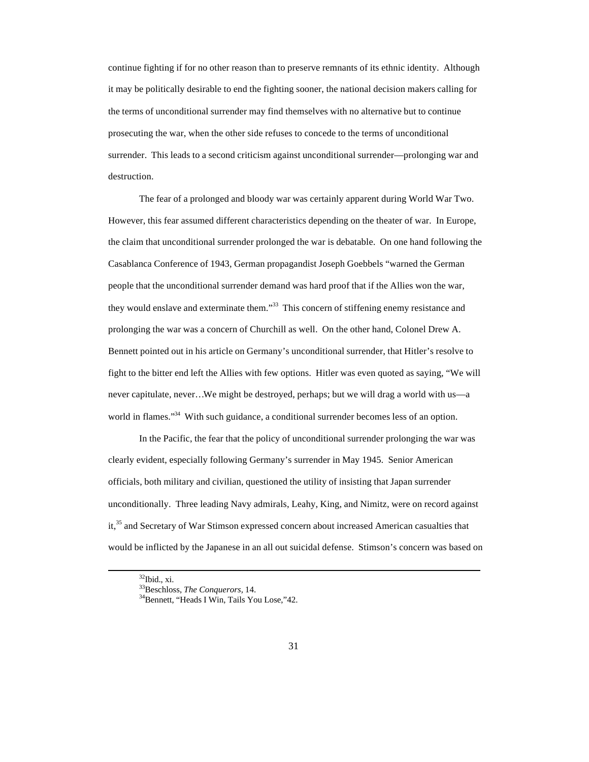continue fighting if for no other reason than to preserve remnants of its ethnic identity. Although it may be politically desirable to end the fighting sooner, the national decision makers calling for the terms of unconditional surrender may find themselves with no alternative but to continue prosecuting the war, when the other side refuses to concede to the terms of unconditional surrender. This leads to a second criticism against unconditional surrender—prolonging war and destruction.

The fear of a prolonged and bloody war was certainly apparent during World War Two. However, this fear assumed different characteristics depending on the theater of war. In Europe, the claim that unconditional surrender prolonged the war is debatable. On one hand following the Casablanca Conference of 1943, German propagandist Joseph Goebbels "warned the German people that the unconditional surrender demand was hard proof that if the Allies won the war, they would enslave and exterminate them."[33] This concern of stiffening enemy resistance and prolonging the war was a concern of Churchill as well. On the other hand, Colonel Drew A. Bennett pointed out in his article on Germany's unconditional surrender, that Hitler's resolve to fight to the bitter end left the Allies with few options. Hitler was even quoted as saying, "We will never capitulate, never…We might be destroyed, perhaps; but we will drag a world with us—a world in flames."[34] With such guidance, a conditional surrender becomes less of an option.

In the Pacific, the fear that the policy of unconditional surrender prolonging the war was clearly evident, especially following Germany's surrender in May 1945. Senior American officials, both military and civilian, questioned the utility of insisting that Japan surrender unconditionally. Three leading Navy admirals, Leahy, King, and Nimitz, were on record against it,[35] and Secretary of War Stimson expressed concern about increased American casualties that would be inflicted by the Japanese in an all out suicidal defense. Stimson's concern was based on

---

[32]Ibid., xi.

[33]Beschloss, *The Conquerors*, 14.

[34]Bennett, "Heads I Win, Tails You Lose,"42.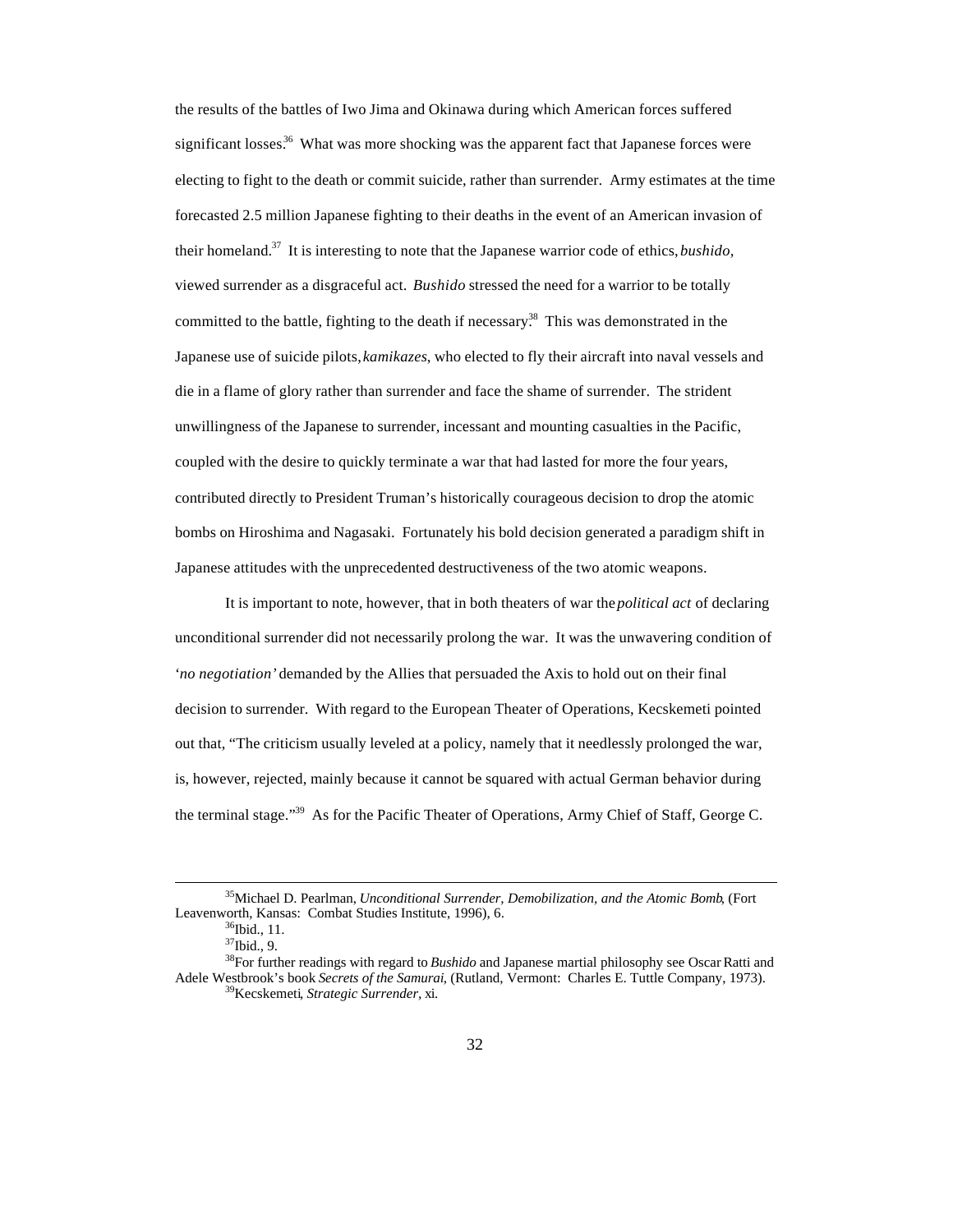the results of the battles of Iwo Jima and Okinawa during which American forces suffered significant losses.[36] What was more shocking was the apparent fact that Japanese forces were electing to fight to the death or commit suicide, rather than surrender. Army estimates at the time forecasted 2.5 million Japanese fighting to their deaths in the event of an American invasion of their homeland.[37] It is interesting to note that the Japanese warrior code of ethics, *bushido,* viewed surrender as a disgraceful act. *Bushido* stressed the need for a warrior to be totally committed to the battle, fighting to the death if necessary.[38] This was demonstrated in the Japanese use of suicide pilots, *kamikazes*, who elected to fly their aircraft into naval vessels and die in a flame of glory rather than surrender and face the shame of surrender. The strident unwillingness of the Japanese to surrender, incessant and mounting casualties in the Pacific, coupled with the desire to quickly terminate a war that had lasted for more the four years, contributed directly to President Truman's historically courageous decision to drop the atomic bombs on Hiroshima and Nagasaki. Fortunately his bold decision generated a paradigm shift in Japanese attitudes with the unprecedented destructiveness of the two atomic weapons.

It is important to note, however, that in both theaters of war the *political act* of declaring unconditional surrender did not necessarily prolong the war. It was the unwavering condition of '*no negotiation'* demanded by the Allies that persuaded the Axis to hold out on their final decision to surrender. With regard to the European Theater of Operations, Kecskemeti pointed out that, "The criticism usually leveled at a policy, namely that it needlessly prolonged the war, is, however, rejected, mainly because it cannot be squared with actual German behavior during the terminal stage."[39] As for the Pacific Theater of Operations, Army Chief of Staff, George C.

---

[35]Michael D. Pearlman, *Unconditional Surrender, Demobilization, and the Atomic Bomb*, (Fort Leavenworth, Kansas: Combat Studies Institute, 1996), 6.

[36]Ibid., 11.

[37]Ibid., 9.

[38]For further readings with regard to *Bushido* and Japanese martial philosophy see Oscar Ratti and Adele Westbrook's book *Secrets of the Samurai*, (Rutland, Vermont: Charles E. Tuttle Company, 1973).

[39]Kecskemeti, *Strategic Surrender,* xi.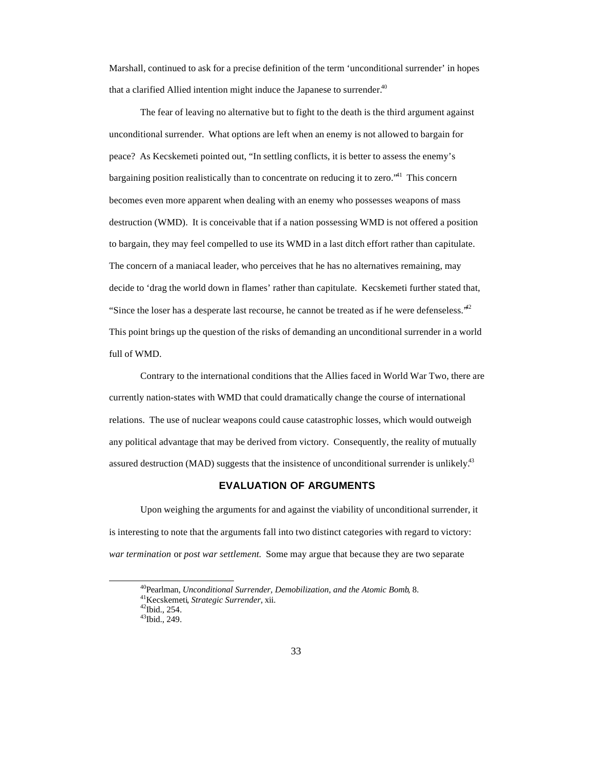Marshall, continued to ask for a precise definition of the term 'unconditional surrender' in hopes that a clarified Allied intention might induce the Japanese to surrender.[40]

The fear of leaving no alternative but to fight to the death is the third argument against unconditional surrender. What options are left when an enemy is not allowed to bargain for peace? As Kecskemeti pointed out, "In settling conflicts, it is better to assess the enemy's bargaining position realistically than to concentrate on reducing it to zero."[41] This concern becomes even more apparent when dealing with an enemy who possesses weapons of mass destruction (WMD). It is conceivable that if a nation possessing WMD is not offered a position to bargain, they may feel compelled to use its WMD in a last ditch effort rather than capitulate. The concern of a maniacal leader, who perceives that he has no alternatives remaining, may decide to 'drag the world down in flames' rather than capitulate. Kecskemeti further stated that, "Since the loser has a desperate last recourse, he cannot be treated as if he were defenseless."[42] This point brings up the question of the risks of demanding an unconditional surrender in a world full of WMD.

Contrary to the international conditions that the Allies faced in World War Two, there are currently nation-states with WMD that could dramatically change the course of international relations. The use of nuclear weapons could cause catastrophic losses, which would outweigh any political advantage that may be derived from victory. Consequently, the reality of mutually assured destruction (MAD) suggests that the insistence of unconditional surrender is unlikely.[43]

## EVALUATION OF ARGUMENTS

Upon weighing the arguments for and against the viability of unconditional surrender, it is interesting to note that the arguments fall into two distinct categories with regard to victory: *war termination* or *post war settlement.* Some may argue that because they are two separate

---

[40] Pearlman, *Unconditional Surrender, Demobilization, and the Atomic Bomb*, 8.
[41] Kecskemeti, *Strategic Surrender,* xii.
[42] Ibid., 254.
[43] Ibid., 249.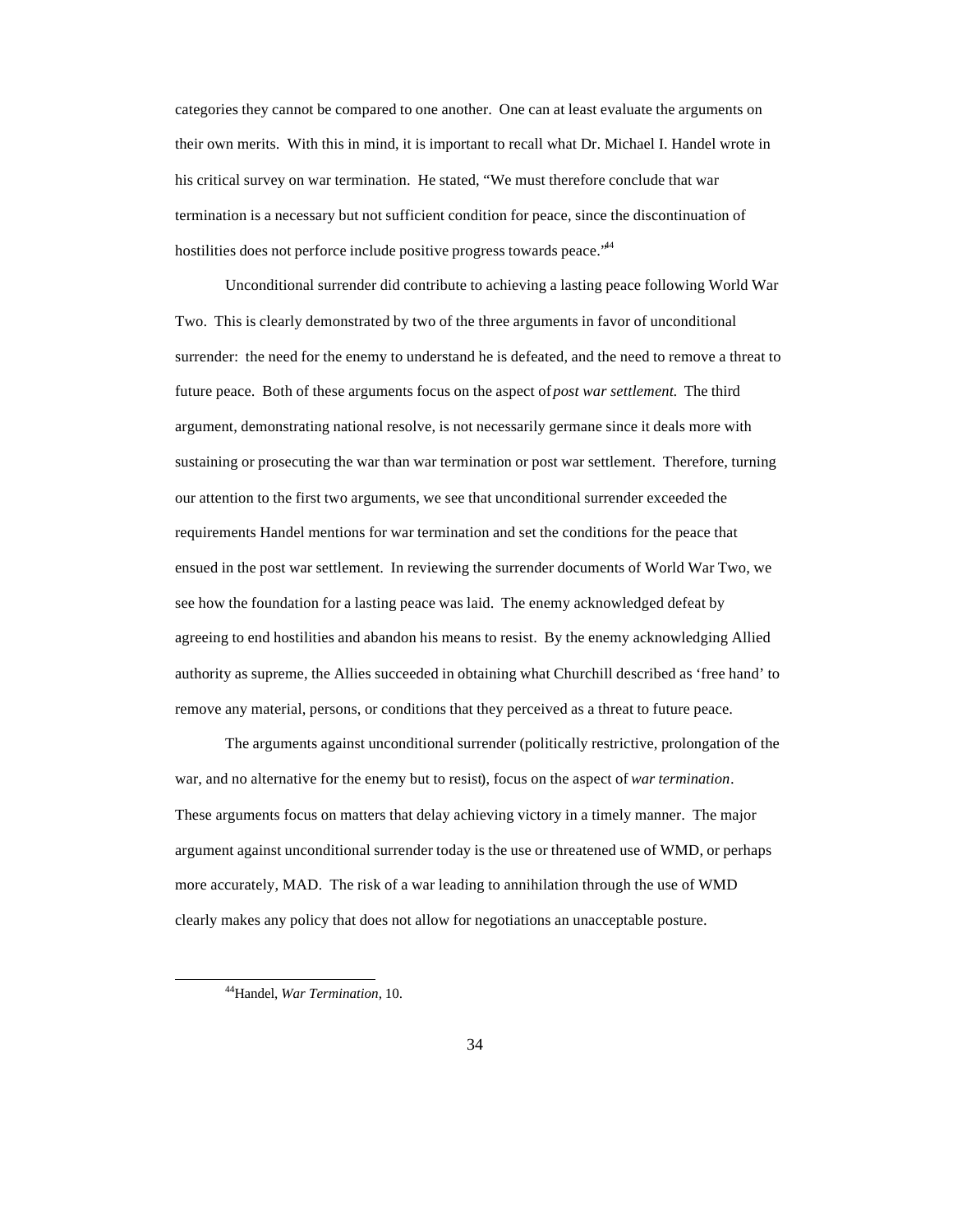categories they cannot be compared to one another. One can at least evaluate the arguments on their own merits. With this in mind, it is important to recall what Dr. Michael I. Handel wrote in his critical survey on war termination. He stated, "We must therefore conclude that war termination is a necessary but not sufficient condition for peace, since the discontinuation of hostilities does not perforce include positive progress towards peace."[44]

Unconditional surrender did contribute to achieving a lasting peace following World War Two. This is clearly demonstrated by two of the three arguments in favor of unconditional surrender: the need for the enemy to understand he is defeated, and the need to remove a threat to future peace. Both of these arguments focus on the aspect of *post war settlement.* The third argument, demonstrating national resolve, is not necessarily germane since it deals more with sustaining or prosecuting the war than war termination or post war settlement. Therefore, turning our attention to the first two arguments, we see that unconditional surrender exceeded the requirements Handel mentions for war termination and set the conditions for the peace that ensued in the post war settlement. In reviewing the surrender documents of World War Two, we see how the foundation for a lasting peace was laid. The enemy acknowledged defeat by agreeing to end hostilities and abandon his means to resist. By the enemy acknowledging Allied authority as supreme, the Allies succeeded in obtaining what Churchill described as 'free hand' to remove any material, persons, or conditions that they perceived as a threat to future peace.

The arguments against unconditional surrender (politically restrictive, prolongation of the war, and no alternative for the enemy but to resist), focus on the aspect of *war termination*. These arguments focus on matters that delay achieving victory in a timely manner. The major argument against unconditional surrender today is the use or threatened use of WMD, or perhaps more accurately, MAD. The risk of a war leading to annihilation through the use of WMD clearly makes any policy that does not allow for negotiations an unacceptable posture.

---

[44]Handel, *War Termination*, 10.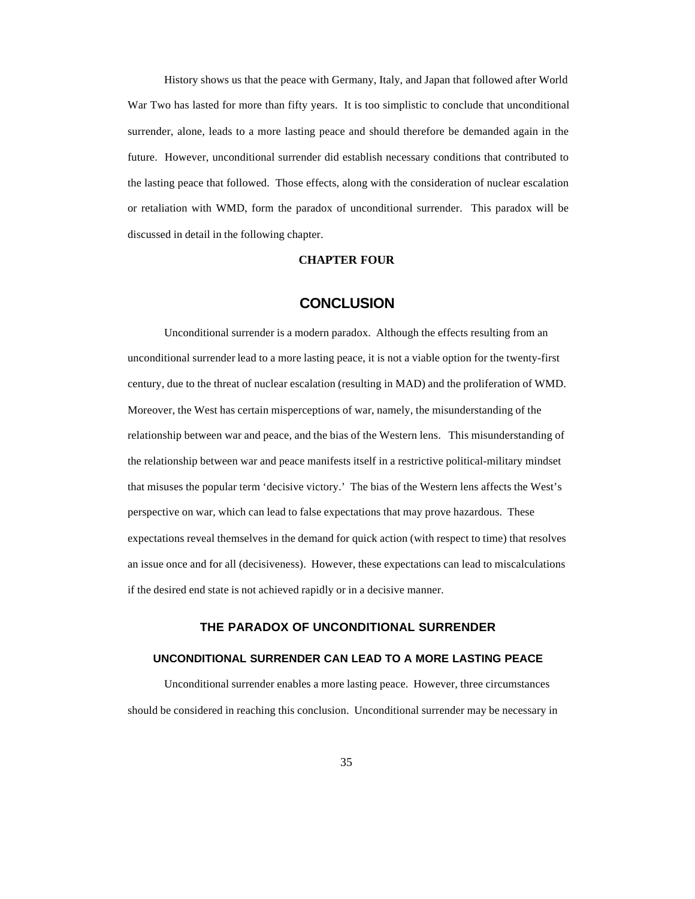History shows us that the peace with Germany, Italy, and Japan that followed after World War Two has lasted for more than fifty years. It is too simplistic to conclude that unconditional surrender, alone, leads to a more lasting peace and should therefore be demanded again in the future. However, unconditional surrender did establish necessary conditions that contributed to the lasting peace that followed. Those effects, along with the consideration of nuclear escalation or retaliation with WMD, form the paradox of unconditional surrender. This paradox will be discussed in detail in the following chapter.

# CHAPTER FOUR

# CONCLUSION

Unconditional surrender is a modern paradox. Although the effects resulting from an unconditional surrender lead to a more lasting peace, it is not a viable option for the twenty-first century, due to the threat of nuclear escalation (resulting in MAD) and the proliferation of WMD. Moreover, the West has certain misperceptions of war, namely, the misunderstanding of the relationship between war and peace, and the bias of the Western lens. This misunderstanding of the relationship between war and peace manifests itself in a restrictive political-military mindset that misuses the popular term 'decisive victory.' The bias of the Western lens affects the West's perspective on war, which can lead to false expectations that may prove hazardous. These expectations reveal themselves in the demand for quick action (with respect to time) that resolves an issue once and for all (decisiveness). However, these expectations can lead to miscalculations if the desired end state is not achieved rapidly or in a decisive manner.

## THE PARADOX OF UNCONDITIONAL SURRENDER

### UNCONDITIONAL SURRENDER CAN LEAD TO A MORE LASTING PEACE

Unconditional surrender enables a more lasting peace. However, three circumstances should be considered in reaching this conclusion. Unconditional surrender may be necessary in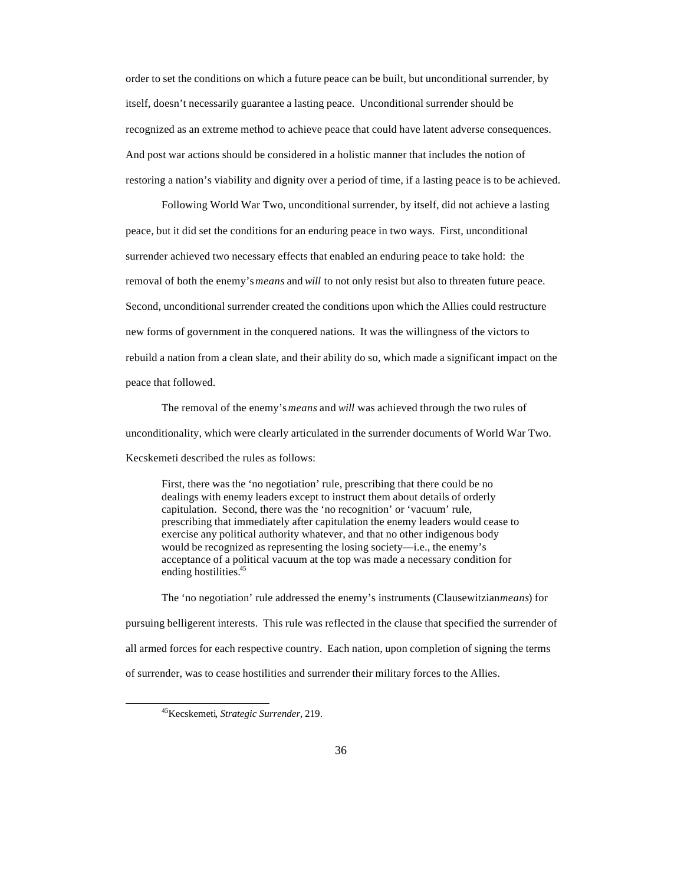order to set the conditions on which a future peace can be built, but unconditional surrender, by itself, doesn't necessarily guarantee a lasting peace. Unconditional surrender should be recognized as an extreme method to achieve peace that could have latent adverse consequences. And post war actions should be considered in a holistic manner that includes the notion of restoring a nation's viability and dignity over a period of time, if a lasting peace is to be achieved.

Following World War Two, unconditional surrender, by itself, did not achieve a lasting peace, but it did set the conditions for an enduring peace in two ways. First, unconditional surrender achieved two necessary effects that enabled an enduring peace to take hold: the removal of both the enemy's *means* and *will* to not only resist but also to threaten future peace. Second, unconditional surrender created the conditions upon which the Allies could restructure new forms of government in the conquered nations. It was the willingness of the victors to rebuild a nation from a clean slate, and their ability do so, which made a significant impact on the peace that followed.

The removal of the enemy's *means* and *will* was achieved through the two rules of unconditionality, which were clearly articulated in the surrender documents of World War Two. Kecskemeti described the rules as follows:

> First, there was the 'no negotiation' rule, prescribing that there could be no dealings with enemy leaders except to instruct them about details of orderly capitulation. Second, there was the 'no recognition' or 'vacuum' rule, prescribing that immediately after capitulation the enemy leaders would cease to exercise any political authority whatever, and that no other indigenous body would be recognized as representing the losing society—i.e., the enemy's acceptance of a political vacuum at the top was made a necessary condition for ending hostilities.[45]

The 'no negotiation' rule addressed the enemy's instruments (Clausewitzian *means*) for pursuing belligerent interests. This rule was reflected in the clause that specified the surrender of all armed forces for each respective country. Each nation, upon completion of signing the terms of surrender, was to cease hostilities and surrender their military forces to the Allies.

[45] Kecskemeti, *Strategic Surrender*, 219.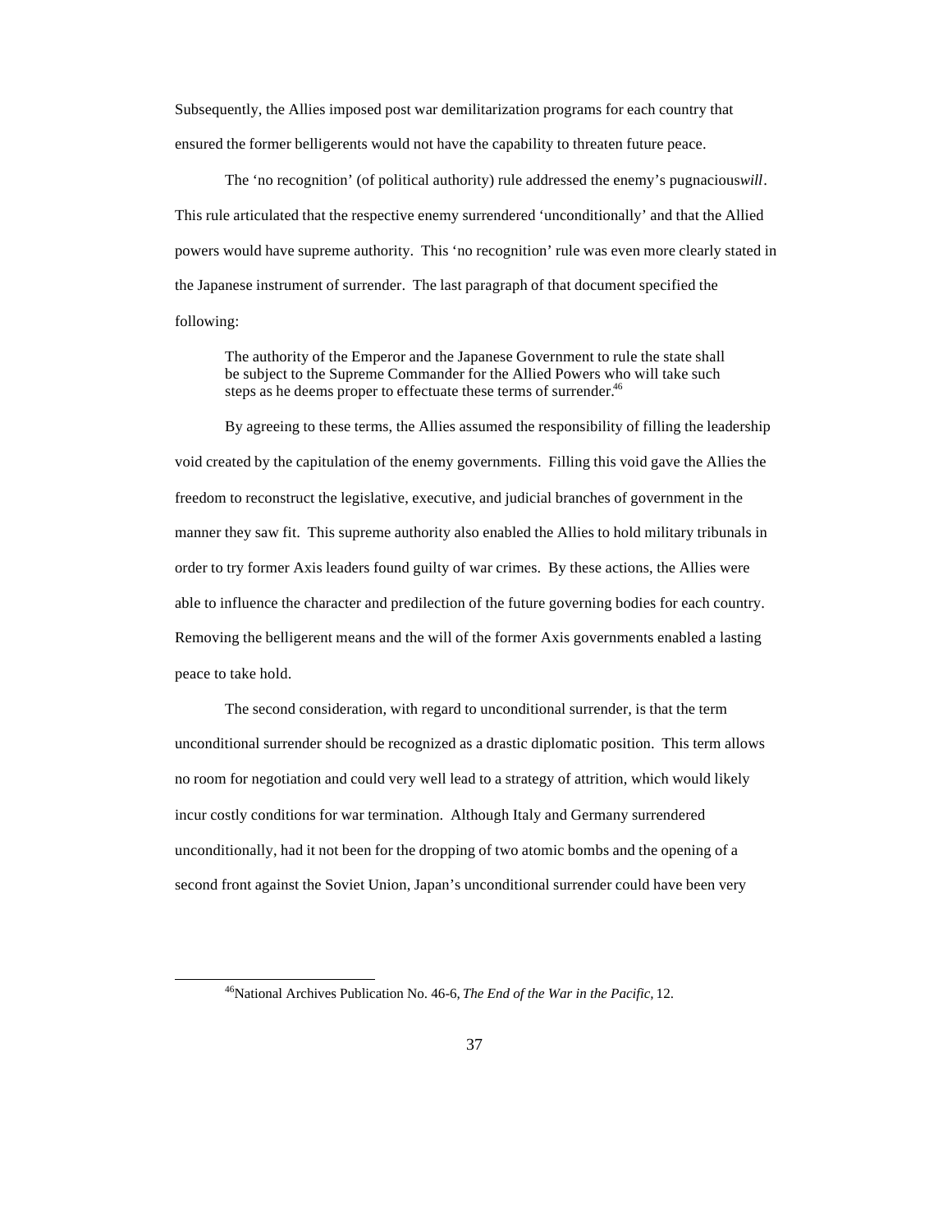Subsequently, the Allies imposed post war demilitarization programs for each country that ensured the former belligerents would not have the capability to threaten future peace.

The 'no recognition' (of political authority) rule addressed the enemy's pugnacious *will*. This rule articulated that the respective enemy surrendered 'unconditionally' and that the Allied powers would have supreme authority. This 'no recognition' rule was even more clearly stated in the Japanese instrument of surrender. The last paragraph of that document specified the following:

> The authority of the Emperor and the Japanese Government to rule the state shall be subject to the Supreme Commander for the Allied Powers who will take such steps as he deems proper to effectuate these terms of surrender.[46]

By agreeing to these terms, the Allies assumed the responsibility of filling the leadership void created by the capitulation of the enemy governments. Filling this void gave the Allies the freedom to reconstruct the legislative, executive, and judicial branches of government in the manner they saw fit. This supreme authority also enabled the Allies to hold military tribunals in order to try former Axis leaders found guilty of war crimes. By these actions, the Allies were able to influence the character and predilection of the future governing bodies for each country. Removing the belligerent means and the will of the former Axis governments enabled a lasting peace to take hold.

The second consideration, with regard to unconditional surrender, is that the term unconditional surrender should be recognized as a drastic diplomatic position. This term allows no room for negotiation and could very well lead to a strategy of attrition, which would likely incur costly conditions for war termination. Although Italy and Germany surrendered unconditionally, had it not been for the dropping of two atomic bombs and the opening of a second front against the Soviet Union, Japan's unconditional surrender could have been very

[46]National Archives Publication No. 46-6, *The End of the War in the Pacific*, 12.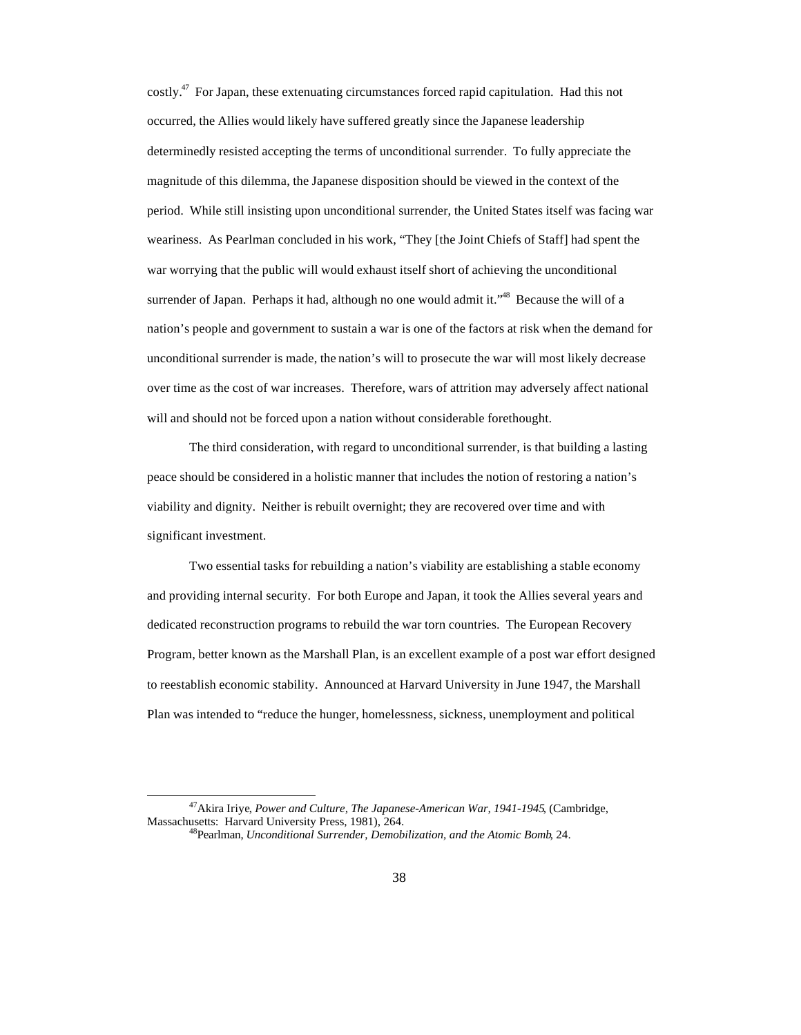costly.[47] For Japan, these extenuating circumstances forced rapid capitulation. Had this not occurred, the Allies would likely have suffered greatly since the Japanese leadership determinedly resisted accepting the terms of unconditional surrender. To fully appreciate the magnitude of this dilemma, the Japanese disposition should be viewed in the context of the period. While still insisting upon unconditional surrender, the United States itself was facing war weariness. As Pearlman concluded in his work, "They [the Joint Chiefs of Staff] had spent the war worrying that the public will would exhaust itself short of achieving the unconditional surrender of Japan. Perhaps it had, although no one would admit it."[48] Because the will of a nation's people and government to sustain a war is one of the factors at risk when the demand for unconditional surrender is made, the nation's will to prosecute the war will most likely decrease over time as the cost of war increases. Therefore, wars of attrition may adversely affect national will and should not be forced upon a nation without considerable forethought.

The third consideration, with regard to unconditional surrender, is that building a lasting peace should be considered in a holistic manner that includes the notion of restoring a nation's viability and dignity. Neither is rebuilt overnight; they are recovered over time and with significant investment.

Two essential tasks for rebuilding a nation's viability are establishing a stable economy and providing internal security. For both Europe and Japan, it took the Allies several years and dedicated reconstruction programs to rebuild the war torn countries. The European Recovery Program, better known as the Marshall Plan, is an excellent example of a post war effort designed to reestablish economic stability. Announced at Harvard University in June 1947, the Marshall Plan was intended to "reduce the hunger, homelessness, sickness, unemployment and political

---

[47] Akira Iriye, *Power and Culture, The Japanese-American War, 1941-1945*, (Cambridge, Massachusetts: Harvard University Press, 1981), 264.

[48] Pearlman, *Unconditional Surrender, Demobilization, and the Atomic Bomb*, 24.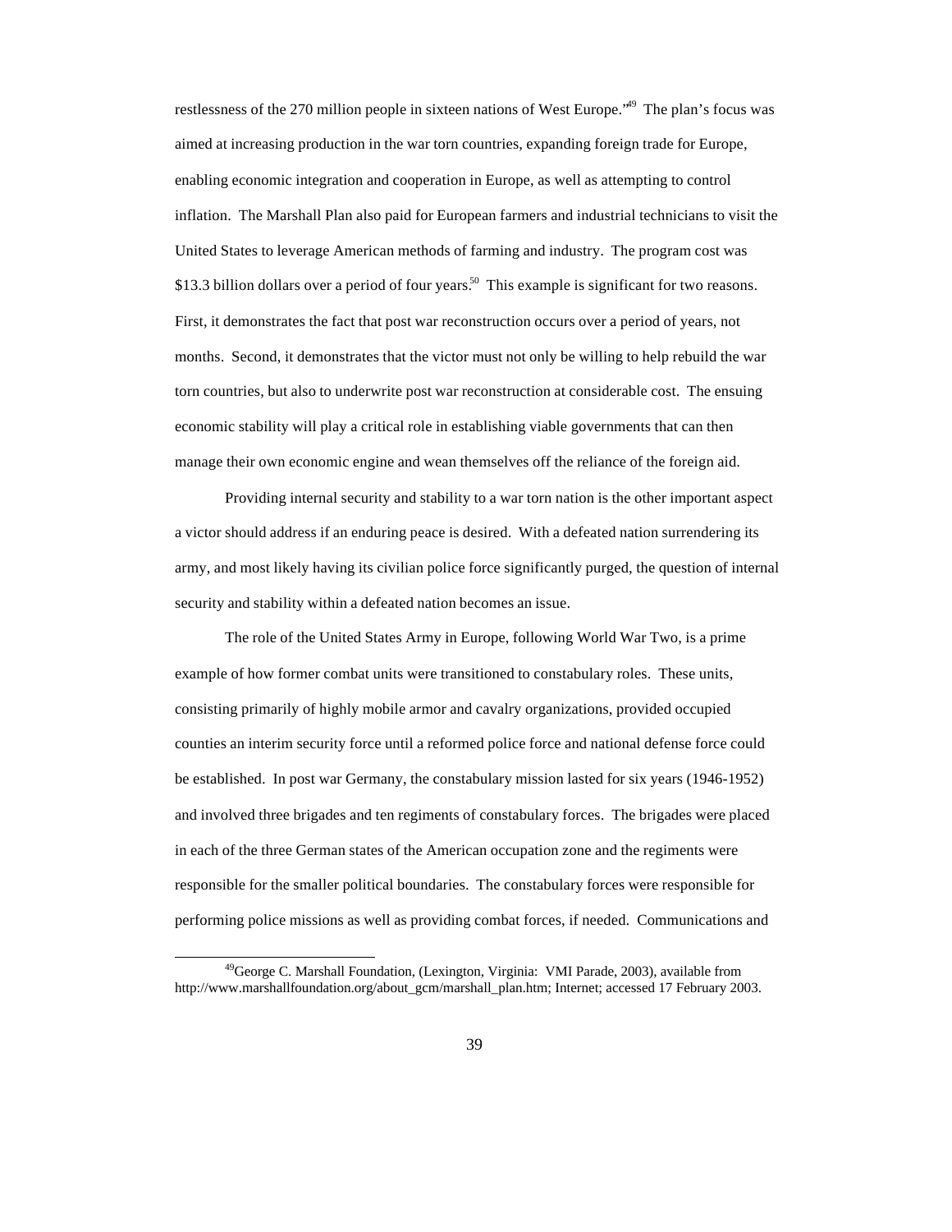restlessness of the 270 million people in sixteen nations of West Europe."[49] The plan's focus was aimed at increasing production in the war torn countries, expanding foreign trade for Europe, enabling economic integration and cooperation in Europe, as well as attempting to control inflation. The Marshall Plan also paid for European farmers and industrial technicians to visit the United States to leverage American methods of farming and industry. The program cost was $13.3 billion dollars over a period of four years.[50] This example is significant for two reasons. First, it demonstrates the fact that post war reconstruction occurs over a period of years, not months. Second, it demonstrates that the victor must not only be willing to help rebuild the war torn countries, but also to underwrite post war reconstruction at considerable cost. The ensuing economic stability will play a critical role in establishing viable governments that can then manage their own economic engine and wean themselves off the reliance of the foreign aid.

Providing internal security and stability to a war torn nation is the other important aspect a victor should address if an enduring peace is desired. With a defeated nation surrendering its army, and most likely having its civilian police force significantly purged, the question of internal security and stability within a defeated nation becomes an issue.

The role of the United States Army in Europe, following World War Two, is a prime example of how former combat units were transitioned to constabulary roles. These units, consisting primarily of highly mobile armor and cavalry organizations, provided occupied counties an interim security force until a reformed police force and national defense force could be established. In post war Germany, the constabulary mission lasted for six years (1946-1952) and involved three brigades and ten regiments of constabulary forces. The brigades were placed in each of the three German states of the American occupation zone and the regiments were responsible for the smaller political boundaries. The constabulary forces were responsible for performing police missions as well as providing combat forces, if needed. Communications and

---

[49] George C. Marshall Foundation, (Lexington, Virginia: VMI Parade, 2003), available from http://www.marshallfoundation.org/about_gcm/marshall_plan.htm; Internet; accessed 17 February 2003.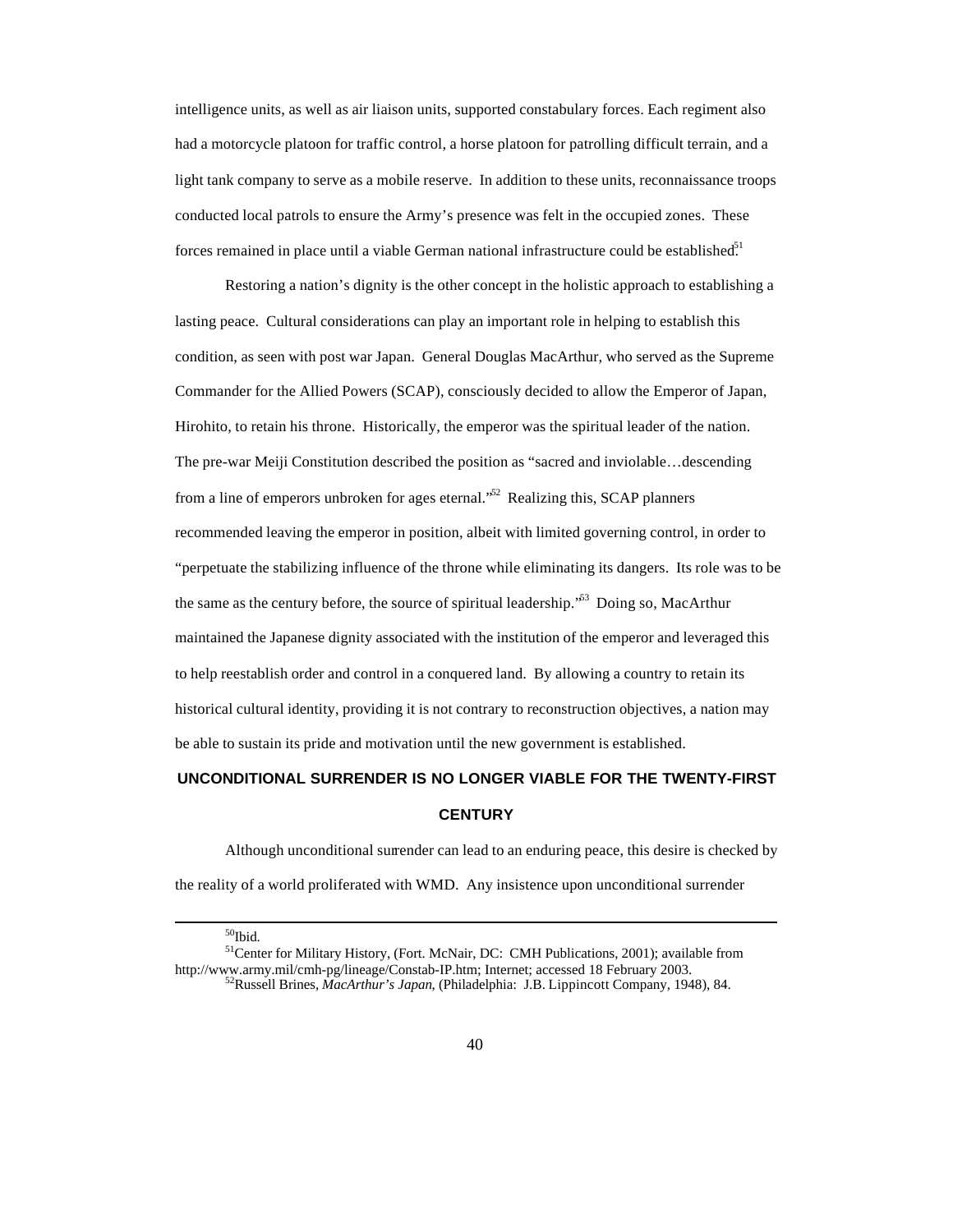intelligence units, as well as air liaison units, supported constabulary forces. Each regiment also had a motorcycle platoon for traffic control, a horse platoon for patrolling difficult terrain, and a light tank company to serve as a mobile reserve. In addition to these units, reconnaissance troops conducted local patrols to ensure the Army's presence was felt in the occupied zones. These forces remained in place until a viable German national infrastructure could be established.[51]

Restoring a nation's dignity is the other concept in the holistic approach to establishing a lasting peace. Cultural considerations can play an important role in helping to establish this condition, as seen with post war Japan. General Douglas MacArthur, who served as the Supreme Commander for the Allied Powers (SCAP), consciously decided to allow the Emperor of Japan, Hirohito, to retain his throne. Historically, the emperor was the spiritual leader of the nation. The pre-war Meiji Constitution described the position as "sacred and inviolable…descending from a line of emperors unbroken for ages eternal."[52] Realizing this, SCAP planners recommended leaving the emperor in position, albeit with limited governing control, in order to "perpetuate the stabilizing influence of the throne while eliminating its dangers. Its role was to be the same as the century before, the source of spiritual leadership."[53] Doing so, MacArthur maintained the Japanese dignity associated with the institution of the emperor and leveraged this to help reestablish order and control in a conquered land. By allowing a country to retain its historical cultural identity, providing it is not contrary to reconstruction objectives, a nation may be able to sustain its pride and motivation until the new government is established.

## UNCONDITIONAL SURRENDER IS NO LONGER VIABLE FOR THE TWENTY-FIRST CENTURY

Although unconditional surrender can lead to an enduring peace, this desire is checked by the reality of a world proliferated with WMD. Any insistence upon unconditional surrender

---

[50] Ibid.

[51] Center for Military History, (Fort. McNair, DC: CMH Publications, 2001); available from http://www.army.mil/cmh-pg/lineage/Constab-IP.htm; Internet; accessed 18 February 2003.

[52] Russell Brines, *MacArthur's Japan*, (Philadelphia: J.B. Lippincott Company, 1948), 84.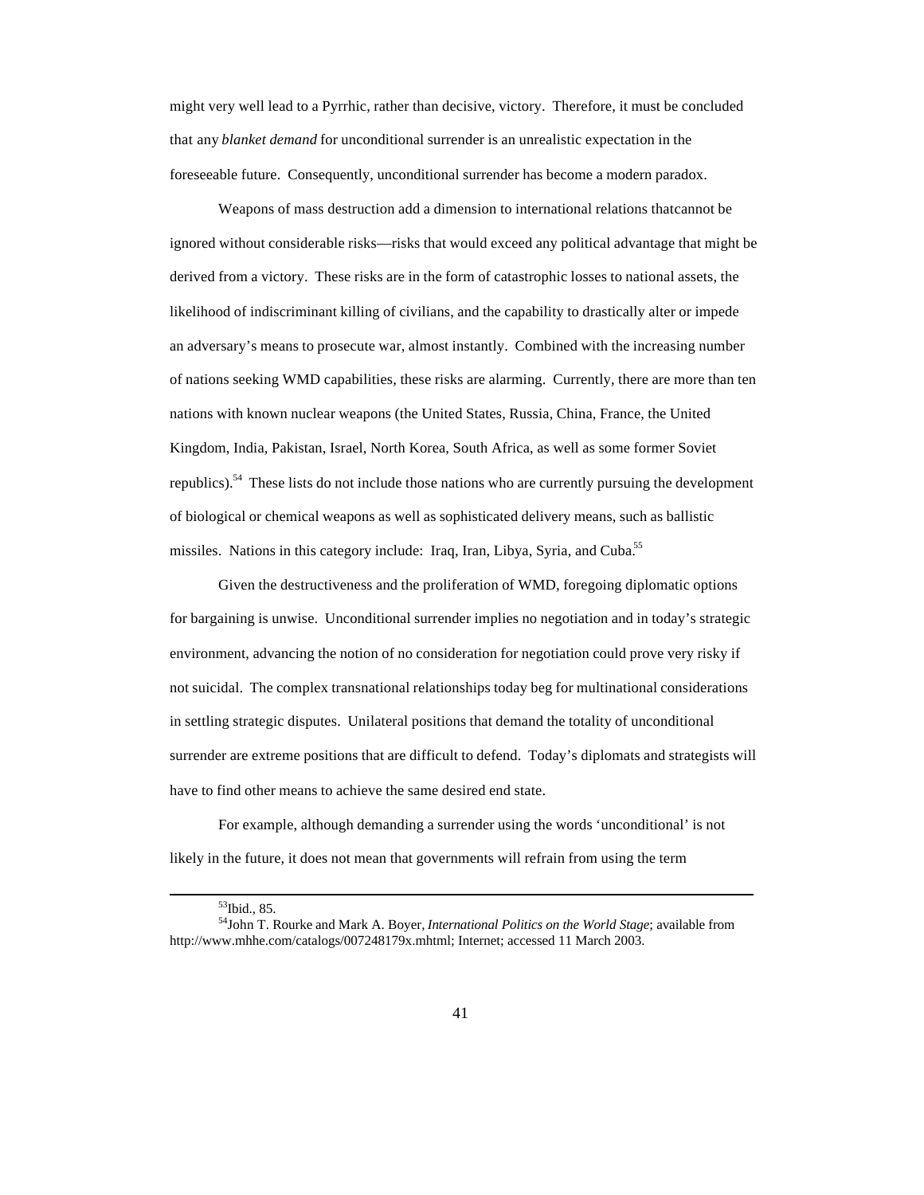might very well lead to a Pyrrhic, rather than decisive, victory. Therefore, it must be concluded that any *blanket demand* for unconditional surrender is an unrealistic expectation in the foreseeable future. Consequently, unconditional surrender has become a modern paradox.

Weapons of mass destruction add a dimension to international relations thatcannot be ignored without considerable risks—risks that would exceed any political advantage that might be derived from a victory. These risks are in the form of catastrophic losses to national assets, the likelihood of indiscriminant killing of civilians, and the capability to drastically alter or impede an adversary's means to prosecute war, almost instantly. Combined with the increasing number of nations seeking WMD capabilities, these risks are alarming. Currently, there are more than ten nations with known nuclear weapons (the United States, Russia, China, France, the United Kingdom, India, Pakistan, Israel, North Korea, South Africa, as well as some former Soviet republics).[54] These lists do not include those nations who are currently pursuing the development of biological or chemical weapons as well as sophisticated delivery means, such as ballistic missiles. Nations in this category include: Iraq, Iran, Libya, Syria, and Cuba.[55]

Given the destructiveness and the proliferation of WMD, foregoing diplomatic options for bargaining is unwise. Unconditional surrender implies no negotiation and in today's strategic environment, advancing the notion of no consideration for negotiation could prove very risky if not suicidal. The complex transnational relationships today beg for multinational considerations in settling strategic disputes. Unilateral positions that demand the totality of unconditional surrender are extreme positions that are difficult to defend. Today's diplomats and strategists will have to find other means to achieve the same desired end state.

For example, although demanding a surrender using the words 'unconditional' is not likely in the future, it does not mean that governments will refrain from using the term

---

[53]Ibid., 85.

[54]John T. Rourke and Mark A. Boyer, *International Politics on the World Stage*; available from http://www.mhhe.com/catalogs/007248179x.mhtml; Internet; accessed 11 March 2003.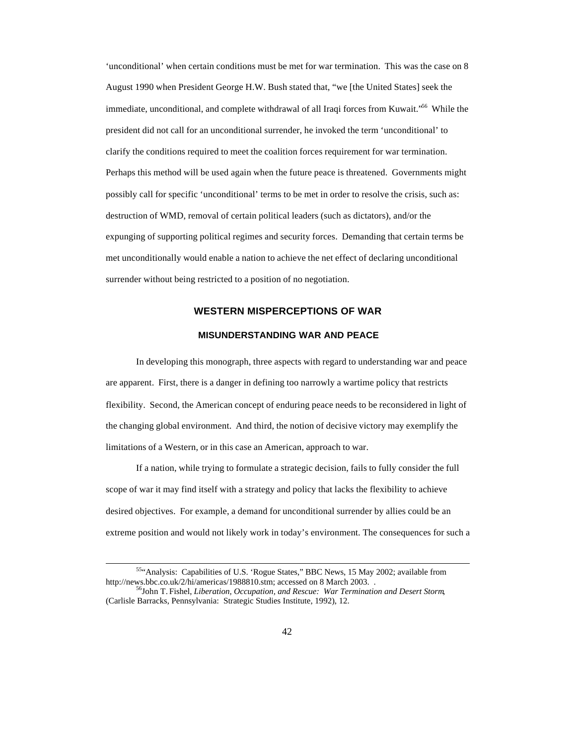‘unconditional’ when certain conditions must be met for war termination. This was the case on 8 August 1990 when President George H.W. Bush stated that, “we [the United States] seek the immediate, unconditional, and complete withdrawal of all Iraqi forces from Kuwait.”[56] While the president did not call for an unconditional surrender, he invoked the term ‘unconditional’ to clarify the conditions required to meet the coalition forces requirement for war termination. Perhaps this method will be used again when the future peace is threatened. Governments might possibly call for specific ‘unconditional’ terms to be met in order to resolve the crisis, such as: destruction of WMD, removal of certain political leaders (such as dictators), and/or the expunging of supporting political regimes and security forces. Demanding that certain terms be met unconditionally would enable a nation to achieve the net effect of declaring unconditional surrender without being restricted to a position of no negotiation.

## WESTERN MISPERCEPTIONS OF WAR

### MISUNDERSTANDING WAR AND PEACE

In developing this monograph, three aspects with regard to understanding war and peace are apparent. First, there is a danger in defining too narrowly a wartime policy that restricts flexibility. Second, the American concept of enduring peace needs to be reconsidered in light of the changing global environment. And third, the notion of decisive victory may exemplify the limitations of a Western, or in this case an American, approach to war.

If a nation, while trying to formulate a strategic decision, fails to fully consider the full scope of war it may find itself with a strategy and policy that lacks the flexibility to achieve desired objectives. For example, a demand for unconditional surrender by allies could be an extreme position and would not likely work in today’s environment. The consequences for such a

---

[55]“Analysis: Capabilities of U.S. ‘Rogue States,” BBC News, 15 May 2002; available from http://news.bbc.co.uk/2/hi/americas/1988810.stm; accessed on 8 March 2003. .

[56]John T. Fishel, *Liberation, Occupation, and Rescue: War Termination and Desert Storm*, (Carlisle Barracks, Pennsylvania: Strategic Studies Institute, 1992), 12.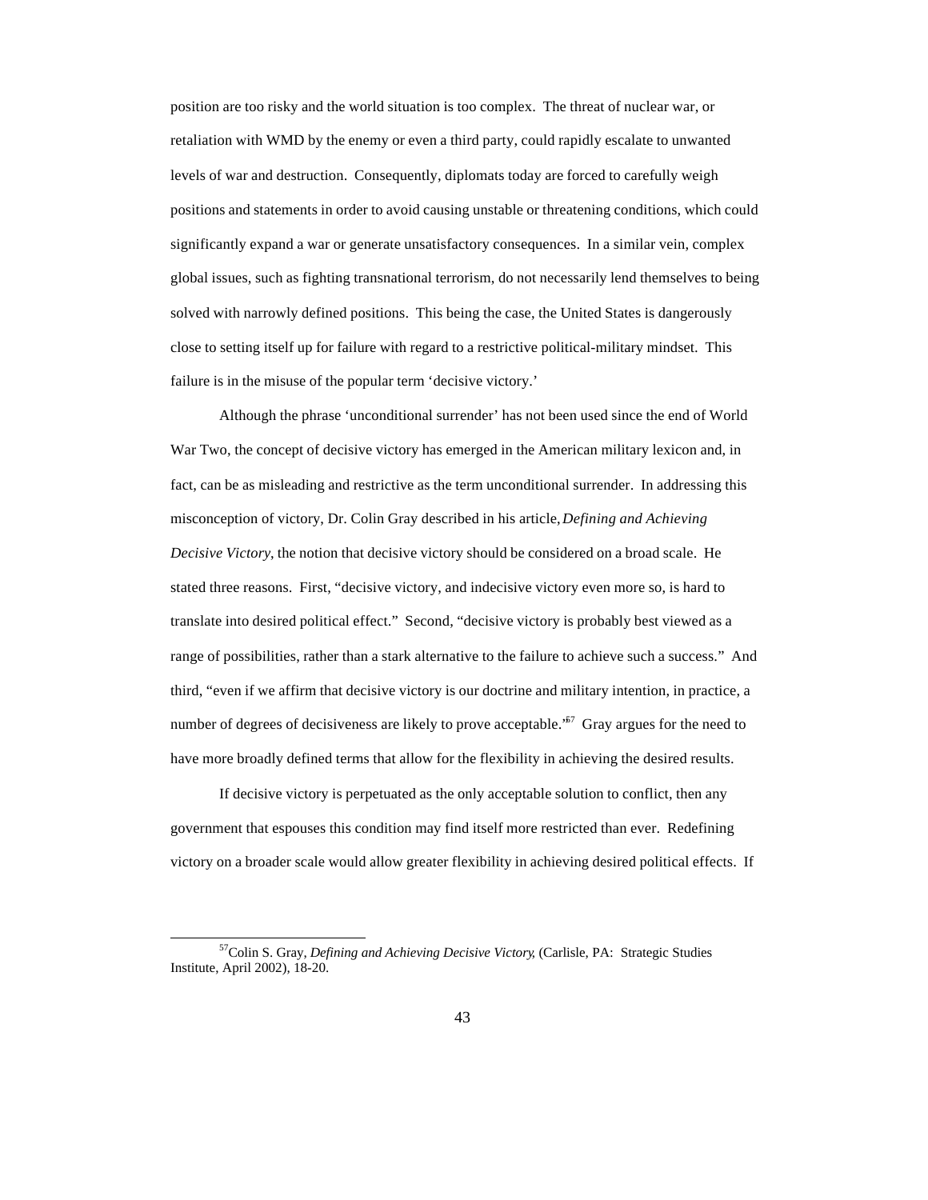position are too risky and the world situation is too complex. The threat of nuclear war, or retaliation with WMD by the enemy or even a third party, could rapidly escalate to unwanted levels of war and destruction. Consequently, diplomats today are forced to carefully weigh positions and statements in order to avoid causing unstable or threatening conditions, which could significantly expand a war or generate unsatisfactory consequences. In a similar vein, complex global issues, such as fighting transnational terrorism, do not necessarily lend themselves to being solved with narrowly defined positions. This being the case, the United States is dangerously close to setting itself up for failure with regard to a restrictive political-military mindset. This failure is in the misuse of the popular term 'decisive victory.'

Although the phrase 'unconditional surrender' has not been used since the end of World War Two, the concept of decisive victory has emerged in the American military lexicon and, in fact, can be as misleading and restrictive as the term unconditional surrender. In addressing this misconception of victory, Dr. Colin Gray described in his article, *Defining and Achieving Decisive Victory*, the notion that decisive victory should be considered on a broad scale. He stated three reasons. First, "decisive victory, and indecisive victory even more so, is hard to translate into desired political effect." Second, "decisive victory is probably best viewed as a range of possibilities, rather than a stark alternative to the failure to achieve such a success." And third, "even if we affirm that decisive victory is our doctrine and military intention, in practice, a number of degrees of decisiveness are likely to prove acceptable."[57] Gray argues for the need to have more broadly defined terms that allow for the flexibility in achieving the desired results.

If decisive victory is perpetuated as the only acceptable solution to conflict, then any government that espouses this condition may find itself more restricted than ever. Redefining victory on a broader scale would allow greater flexibility in achieving desired political effects. If

---

[57] Colin S. Gray, *Defining and Achieving Decisive Victory*, (Carlisle, PA: Strategic Studies Institute, April 2002), 18-20.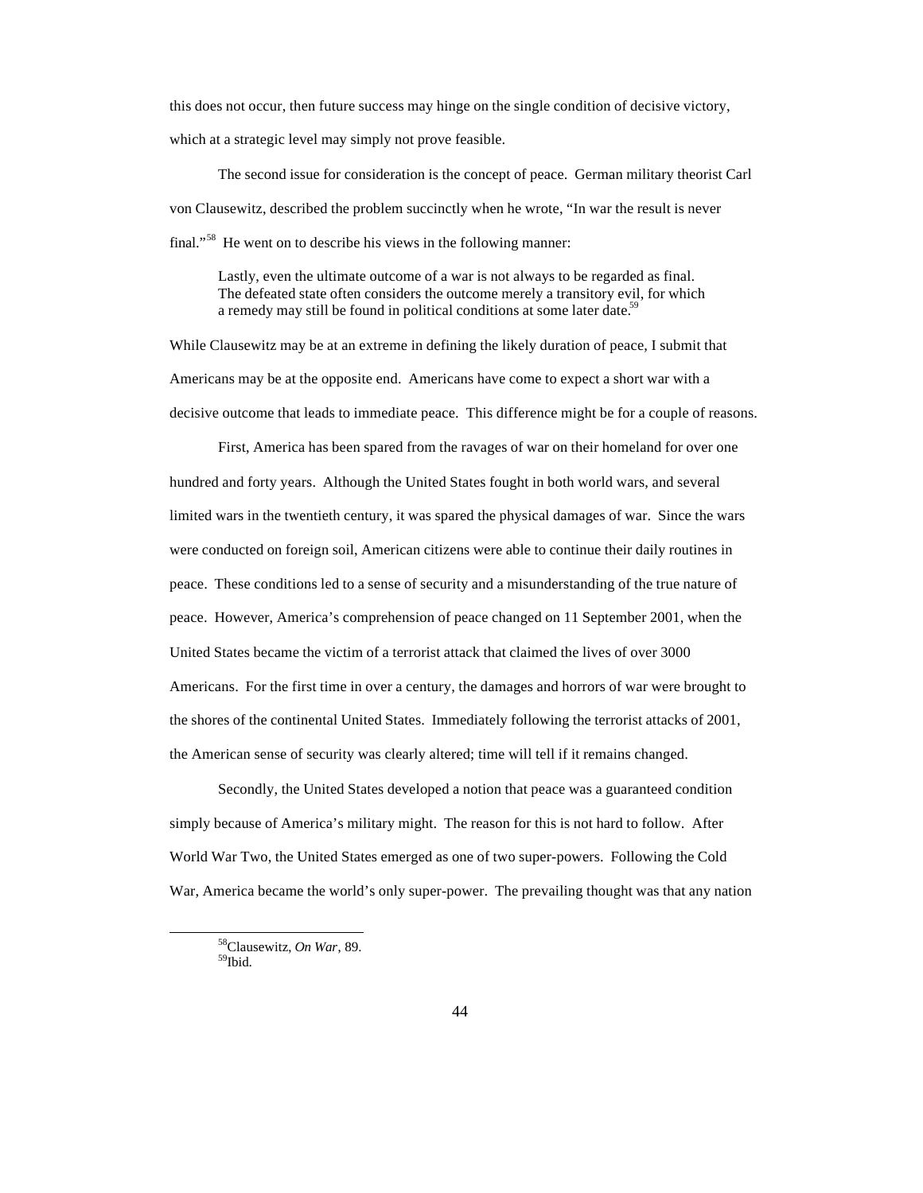this does not occur, then future success may hinge on the single condition of decisive victory, which at a strategic level may simply not prove feasible.

The second issue for consideration is the concept of peace. German military theorist Carl von Clausewitz, described the problem succinctly when he wrote, "In war the result is never final."[58] He went on to describe his views in the following manner:

> Lastly, even the ultimate outcome of a war is not always to be regarded as final. The defeated state often considers the outcome merely a transitory evil, for which a remedy may still be found in political conditions at some later date.[59]

While Clausewitz may be at an extreme in defining the likely duration of peace, I submit that Americans may be at the opposite end. Americans have come to expect a short war with a decisive outcome that leads to immediate peace. This difference might be for a couple of reasons.

First, America has been spared from the ravages of war on their homeland for over one hundred and forty years. Although the United States fought in both world wars, and several limited wars in the twentieth century, it was spared the physical damages of war. Since the wars were conducted on foreign soil, American citizens were able to continue their daily routines in peace. These conditions led to a sense of security and a misunderstanding of the true nature of peace. However, America's comprehension of peace changed on 11 September 2001, when the United States became the victim of a terrorist attack that claimed the lives of over 3000 Americans. For the first time in over a century, the damages and horrors of war were brought to the shores of the continental United States. Immediately following the terrorist attacks of 2001, the American sense of security was clearly altered; time will tell if it remains changed.

Secondly, the United States developed a notion that peace was a guaranteed condition simply because of America's military might. The reason for this is not hard to follow. After World War Two, the United States emerged as one of two super-powers. Following the Cold War, America became the world's only super-power. The prevailing thought was that any nation

---

[58] Clausewitz, *On War*, 89.
[59] Ibid.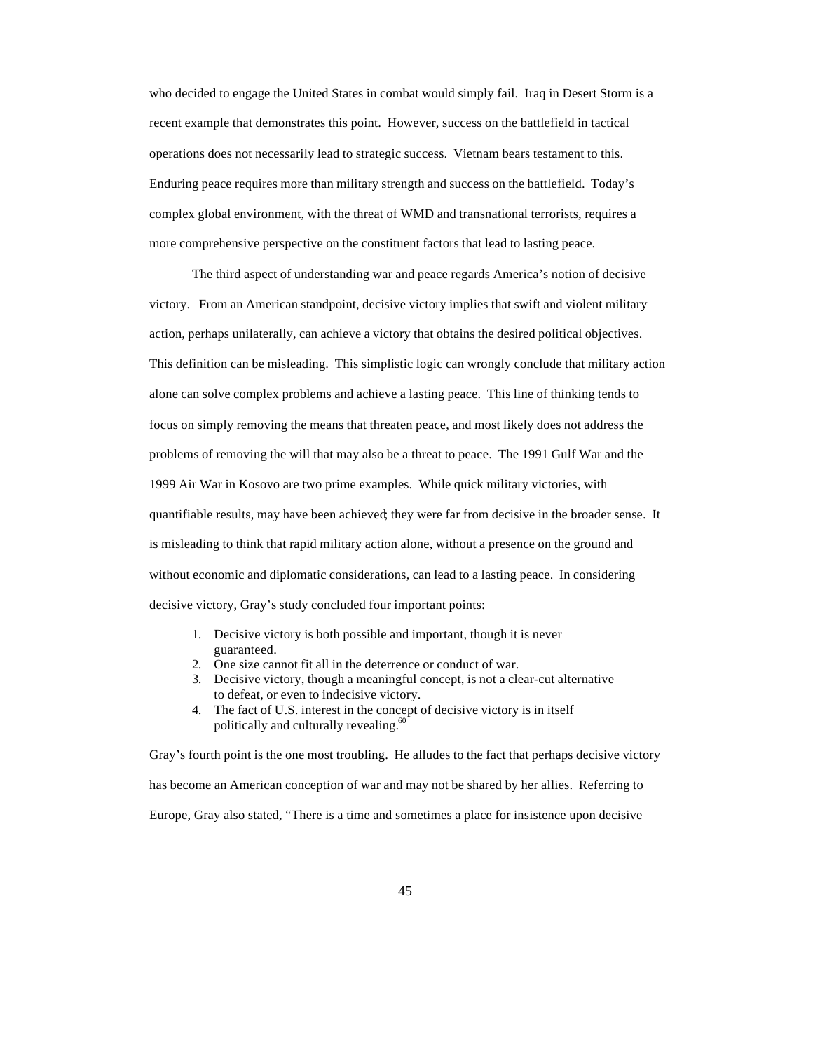who decided to engage the United States in combat would simply fail. Iraq in Desert Storm is a recent example that demonstrates this point. However, success on the battlefield in tactical operations does not necessarily lead to strategic success. Vietnam bears testament to this. Enduring peace requires more than military strength and success on the battlefield. Today's complex global environment, with the threat of WMD and transnational terrorists, requires a more comprehensive perspective on the constituent factors that lead to lasting peace.

The third aspect of understanding war and peace regards America's notion of decisive victory. From an American standpoint, decisive victory implies that swift and violent military action, perhaps unilaterally, can achieve a victory that obtains the desired political objectives. This definition can be misleading. This simplistic logic can wrongly conclude that military action alone can solve complex problems and achieve a lasting peace. This line of thinking tends to focus on simply removing the means that threaten peace, and most likely does not address the problems of removing the will that may also be a threat to peace. The 1991 Gulf War and the 1999 Air War in Kosovo are two prime examples. While quick military victories, with quantifiable results, may have been achieved; they were far from decisive in the broader sense. It is misleading to think that rapid military action alone, without a presence on the ground and without economic and diplomatic considerations, can lead to a lasting peace. In considering decisive victory, Gray's study concluded four important points:

1. Decisive victory is both possible and important, though it is never guaranteed.
2. One size cannot fit all in the deterrence or conduct of war.
3. Decisive victory, though a meaningful concept, is not a clear-cut alternative to defeat, or even to indecisive victory.
4. The fact of U.S. interest in the concept of decisive victory is in itself politically and culturally revealing.[60]

Gray's fourth point is the one most troubling. He alludes to the fact that perhaps decisive victory has become an American conception of war and may not be shared by her allies. Referring to Europe, Gray also stated, "There is a time and sometimes a place for insistence upon decisive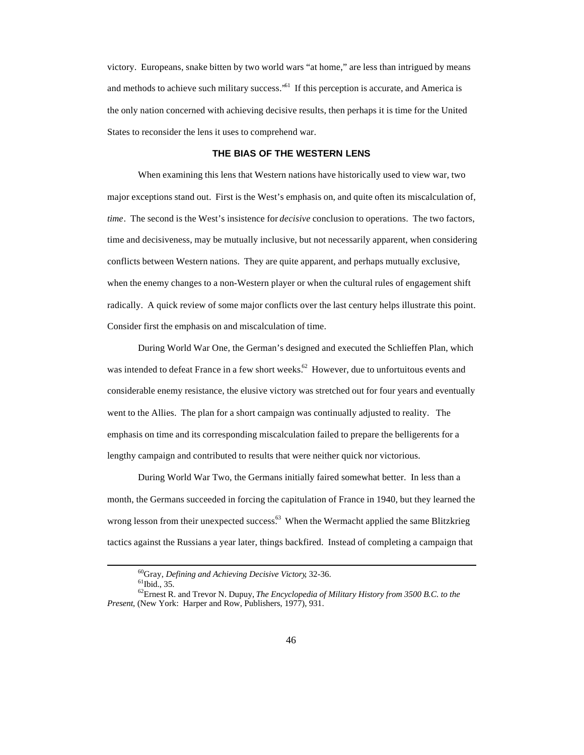victory. Europeans, snake bitten by two world wars "at home," are less than intrigued by means and methods to achieve such military success."[61] If this perception is accurate, and America is the only nation concerned with achieving decisive results, then perhaps it is time for the United States to reconsider the lens it uses to comprehend war.

## THE BIAS OF THE WESTERN LENS

When examining this lens that Western nations have historically used to view war, two major exceptions stand out. First is the West's emphasis on, and quite often its miscalculation of, *time*. The second is the West's insistence for *decisive* conclusion to operations. The two factors, time and decisiveness, may be mutually inclusive, but not necessarily apparent, when considering conflicts between Western nations. They are quite apparent, and perhaps mutually exclusive, when the enemy changes to a non-Western player or when the cultural rules of engagement shift radically. A quick review of some major conflicts over the last century helps illustrate this point. Consider first the emphasis on and miscalculation of time.

During World War One, the German's designed and executed the Schlieffen Plan, which was intended to defeat France in a few short weeks.[62] However, due to unfortuitous events and considerable enemy resistance, the elusive victory was stretched out for four years and eventually went to the Allies. The plan for a short campaign was continually adjusted to reality. The emphasis on time and its corresponding miscalculation failed to prepare the belligerents for a lengthy campaign and contributed to results that were neither quick nor victorious.

During World War Two, the Germans initially faired somewhat better. In less than a month, the Germans succeeded in forcing the capitulation of France in 1940, but they learned the wrong lesson from their unexpected success.[63] When the Wermacht applied the same Blitzkrieg tactics against the Russians a year later, things backfired. Instead of completing a campaign that

---

[60] Gray, *Defining and Achieving Decisive Victory*, 32-36.

[61] Ibid., 35.

[62] Ernest R. and Trevor N. Dupuy, *The Encyclopedia of Military History from 3500 B.C. to the Present*, (New York: Harper and Row, Publishers, 1977), 931.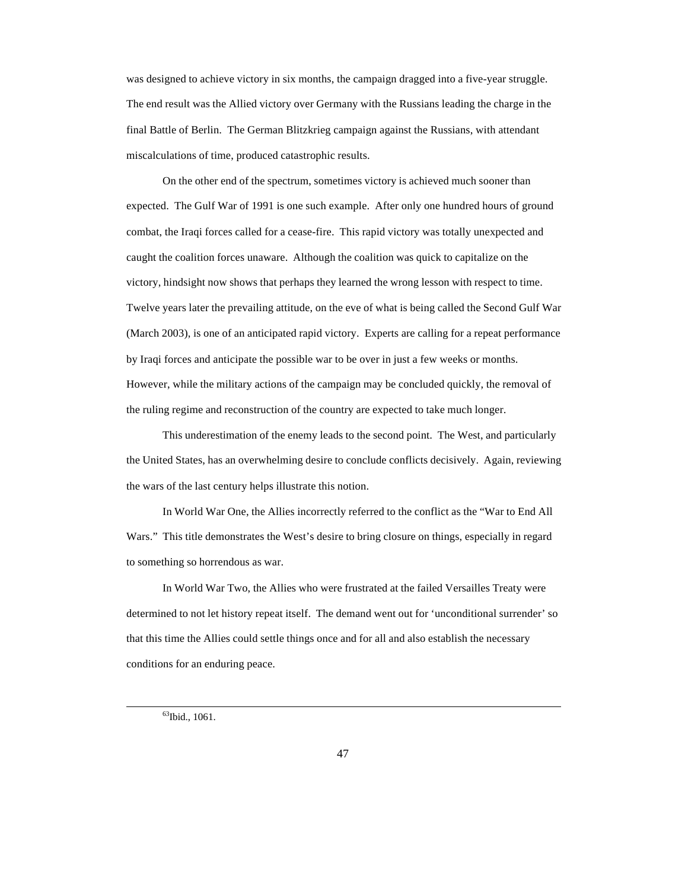was designed to achieve victory in six months, the campaign dragged into a five-year struggle. The end result was the Allied victory over Germany with the Russians leading the charge in the final Battle of Berlin. The German Blitzkrieg campaign against the Russians, with attendant miscalculations of time, produced catastrophic results.

On the other end of the spectrum, sometimes victory is achieved much sooner than expected. The Gulf War of 1991 is one such example. After only one hundred hours of ground combat, the Iraqi forces called for a cease-fire. This rapid victory was totally unexpected and caught the coalition forces unaware. Although the coalition was quick to capitalize on the victory, hindsight now shows that perhaps they learned the wrong lesson with respect to time. Twelve years later the prevailing attitude, on the eve of what is being called the Second Gulf War (March 2003), is one of an anticipated rapid victory. Experts are calling for a repeat performance by Iraqi forces and anticipate the possible war to be over in just a few weeks or months. However, while the military actions of the campaign may be concluded quickly, the removal of the ruling regime and reconstruction of the country are expected to take much longer.

This underestimation of the enemy leads to the second point. The West, and particularly the United States, has an overwhelming desire to conclude conflicts decisively. Again, reviewing the wars of the last century helps illustrate this notion.

In World War One, the Allies incorrectly referred to the conflict as the "War to End All Wars." This title demonstrates the West's desire to bring closure on things, especially in regard to something so horrendous as war.

In World War Two, the Allies who were frustrated at the failed Versailles Treaty were determined to not let history repeat itself. The demand went out for 'unconditional surrender' so that this time the Allies could settle things once and for all and also establish the necessary conditions for an enduring peace.

---

[63]Ibid., 1061.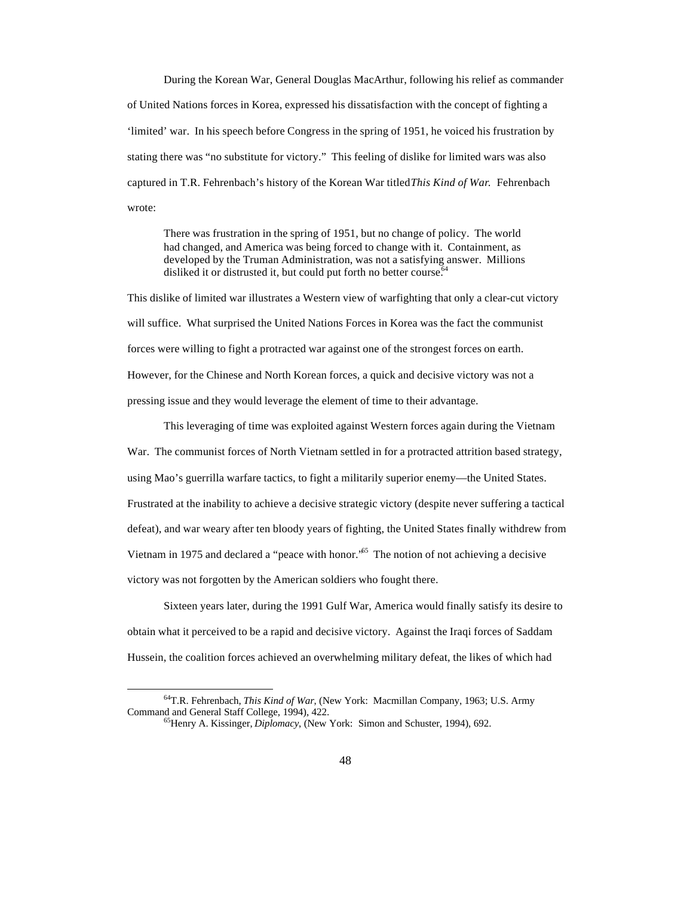During the Korean War, General Douglas MacArthur, following his relief as commander of United Nations forces in Korea, expressed his dissatisfaction with the concept of fighting a 'limited' war. In his speech before Congress in the spring of 1951, he voiced his frustration by stating there was "no substitute for victory." This feeling of dislike for limited wars was also captured in T.R. Fehrenbach's history of the Korean War titled *This Kind of War.* Fehrenbach wrote:

> There was frustration in the spring of 1951, but no change of policy. The world had changed, and America was being forced to change with it. Containment, as developed by the Truman Administration, was not a satisfying answer. Millions disliked it or distrusted it, but could put forth no better course.[64]

This dislike of limited war illustrates a Western view of warfighting that only a clear-cut victory will suffice. What surprised the United Nations Forces in Korea was the fact the communist forces were willing to fight a protracted war against one of the strongest forces on earth. However, for the Chinese and North Korean forces, a quick and decisive victory was not a pressing issue and they would leverage the element of time to their advantage.

This leveraging of time was exploited against Western forces again during the Vietnam War. The communist forces of North Vietnam settled in for a protracted attrition based strategy, using Mao's guerrilla warfare tactics, to fight a militarily superior enemy—the United States. Frustrated at the inability to achieve a decisive strategic victory (despite never suffering a tactical defeat), and war weary after ten bloody years of fighting, the United States finally withdrew from Vietnam in 1975 and declared a "peace with honor."[65] The notion of not achieving a decisive victory was not forgotten by the American soldiers who fought there.

Sixteen years later, during the 1991 Gulf War, America would finally satisfy its desire to obtain what it perceived to be a rapid and decisive victory. Against the Iraqi forces of Saddam Hussein, the coalition forces achieved an overwhelming military defeat, the likes of which had

---

[64] T.R. Fehrenbach, *This Kind of War*, (New York: Macmillan Company, 1963; U.S. Army Command and General Staff College, 1994), 422.

[65] Henry A. Kissinger, *Diplomacy*, (New York: Simon and Schuster, 1994), 692.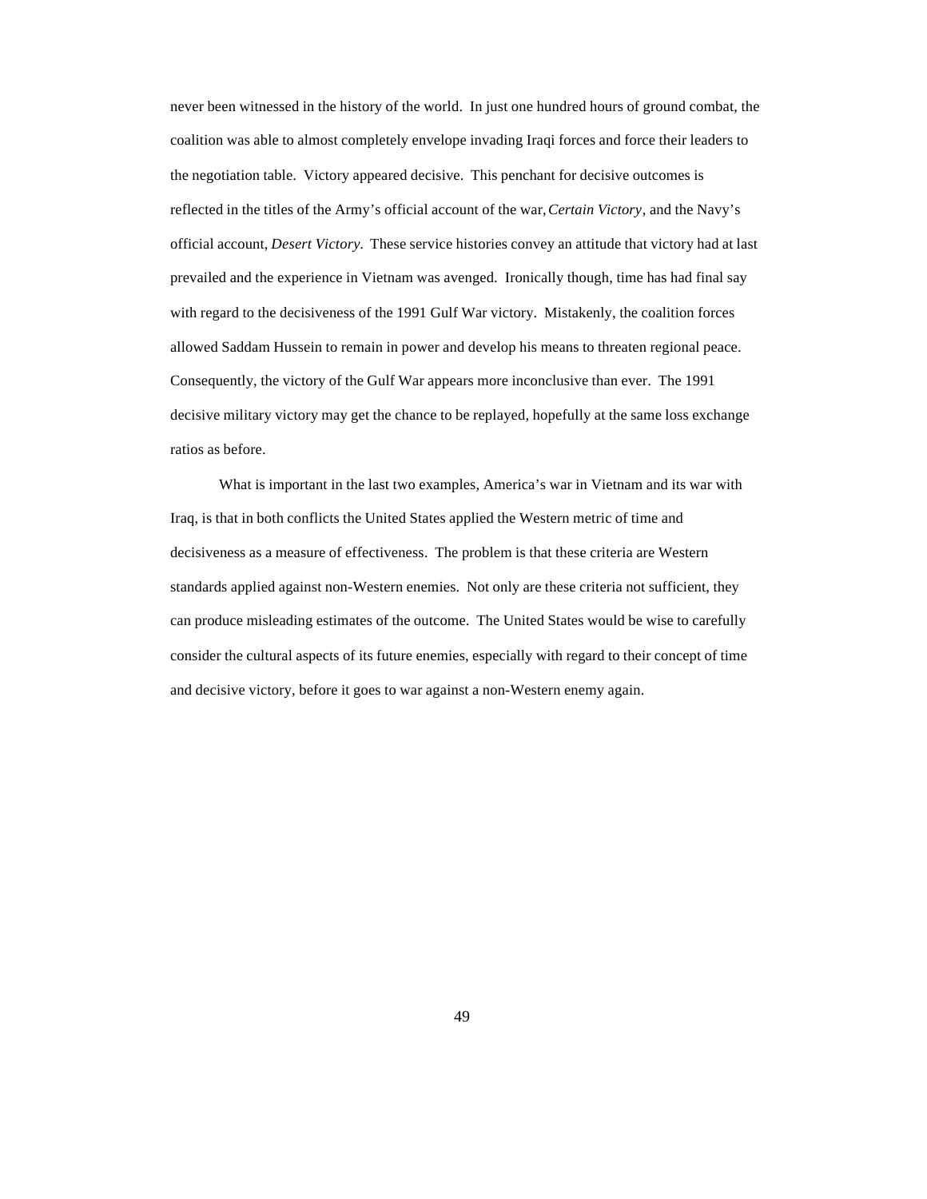never been witnessed in the history of the world. In just one hundred hours of ground combat, the coalition was able to almost completely envelope invading Iraqi forces and force their leaders to the negotiation table. Victory appeared decisive. This penchant for decisive outcomes is reflected in the titles of the Army's official account of the war, *Certain Victory*, and the Navy's official account, *Desert Victory*. These service histories convey an attitude that victory had at last prevailed and the experience in Vietnam was avenged. Ironically though, time has had final say with regard to the decisiveness of the 1991 Gulf War victory. Mistakenly, the coalition forces allowed Saddam Hussein to remain in power and develop his means to threaten regional peace. Consequently, the victory of the Gulf War appears more inconclusive than ever. The 1991 decisive military victory may get the chance to be replayed, hopefully at the same loss exchange ratios as before.

What is important in the last two examples, America's war in Vietnam and its war with Iraq, is that in both conflicts the United States applied the Western metric of time and decisiveness as a measure of effectiveness. The problem is that these criteria are Western standards applied against non-Western enemies. Not only are these criteria not sufficient, they can produce misleading estimates of the outcome. The United States would be wise to carefully consider the cultural aspects of its future enemies, especially with regard to their concept of time and decisive victory, before it goes to war against a non-Western enemy again.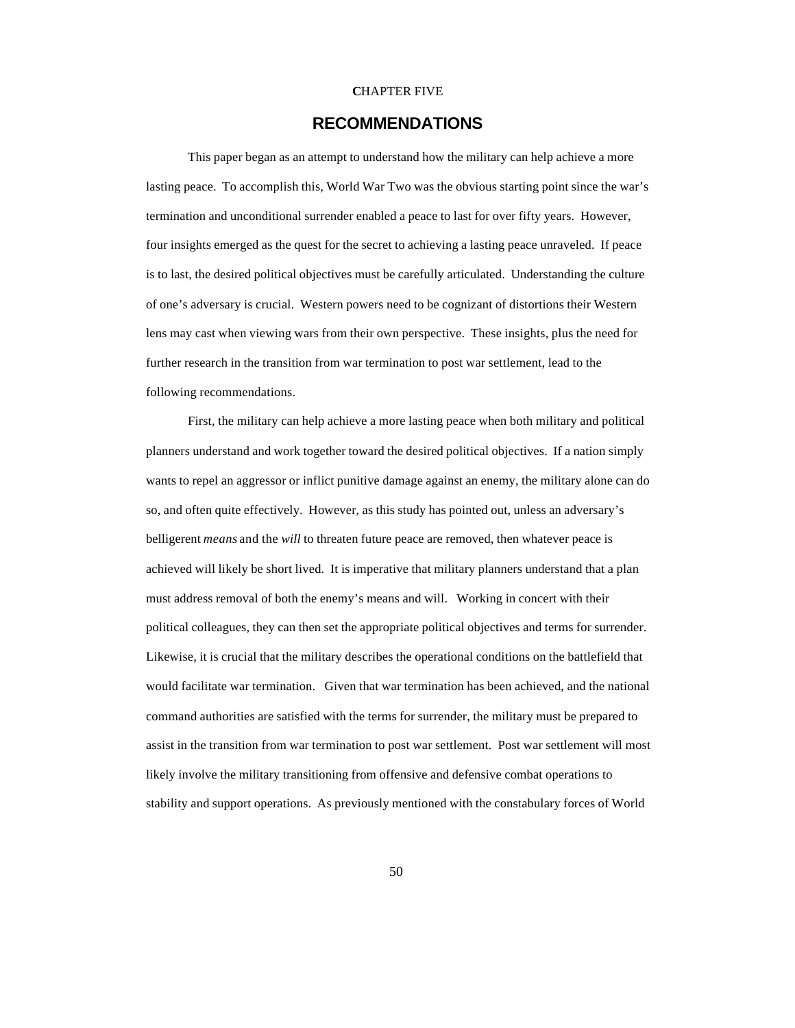CHAPTER FIVE

# RECOMMENDATIONS

This paper began as an attempt to understand how the military can help achieve a more lasting peace. To accomplish this, World War Two was the obvious starting point since the war's termination and unconditional surrender enabled a peace to last for over fifty years. However, four insights emerged as the quest for the secret to achieving a lasting peace unraveled. If peace is to last, the desired political objectives must be carefully articulated. Understanding the culture of one's adversary is crucial. Western powers need to be cognizant of distortions their Western lens may cast when viewing wars from their own perspective. These insights, plus the need for further research in the transition from war termination to post war settlement, lead to the following recommendations.

First, the military can help achieve a more lasting peace when both military and political planners understand and work together toward the desired political objectives. If a nation simply wants to repel an aggressor or inflict punitive damage against an enemy, the military alone can do so, and often quite effectively. However, as this study has pointed out, unless an adversary's belligerent *means* and the *will* to threaten future peace are removed, then whatever peace is achieved will likely be short lived. It is imperative that military planners understand that a plan must address removal of both the enemy's means and will. Working in concert with their political colleagues, they can then set the appropriate political objectives and terms for surrender. Likewise, it is crucial that the military describes the operational conditions on the battlefield that would facilitate war termination. Given that war termination has been achieved, and the national command authorities are satisfied with the terms for surrender, the military must be prepared to assist in the transition from war termination to post war settlement. Post war settlement will most likely involve the military transitioning from offensive and defensive combat operations to stability and support operations. As previously mentioned with the constabulary forces of World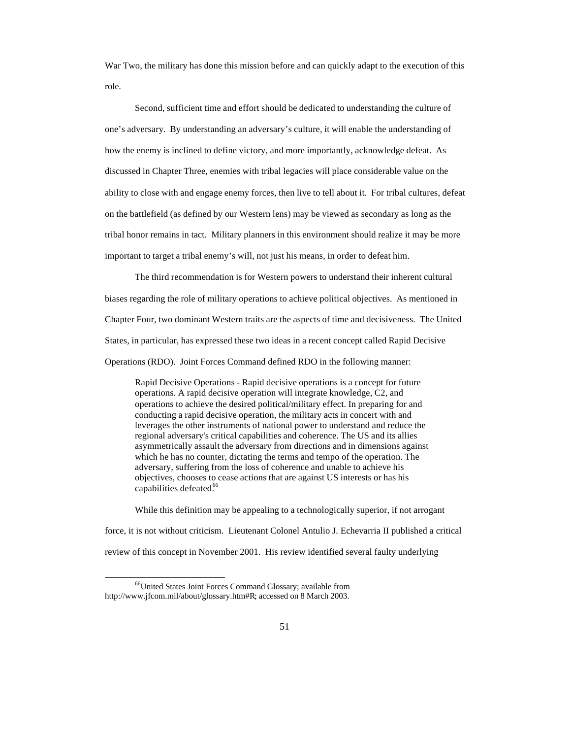War Two, the military has done this mission before and can quickly adapt to the execution of this role.

Second, sufficient time and effort should be dedicated to understanding the culture of one's adversary. By understanding an adversary's culture, it will enable the understanding of how the enemy is inclined to define victory, and more importantly, acknowledge defeat. As discussed in Chapter Three, enemies with tribal legacies will place considerable value on the ability to close with and engage enemy forces, then live to tell about it. For tribal cultures, defeat on the battlefield (as defined by our Western lens) may be viewed as secondary as long as the tribal honor remains in tact. Military planners in this environment should realize it may be more important to target a tribal enemy's will, not just his means, in order to defeat him.

The third recommendation is for Western powers to understand their inherent cultural biases regarding the role of military operations to achieve political objectives. As mentioned in Chapter Four, two dominant Western traits are the aspects of time and decisiveness. The United States, in particular, has expressed these two ideas in a recent concept called Rapid Decisive Operations (RDO). Joint Forces Command defined RDO in the following manner:

> Rapid Decisive Operations - Rapid decisive operations is a concept for future operations. A rapid decisive operation will integrate knowledge, C2, and operations to achieve the desired political/military effect. In preparing for and conducting a rapid decisive operation, the military acts in concert with and leverages the other instruments of national power to understand and reduce the regional adversary's critical capabilities and coherence. The US and its allies asymmetrically assault the adversary from directions and in dimensions against which he has no counter, dictating the terms and tempo of the operation. The adversary, suffering from the loss of coherence and unable to achieve his objectives, chooses to cease actions that are against US interests or has his capabilities defeated.[66]

While this definition may be appealing to a technologically superior, if not arrogant force, it is not without criticism. Lieutenant Colonel Antulio J. Echevarria II published a critical review of this concept in November 2001. His review identified several faulty underlying

---

[66] United States Joint Forces Command Glossary; available from http://www.jfcom.mil/about/glossary.htm#R; accessed on 8 March 2003.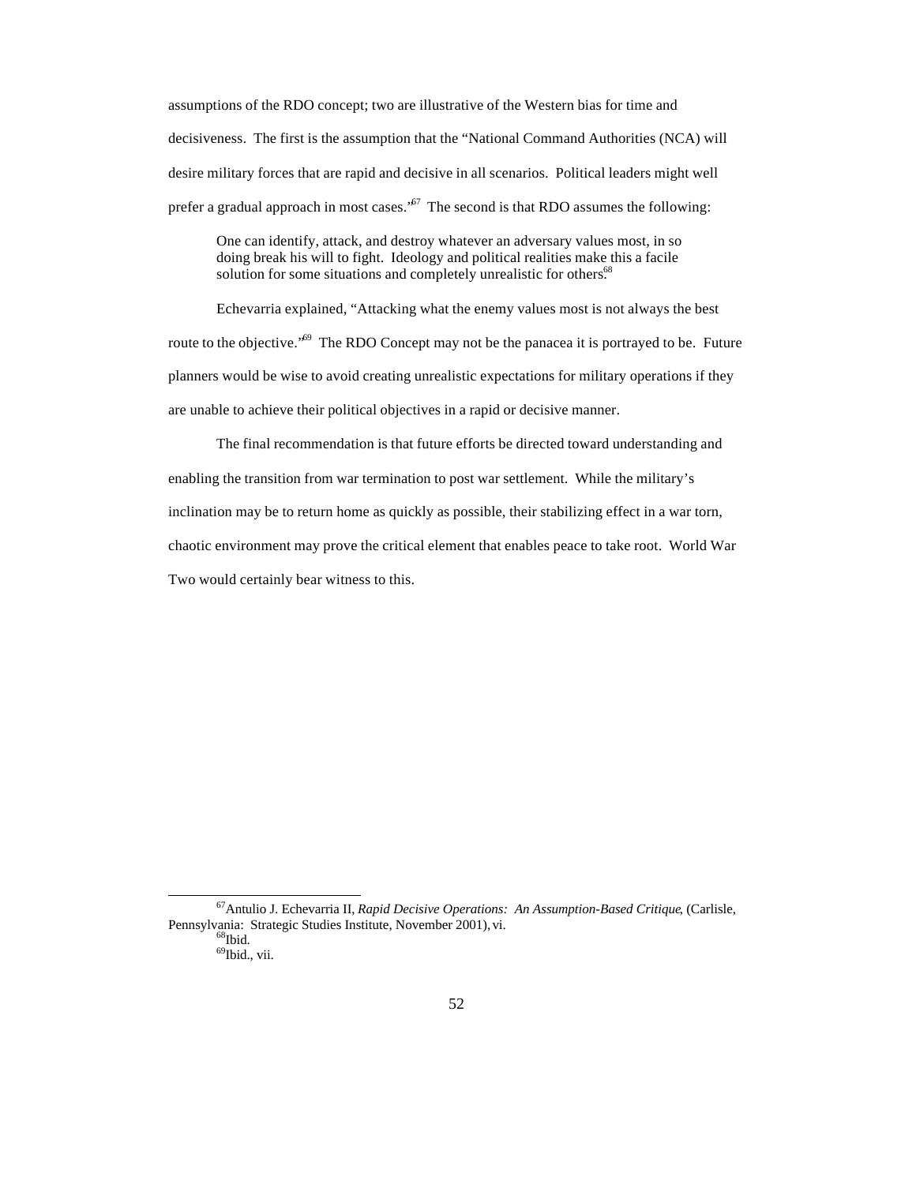assumptions of the RDO concept; two are illustrative of the Western bias for time and decisiveness. The first is the assumption that the "National Command Authorities (NCA) will desire military forces that are rapid and decisive in all scenarios. Political leaders might well prefer a gradual approach in most cases."[67] The second is that RDO assumes the following:

> One can identify, attack, and destroy whatever an adversary values most, in so doing break his will to fight. Ideology and political realities make this a facile solution for some situations and completely unrealistic for others.[68]

Echevarria explained, "Attacking what the enemy values most is not always the best route to the objective."[69] The RDO Concept may not be the panacea it is portrayed to be. Future planners would be wise to avoid creating unrealistic expectations for military operations if they are unable to achieve their political objectives in a rapid or decisive manner.

The final recommendation is that future efforts be directed toward understanding and enabling the transition from war termination to post war settlement. While the military's inclination may be to return home as quickly as possible, their stabilizing effect in a war torn, chaotic environment may prove the critical element that enables peace to take root. World War Two would certainly bear witness to this.

---

[67] Antulio J. Echevarria II, *Rapid Decisive Operations: An Assumption-Based Critique*, (Carlisle, Pennsylvania: Strategic Studies Institute, November 2001), vi.

[68] Ibid.

[69] Ibid., vii.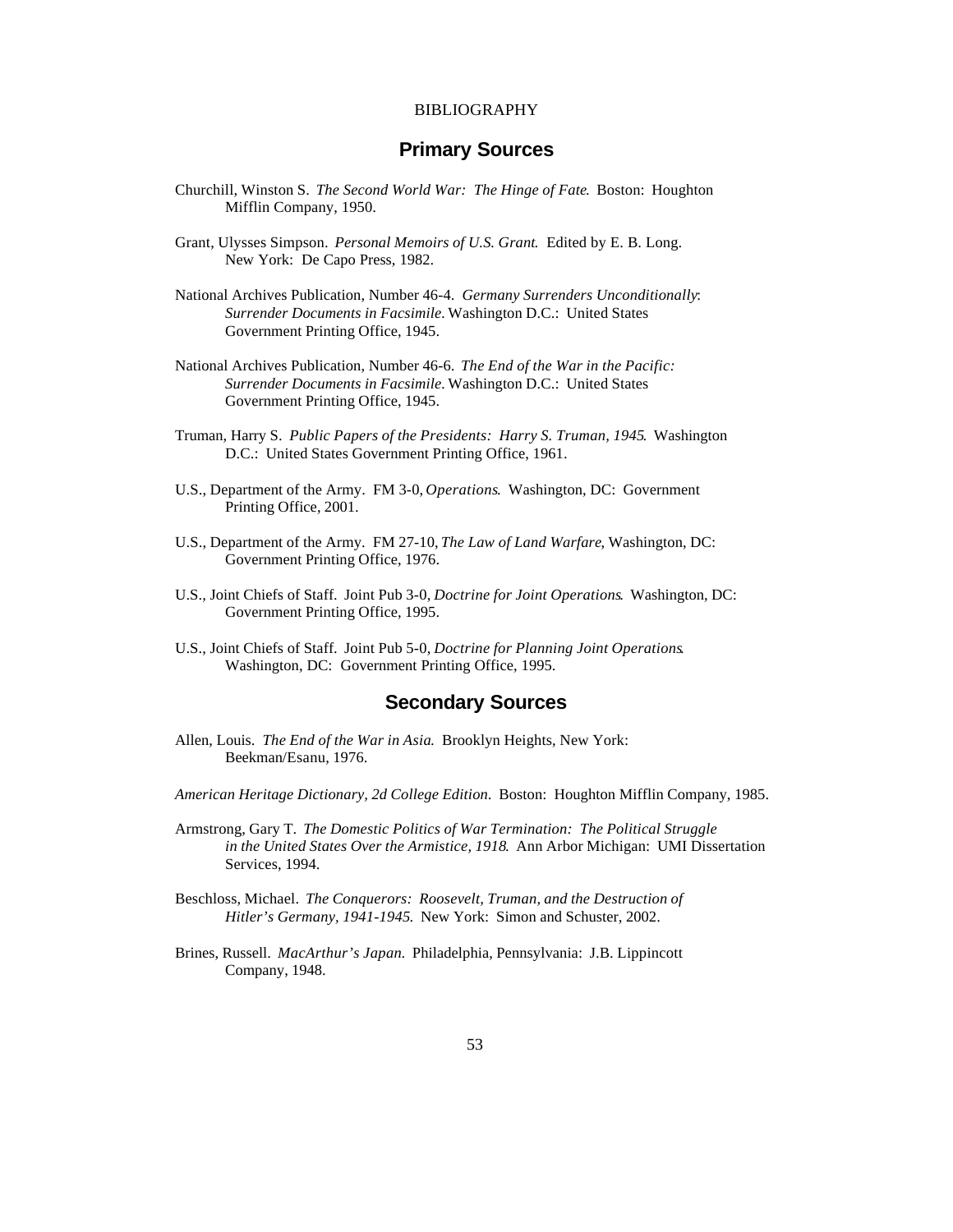BIBLIOGRAPHY

## Primary Sources

Churchill, Winston S. *The Second World War: The Hinge of Fate*. Boston: Houghton Mifflin Company, 1950.

Grant, Ulysses Simpson. *Personal Memoirs of U.S. Grant*. Edited by E. B. Long. New York: De Capo Press, 1982.

National Archives Publication, Number 46-4. *Germany Surrenders Unconditionally: Surrender Documents in Facsimile*. Washington D.C.: United States Government Printing Office, 1945.

National Archives Publication, Number 46-6. *The End of the War in the Pacific: Surrender Documents in Facsimile*. Washington D.C.: United States Government Printing Office, 1945.

Truman, Harry S. *Public Papers of the Presidents: Harry S. Truman, 1945*. Washington D.C.: United States Government Printing Office, 1961.

U.S., Department of the Army. FM 3-0, *Operations*. Washington, DC: Government Printing Office, 2001.

U.S., Department of the Army. FM 27-10, *The Law of Land Warfare*, Washington, DC: Government Printing Office, 1976.

U.S., Joint Chiefs of Staff. Joint Pub 3-0, *Doctrine for Joint Operations*. Washington, DC: Government Printing Office, 1995.

U.S., Joint Chiefs of Staff. Joint Pub 5-0, *Doctrine for Planning Joint Operations*. Washington, DC: Government Printing Office, 1995.

## Secondary Sources

Allen, Louis. *The End of the War in Asia*. Brooklyn Heights, New York: Beekman/Esanu, 1976.

*American Heritage Dictionary, 2d College Edition*. Boston: Houghton Mifflin Company, 1985.

Armstrong, Gary T. *The Domestic Politics of War Termination: The Political Struggle in the United States Over the Armistice, 1918*. Ann Arbor Michigan: UMI Dissertation Services, 1994.

Beschloss, Michael. *The Conquerors: Roosevelt, Truman, and the Destruction of Hitler's Germany, 1941-1945.* New York: Simon and Schuster, 2002.

Brines, Russell. *MacArthur's Japan.* Philadelphia, Pennsylvania: J.B. Lippincott Company, 1948.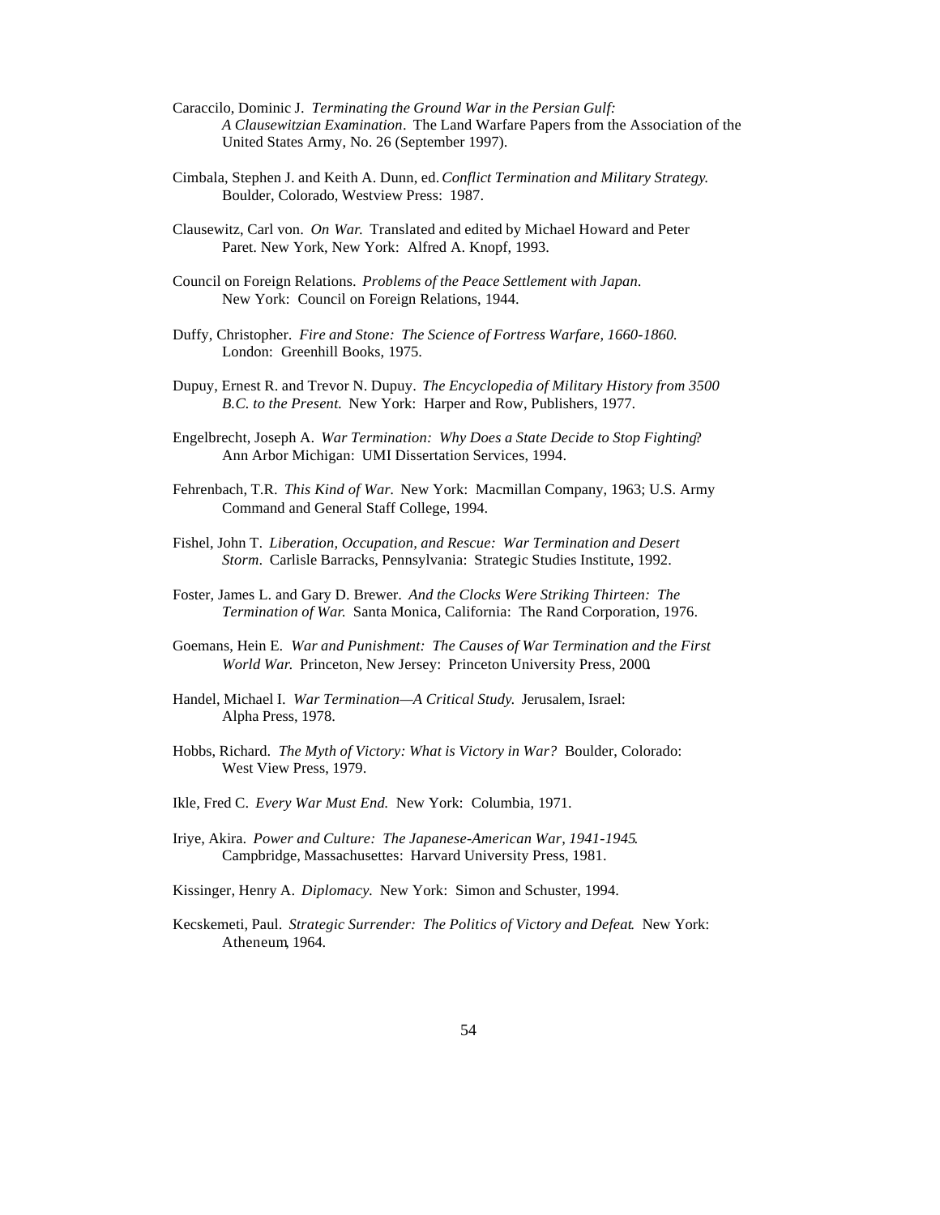Caraccilo, Dominic J. *Terminating the Ground War in the Persian Gulf: A Clausewitzian Examination*. The Land Warfare Papers from the Association of the United States Army, No. 26 (September 1997).

Cimbala, Stephen J. and Keith A. Dunn, ed. *Conflict Termination and Military Strategy.* Boulder, Colorado, Westview Press: 1987.

Clausewitz, Carl von. *On War.* Translated and edited by Michael Howard and Peter Paret. New York, New York: Alfred A. Knopf, 1993.

Council on Foreign Relations. *Problems of the Peace Settlement with Japan.* New York: Council on Foreign Relations, 1944.

Duffy, Christopher. *Fire and Stone: The Science of Fortress Warfare, 1660-1860.* London: Greenhill Books, 1975.

Dupuy, Ernest R. and Trevor N. Dupuy. *The Encyclopedia of Military History from 3500 B.C. to the Present.* New York: Harper and Row, Publishers, 1977.

Engelbrecht, Joseph A. *War Termination: Why Does a State Decide to Stop Fighting*? Ann Arbor Michigan: UMI Dissertation Services, 1994.

Fehrenbach, T.R. *This Kind of War.* New York: Macmillan Company, 1963; U.S. Army Command and General Staff College, 1994.

Fishel, John T. *Liberation, Occupation, and Rescue: War Termination and Desert Storm*. Carlisle Barracks, Pennsylvania: Strategic Studies Institute, 1992.

Foster, James L. and Gary D. Brewer. *And the Clocks Were Striking Thirteen: The Termination of War.* Santa Monica, California: The Rand Corporation, 1976.

Goemans, Hein E. *War and Punishment: The Causes of War Termination and the First World War.* Princeton, New Jersey: Princeton University Press, 2000.

Handel, Michael I. *War Termination—A Critical Study.* Jerusalem, Israel: Alpha Press, 1978.

Hobbs, Richard. *The Myth of Victory: What is Victory in War?* Boulder, Colorado: West View Press, 1979.

Ikle, Fred C. *Every War Must End.* New York: Columbia, 1971.

Iriye, Akira. *Power and Culture: The Japanese-American War, 1941-1945*. Campbridge, Massachusettes: Harvard University Press, 1981.

Kissinger, Henry A. *Diplomacy.* New York: Simon and Schuster, 1994.

Kecskemeti, Paul. *Strategic Surrender: The Politics of Victory and Defeat*. New York: Atheneum, 1964.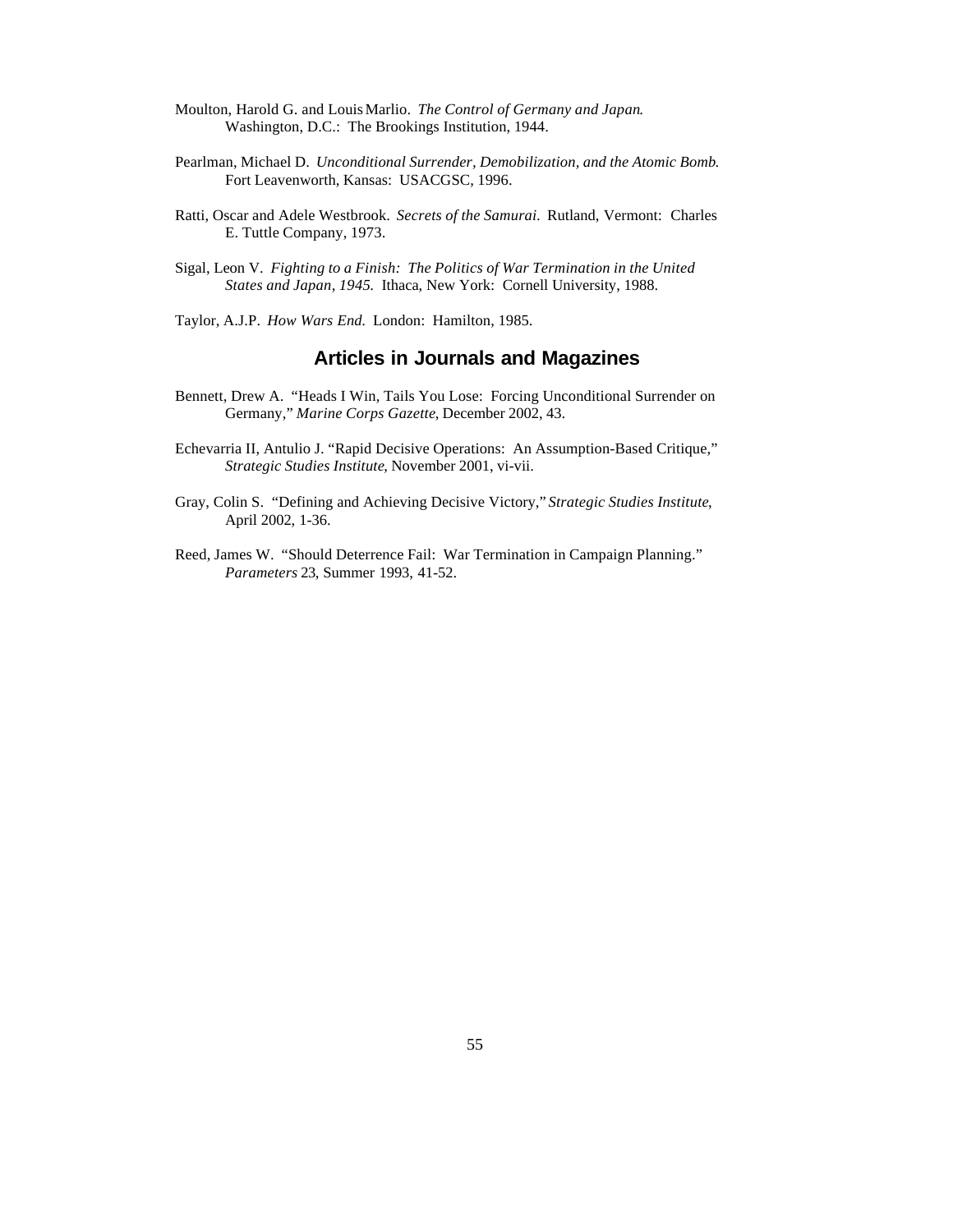Moulton, Harold G. and Louis Marlio. *The Control of Germany and Japan.* Washington, D.C.: The Brookings Institution, 1944.

Pearlman, Michael D. *Unconditional Surrender, Demobilization, and the Atomic Bomb.* Fort Leavenworth, Kansas: USACGSC, 1996.

Ratti, Oscar and Adele Westbrook. *Secrets of the Samurai.* Rutland, Vermont: Charles E. Tuttle Company, 1973.

Sigal, Leon V. *Fighting to a Finish: The Politics of War Termination in the United States and Japan, 1945.* Ithaca, New York: Cornell University, 1988.

Taylor, A.J.P. *How Wars End.* London: Hamilton, 1985.

## Articles in Journals and Magazines

Bennett, Drew A. "Heads I Win, Tails You Lose: Forcing Unconditional Surrender on Germany," *Marine Corps Gazette*, December 2002, 43.

Echevarria II, Antulio J. "Rapid Decisive Operations: An Assumption-Based Critique," *Strategic Studies Institute*, November 2001, vi-vii.

Gray, Colin S. "Defining and Achieving Decisive Victory," *Strategic Studies Institute*, April 2002, 1-36.

Reed, James W. "Should Deterrence Fail: War Termination in Campaign Planning." *Parameters* 23, Summer 1993, 41-52.